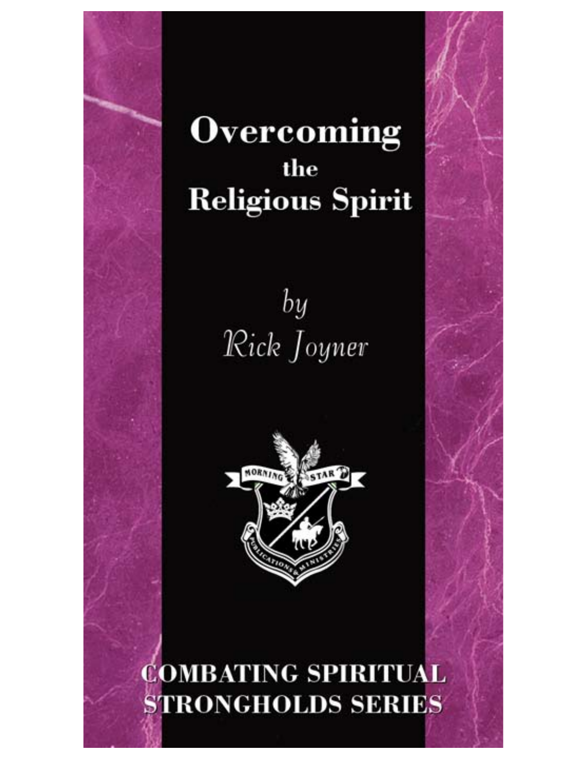# Overcoming the Religious Spirit

*by*

*Rick Joyner*

MORNING STAR

PUBLICATIONS & MINISTRIES

**COMBATING SPIRITUAL STRONGHOLDS SERIES**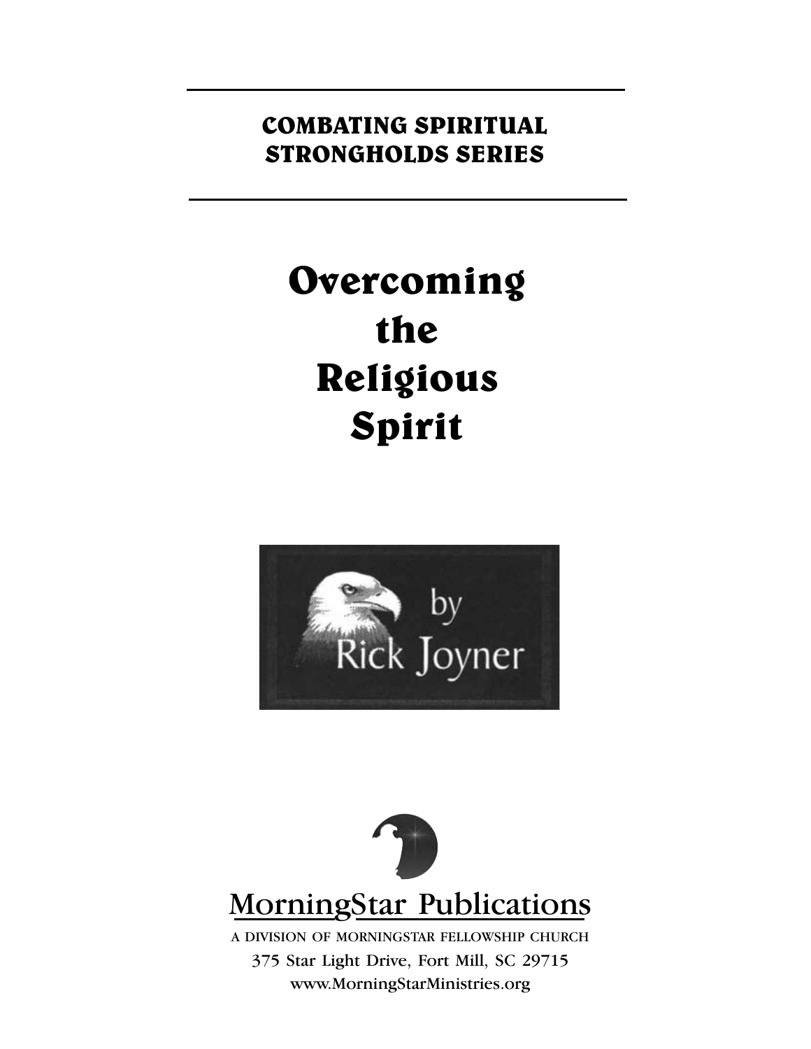**COMBATING SPIRITUAL STRONGHOLDS SERIES**

# Overcoming the Religious Spirit

by
Rick Joyner

MorningStar Publications

A DIVISION OF MORNINGSTAR FELLOWSHIP CHURCH

375 Star Light Drive, Fort Mill, SC 29715

www.MorningStarMinistries.org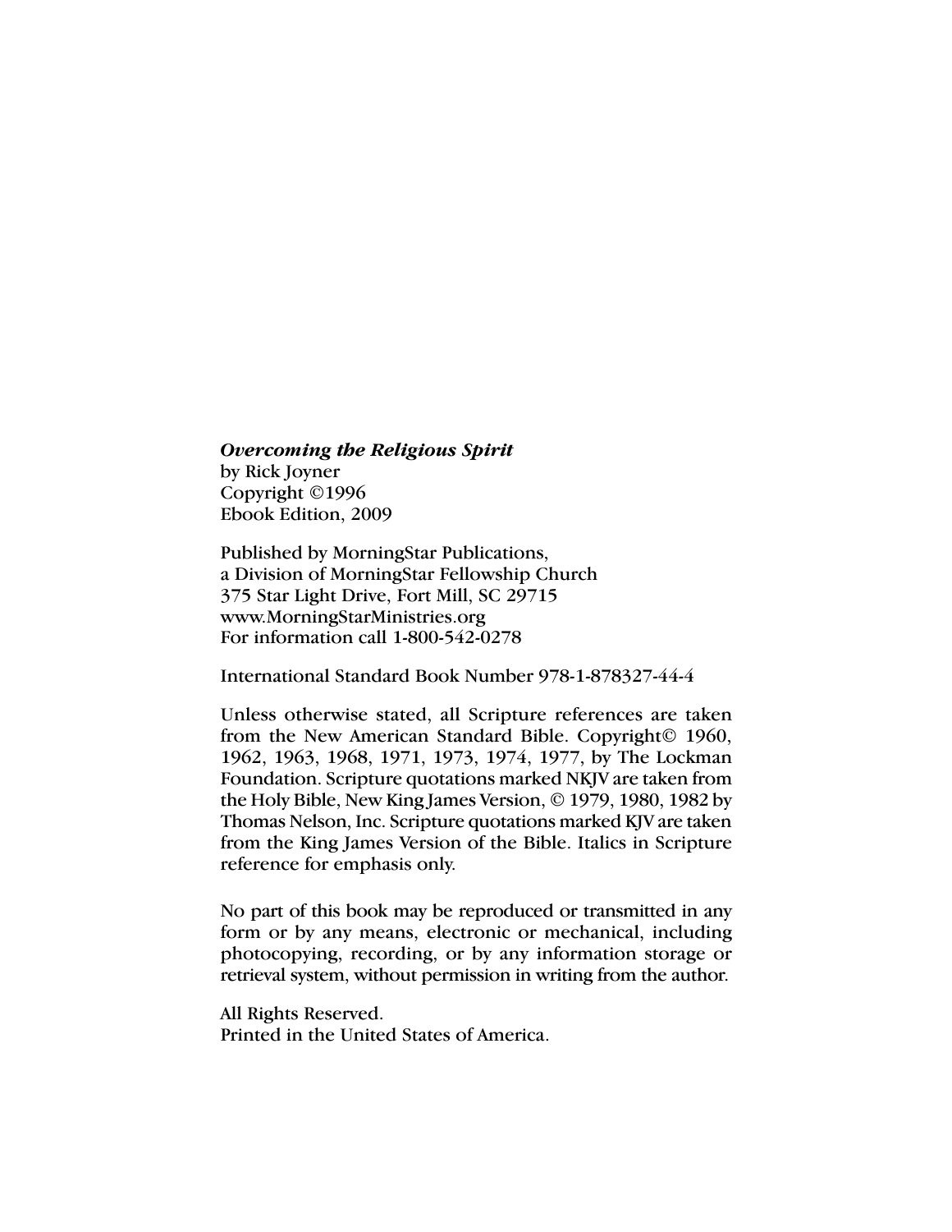***Overcoming the Religious Spirit***
by Rick Joyner
Copyright ©1996
Ebook Edition, 2009

Published by MorningStar Publications,
a Division of MorningStar Fellowship Church
375 Star Light Drive, Fort Mill, SC 29715
www.MorningStarMinistries.org
For information call 1-800-542-0278

International Standard Book Number 978-1-878327-44-4

Unless otherwise stated, all Scripture references are taken from the New American Standard Bible. Copyright© 1960, 1962, 1963, 1968, 1971, 1973, 1974, 1977, by The Lockman Foundation. Scripture quotations marked NKJV are taken from the Holy Bible, New King James Version, © 1979, 1980, 1982 by Thomas Nelson, Inc. Scripture quotations marked KJV are taken from the King James Version of the Bible. Italics in Scripture reference for emphasis only.

No part of this book may be reproduced or transmitted in any form or by any means, electronic or mechanical, including photocopying, recording, or by any information storage or retrieval system, without permission in writing from the author.

All Rights Reserved.
Printed in the United States of America.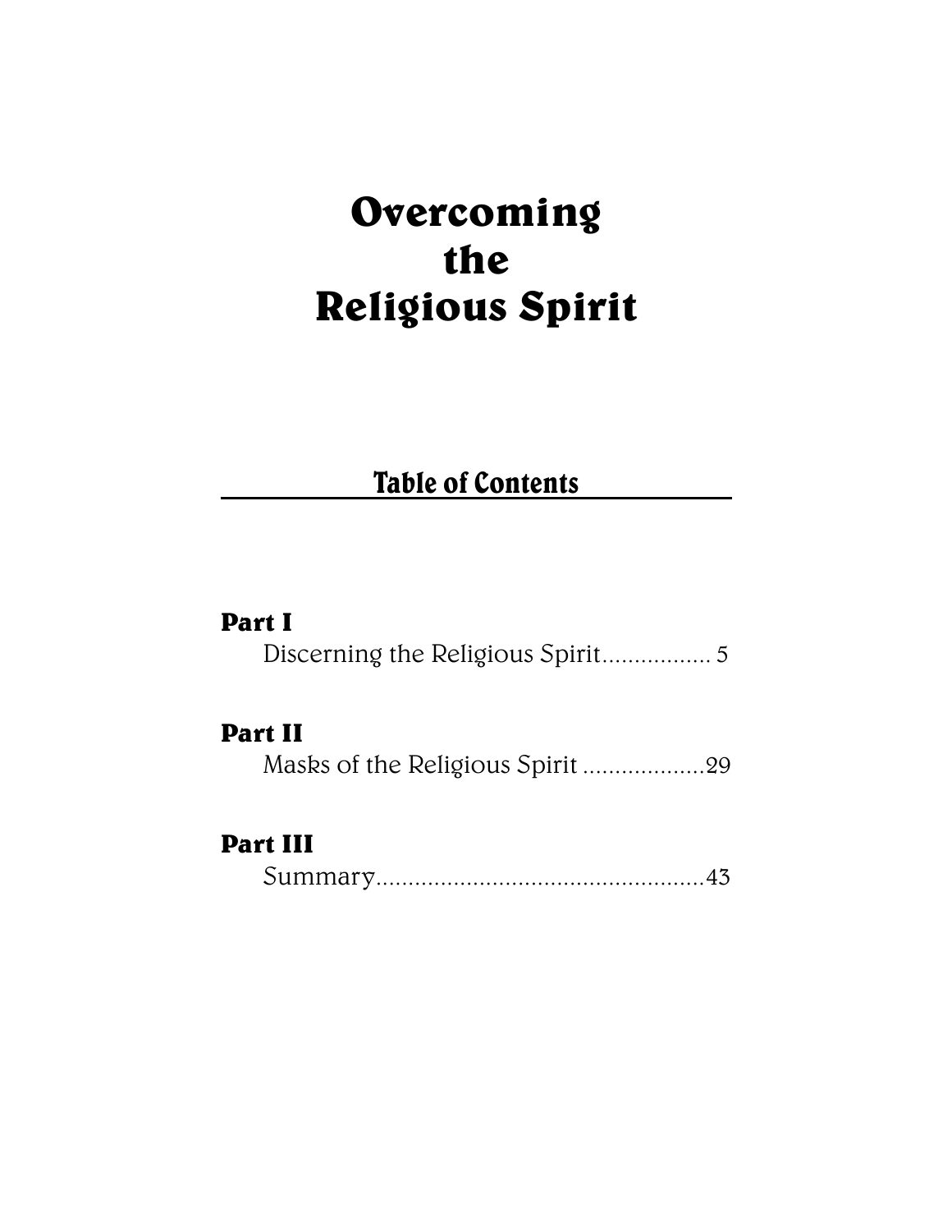# Overcoming the Religious Spirit

## Table of Contents

**Part I**

Discerning the Religious Spirit................. 5

**Part II**

Masks of the Religious Spirit ...................29

**Part III**

Summary....................................................43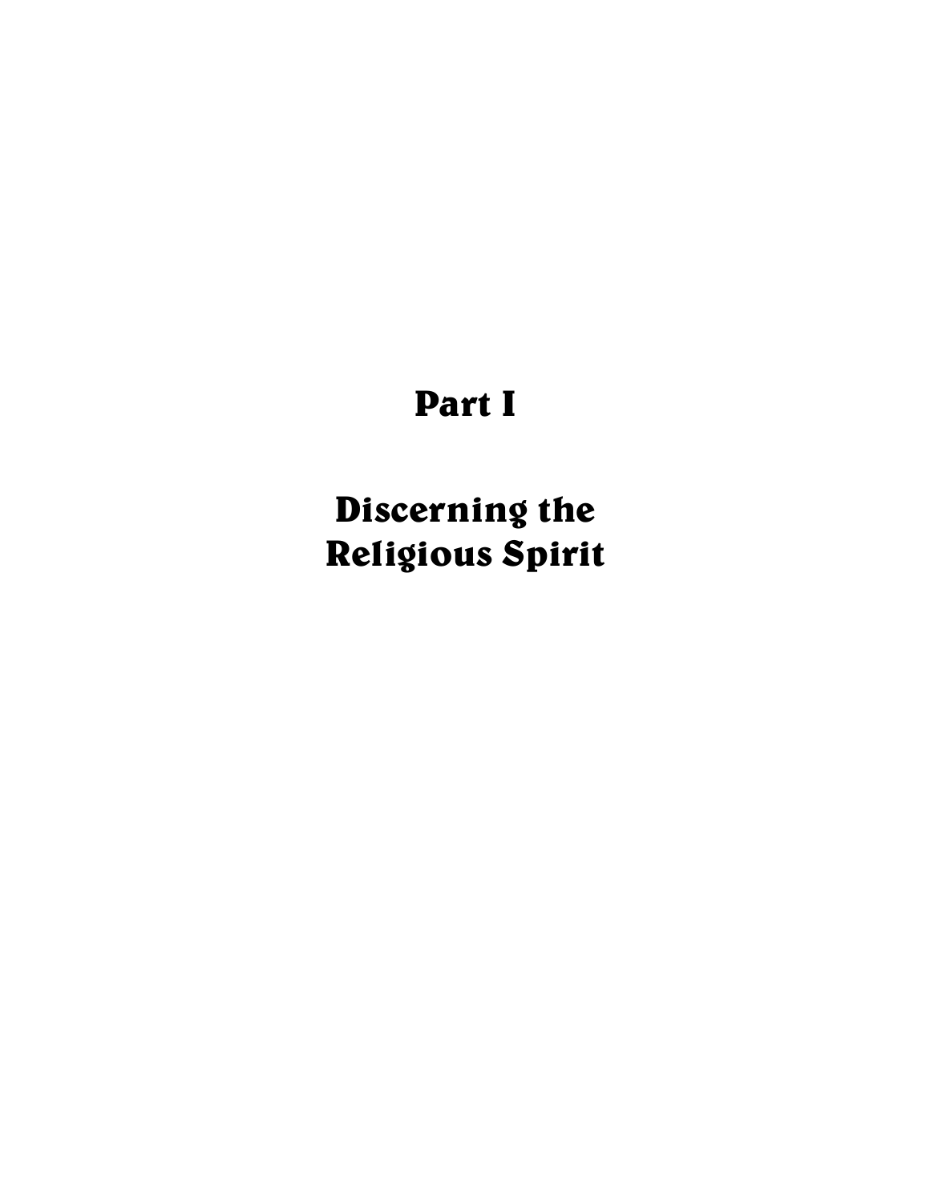# Part I

# Discerning the Religious Spirit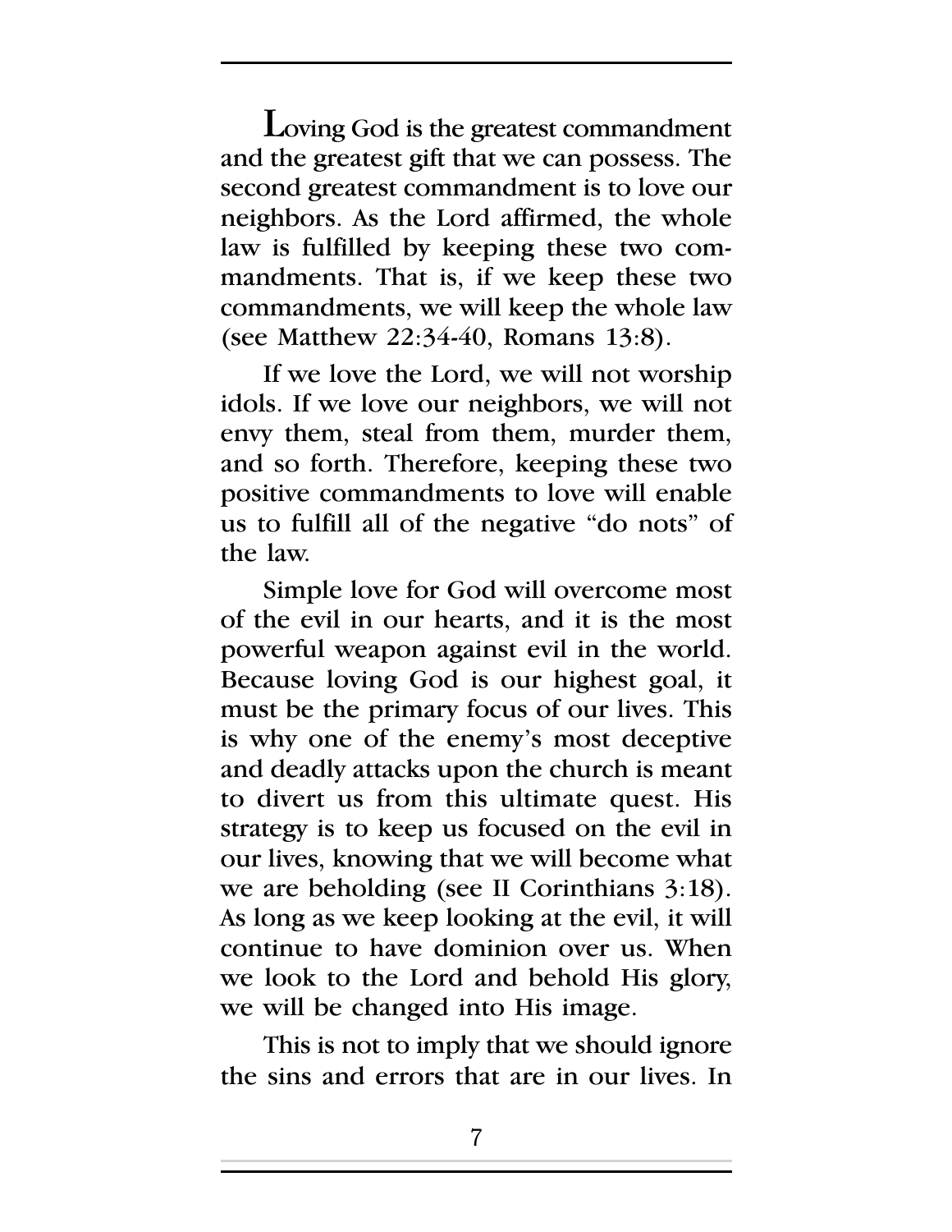Loving God is the greatest commandment and the greatest gift that we can possess. The second greatest commandment is to love our neighbors. As the Lord affirmed, the whole law is fulfilled by keeping these two commandments. That is, if we keep these two commandments, we will keep the whole law (see Matthew 22:34-40, Romans 13:8).

If we love the Lord, we will not worship idols. If we love our neighbors, we will not envy them, steal from them, murder them, and so forth. Therefore, keeping these two positive commandments to love will enable us to fulfill all of the negative "do nots" of the law.

Simple love for God will overcome most of the evil in our hearts, and it is the most powerful weapon against evil in the world. Because loving God is our highest goal, it must be the primary focus of our lives. This is why one of the enemy's most deceptive and deadly attacks upon the church is meant to divert us from this ultimate quest. His strategy is to keep us focused on the evil in our lives, knowing that we will become what we are beholding (see II Corinthians 3:18). As long as we keep looking at the evil, it will continue to have dominion over us. When we look to the Lord and behold His glory, we will be changed into His image.

This is not to imply that we should ignore the sins and errors that are in our lives. In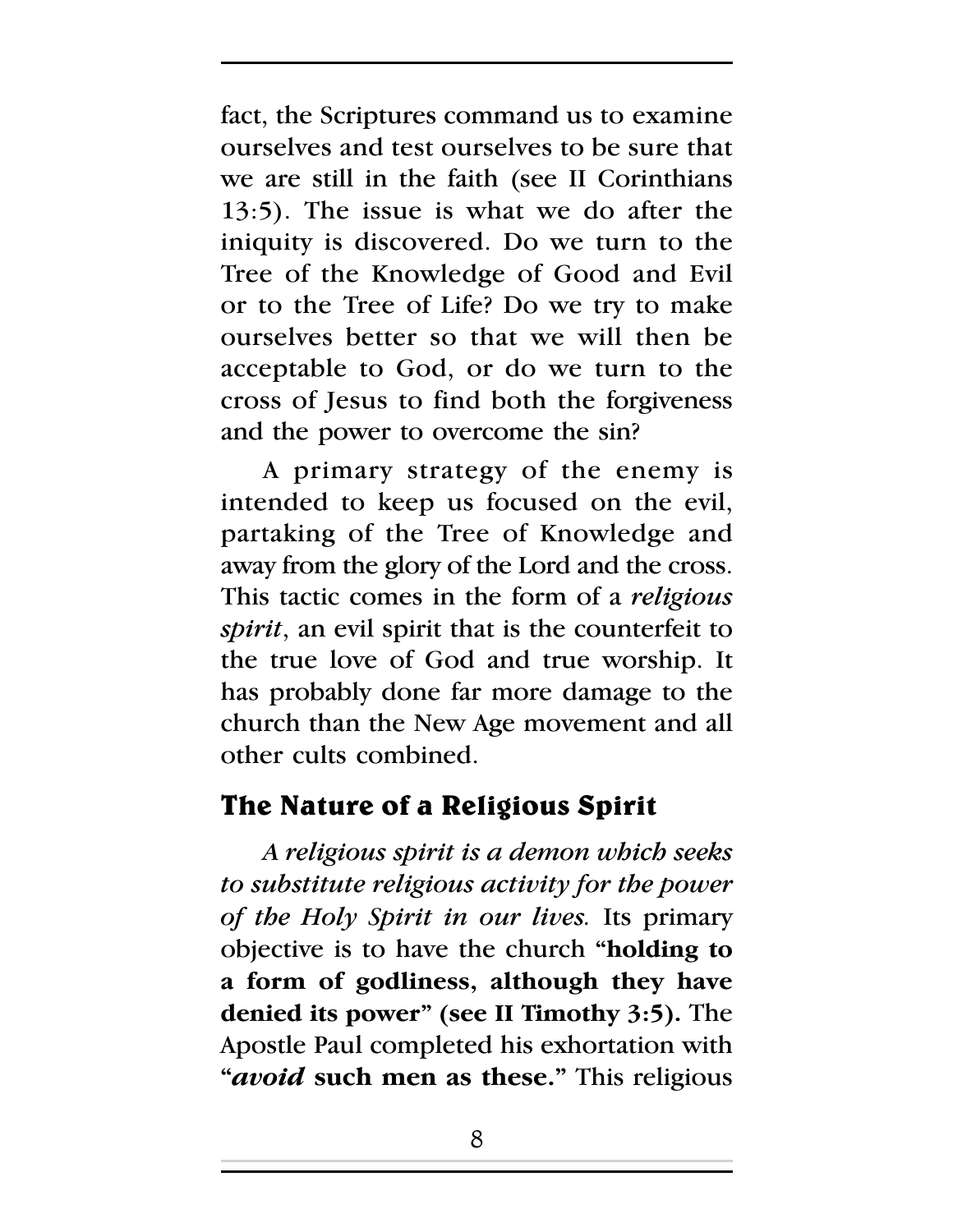fact, the Scriptures command us to examine ourselves and test ourselves to be sure that we are still in the faith (see II Corinthians 13:5). The issue is what we do after the iniquity is discovered. Do we turn to the Tree of the Knowledge of Good and Evil or to the Tree of Life? Do we try to make ourselves better so that we will then be acceptable to God, or do we turn to the cross of Jesus to find both the forgiveness and the power to overcome the sin?

A primary strategy of the enemy is intended to keep us focused on the evil, partaking of the Tree of Knowledge and away from the glory of the Lord and the cross. This tactic comes in the form of a *religious spirit*, an evil spirit that is the counterfeit to the true love of God and true worship. It has probably done far more damage to the church than the New Age movement and all other cults combined.

## The Nature of a Religious Spirit

*A religious spirit is a demon which seeks to substitute religious activity for the power of the Holy Spirit in our lives.* Its primary objective is to have the church **"holding to a form of godliness, although they have denied its power" (see II Timothy 3:5).** The Apostle Paul completed his exhortation with **"*avoid* such men as these."** This religious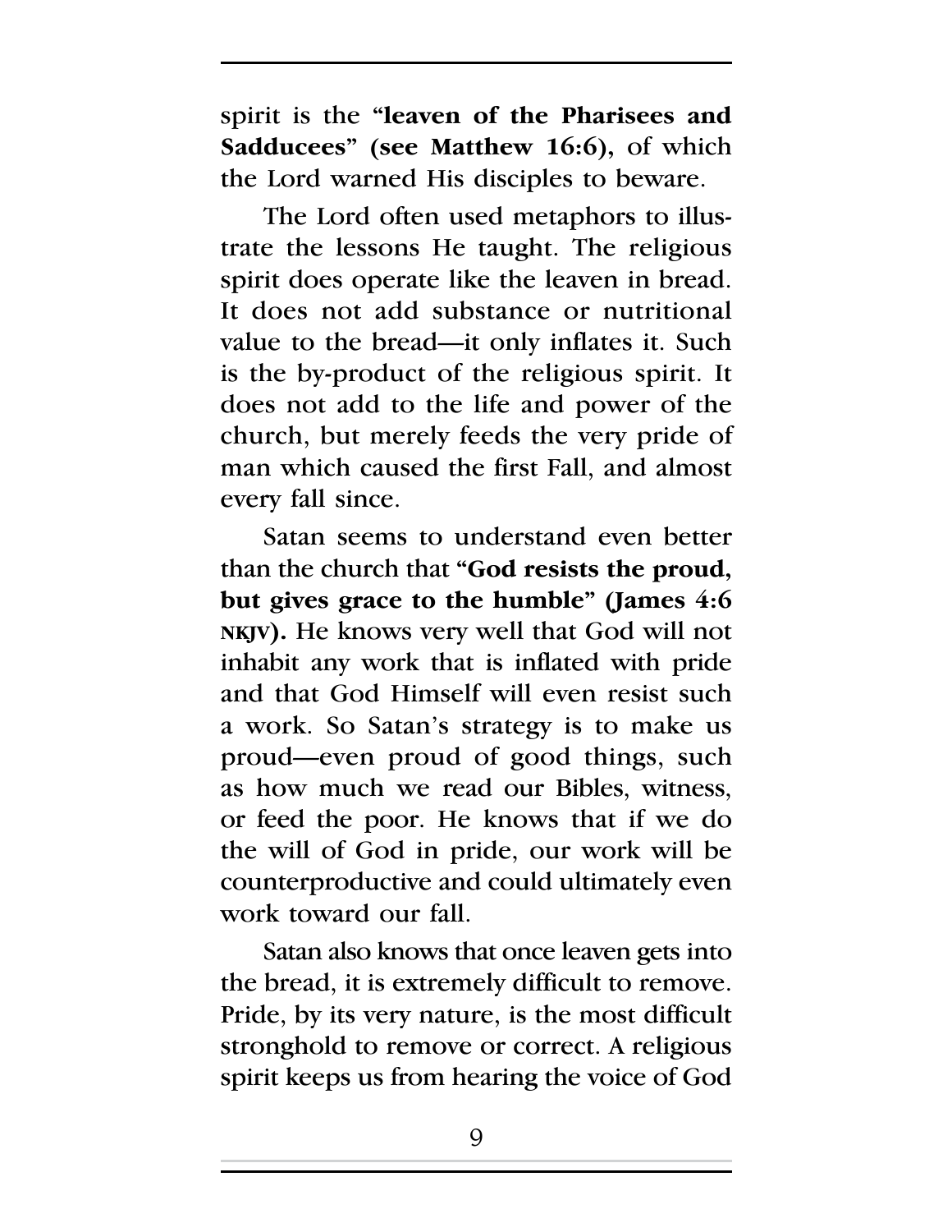spirit is the **"leaven of the Pharisees and Sadducees" (see Matthew 16:6),** of which the Lord warned His disciples to beware.

The Lord often used metaphors to illustrate the lessons He taught. The religious spirit does operate like the leaven in bread. It does not add substance or nutritional value to the bread—it only inflates it. Such is the by-product of the religious spirit. It does not add to the life and power of the church, but merely feeds the very pride of man which caused the first Fall, and almost every fall since.

Satan seems to understand even better than the church that **"God resists the proud, but gives grace to the humble" (James 4:6 NKJV).** He knows very well that God will not inhabit any work that is inflated with pride and that God Himself will even resist such a work. So Satan's strategy is to make us proud—even proud of good things, such as how much we read our Bibles, witness, or feed the poor. He knows that if we do the will of God in pride, our work will be counterproductive and could ultimately even work toward our fall.

Satan also knows that once leaven gets into the bread, it is extremely difficult to remove. Pride, by its very nature, is the most difficult stronghold to remove or correct. A religious spirit keeps us from hearing the voice of God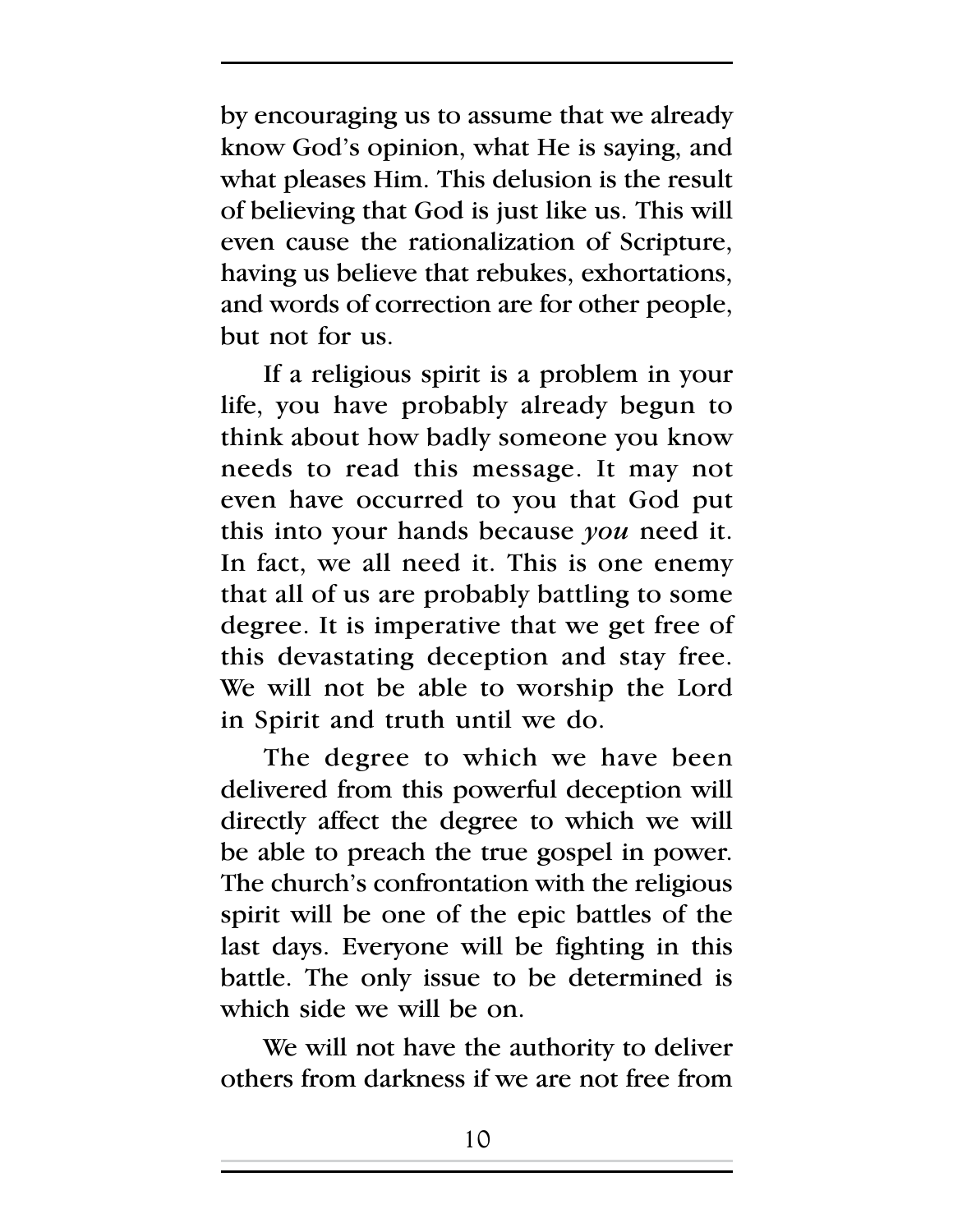by encouraging us to assume that we already know God's opinion, what He is saying, and what pleases Him. This delusion is the result of believing that God is just like us. This will even cause the rationalization of Scripture, having us believe that rebukes, exhortations, and words of correction are for other people, but not for us.

If a religious spirit is a problem in your life, you have probably already begun to think about how badly someone you know needs to read this message. It may not even have occurred to you that God put this into your hands because *you* need it. In fact, we all need it. This is one enemy that all of us are probably battling to some degree. It is imperative that we get free of this devastating deception and stay free. We will not be able to worship the Lord in Spirit and truth until we do.

The degree to which we have been delivered from this powerful deception will directly affect the degree to which we will be able to preach the true gospel in power. The church's confrontation with the religious spirit will be one of the epic battles of the last days. Everyone will be fighting in this battle. The only issue to be determined is which side we will be on.

We will not have the authority to deliver others from darkness if we are not free from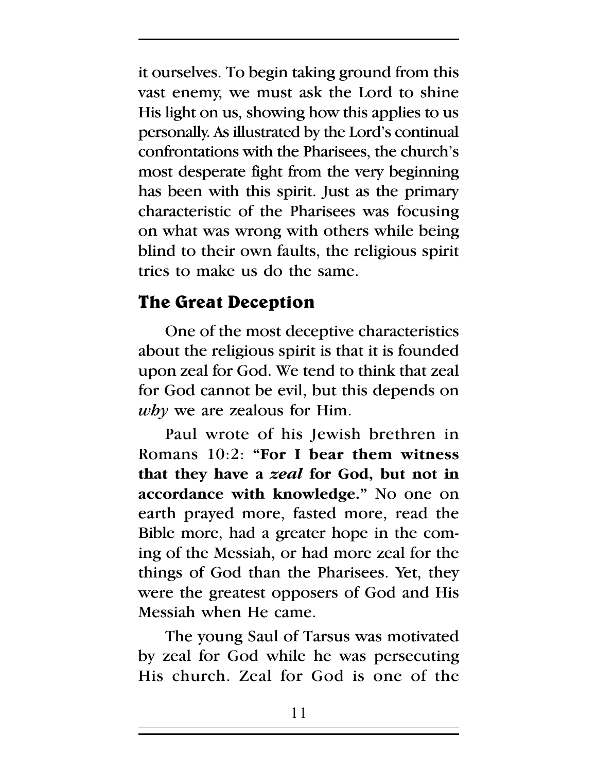it ourselves. To begin taking ground from this vast enemy, we must ask the Lord to shine His light on us, showing how this applies to us personally. As illustrated by the Lord's continual confrontations with the Pharisees, the church's most desperate fight from the very beginning has been with this spirit. Just as the primary characteristic of the Pharisees was focusing on what was wrong with others while being blind to their own faults, the religious spirit tries to make us do the same.

## The Great Deception

One of the most deceptive characteristics about the religious spirit is that it is founded upon zeal for God. We tend to think that zeal for God cannot be evil, but this depends on *why* we are zealous for Him.

Paul wrote of his Jewish brethren in Romans 10:2: **"For I bear them witness that they have a *zeal* for God, but not in accordance with knowledge."** No one on earth prayed more, fasted more, read the Bible more, had a greater hope in the coming of the Messiah, or had more zeal for the things of God than the Pharisees. Yet, they were the greatest opposers of God and His Messiah when He came.

The young Saul of Tarsus was motivated by zeal for God while he was persecuting His church. Zeal for God is one of the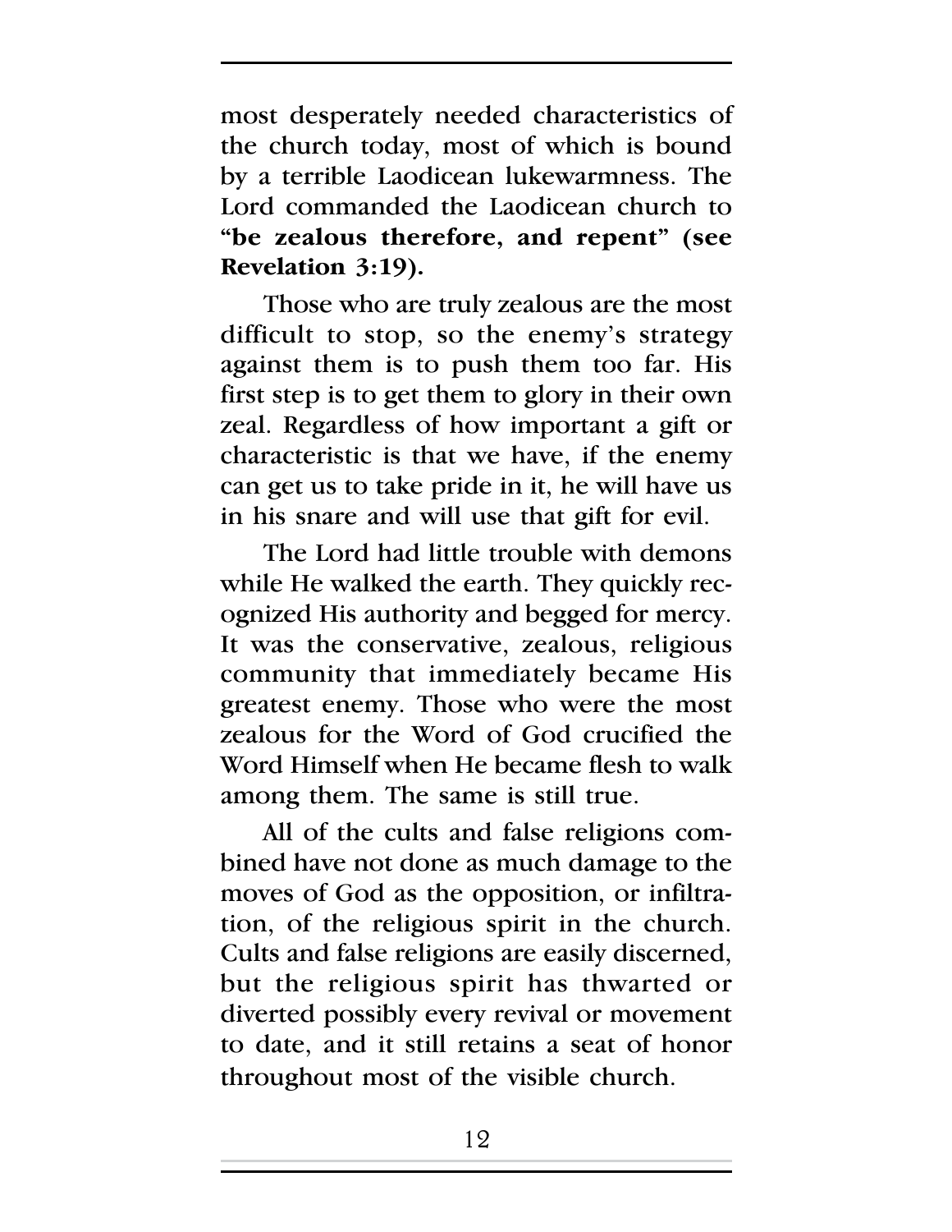most desperately needed characteristics of the church today, most of which is bound by a terrible Laodicean lukewarmness. The Lord commanded the Laodicean church to **"be zealous therefore, and repent" (see Revelation 3:19).**

Those who are truly zealous are the most difficult to stop, so the enemy's strategy against them is to push them too far. His first step is to get them to glory in their own zeal. Regardless of how important a gift or characteristic is that we have, if the enemy can get us to take pride in it, he will have us in his snare and will use that gift for evil.

The Lord had little trouble with demons while He walked the earth. They quickly recognized His authority and begged for mercy. It was the conservative, zealous, religious community that immediately became His greatest enemy. Those who were the most zealous for the Word of God crucified the Word Himself when He became flesh to walk among them. The same is still true.

All of the cults and false religions combined have not done as much damage to the moves of God as the opposition, or infiltration, of the religious spirit in the church. Cults and false religions are easily discerned, but the religious spirit has thwarted or diverted possibly every revival or movement to date, and it still retains a seat of honor throughout most of the visible church.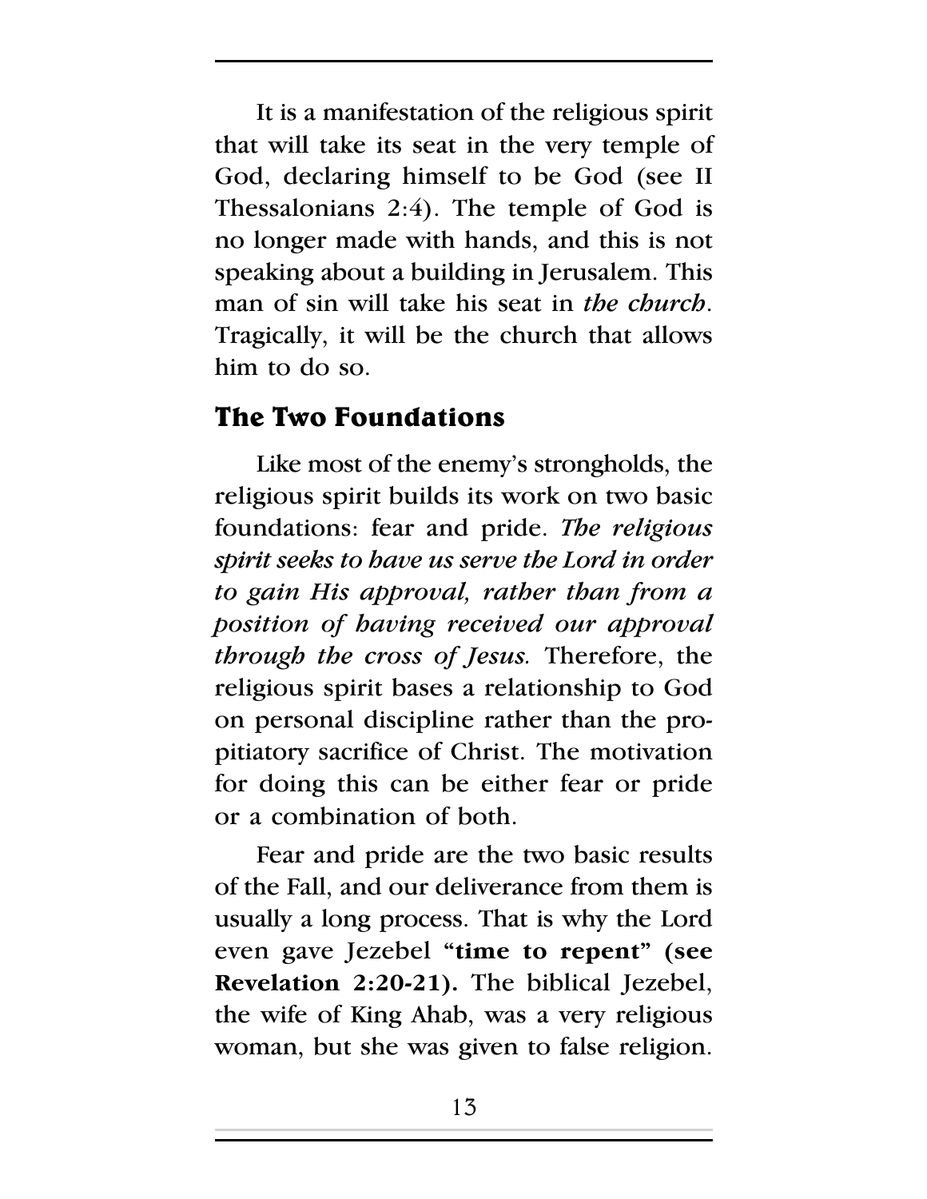It is a manifestation of the religious spirit that will take its seat in the very temple of God, declaring himself to be God (see II Thessalonians 2:4). The temple of God is no longer made with hands, and this is not speaking about a building in Jerusalem. This man of sin will take his seat in *the church*. Tragically, it will be the church that allows him to do so.

## The Two Foundations

Like most of the enemy's strongholds, the religious spirit builds its work on two basic foundations: fear and pride. *The religious spirit seeks to have us serve the Lord in order to gain His approval, rather than from a position of having received our approval through the cross of Jesus.* Therefore, the religious spirit bases a relationship to God on personal discipline rather than the propitiatory sacrifice of Christ. The motivation for doing this can be either fear or pride or a combination of both.

Fear and pride are the two basic results of the Fall, and our deliverance from them is usually a long process. That is why the Lord even gave Jezebel **"time to repent" (see Revelation 2:20-21).** The biblical Jezebel, the wife of King Ahab, was a very religious woman, but she was given to false religion.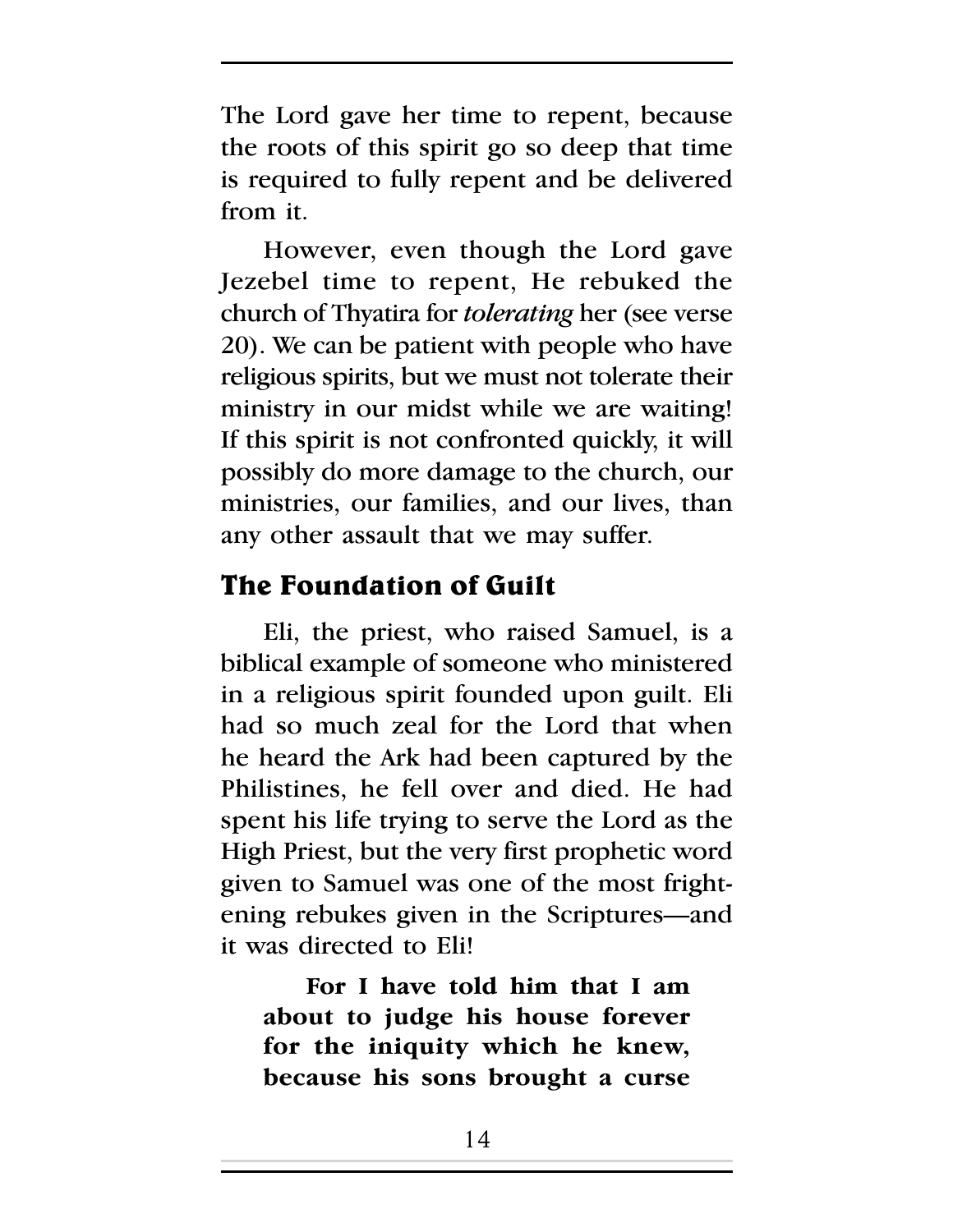The Lord gave her time to repent, because the roots of this spirit go so deep that time is required to fully repent and be delivered from it.

However, even though the Lord gave Jezebel time to repent, He rebuked the church of Thyatira for *tolerating* her (see verse 20). We can be patient with people who have religious spirits, but we must not tolerate their ministry in our midst while we are waiting! If this spirit is not confronted quickly, it will possibly do more damage to the church, our ministries, our families, and our lives, than any other assault that we may suffer.

## The Foundation of Guilt

Eli, the priest, who raised Samuel, is a biblical example of someone who ministered in a religious spirit founded upon guilt. Eli had so much zeal for the Lord that when he heard the Ark had been captured by the Philistines, he fell over and died. He had spent his life trying to serve the Lord as the High Priest, but the very first prophetic word given to Samuel was one of the most frightening rebukes given in the Scriptures—and it was directed to Eli!

> **For I have told him that I am about to judge his house forever for the iniquity which he knew, because his sons brought a curse**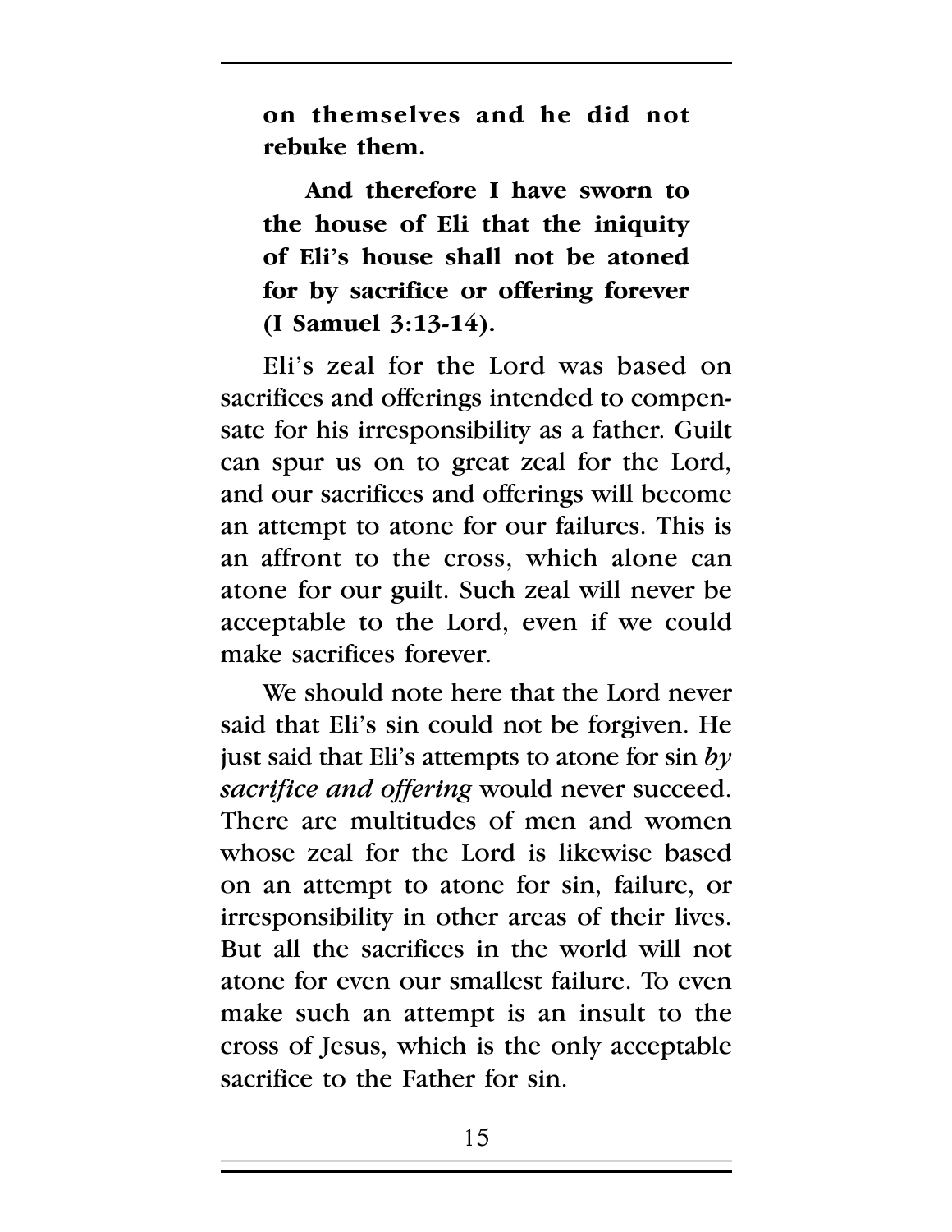**on themselves and he did not rebuke them.**

**And therefore I have sworn to the house of Eli that the iniquity of Eli's house shall not be atoned for by sacrifice or offering forever (I Samuel 3:13-14).**

Eli's zeal for the Lord was based on sacrifices and offerings intended to compensate for his irresponsibility as a father. Guilt can spur us on to great zeal for the Lord, and our sacrifices and offerings will become an attempt to atone for our failures. This is an affront to the cross, which alone can atone for our guilt. Such zeal will never be acceptable to the Lord, even if we could make sacrifices forever.

We should note here that the Lord never said that Eli's sin could not be forgiven. He just said that Eli's attempts to atone for sin *by sacrifice and offering* would never succeed. There are multitudes of men and women whose zeal for the Lord is likewise based on an attempt to atone for sin, failure, or irresponsibility in other areas of their lives. But all the sacrifices in the world will not atone for even our smallest failure. To even make such an attempt is an insult to the cross of Jesus, which is the only acceptable sacrifice to the Father for sin.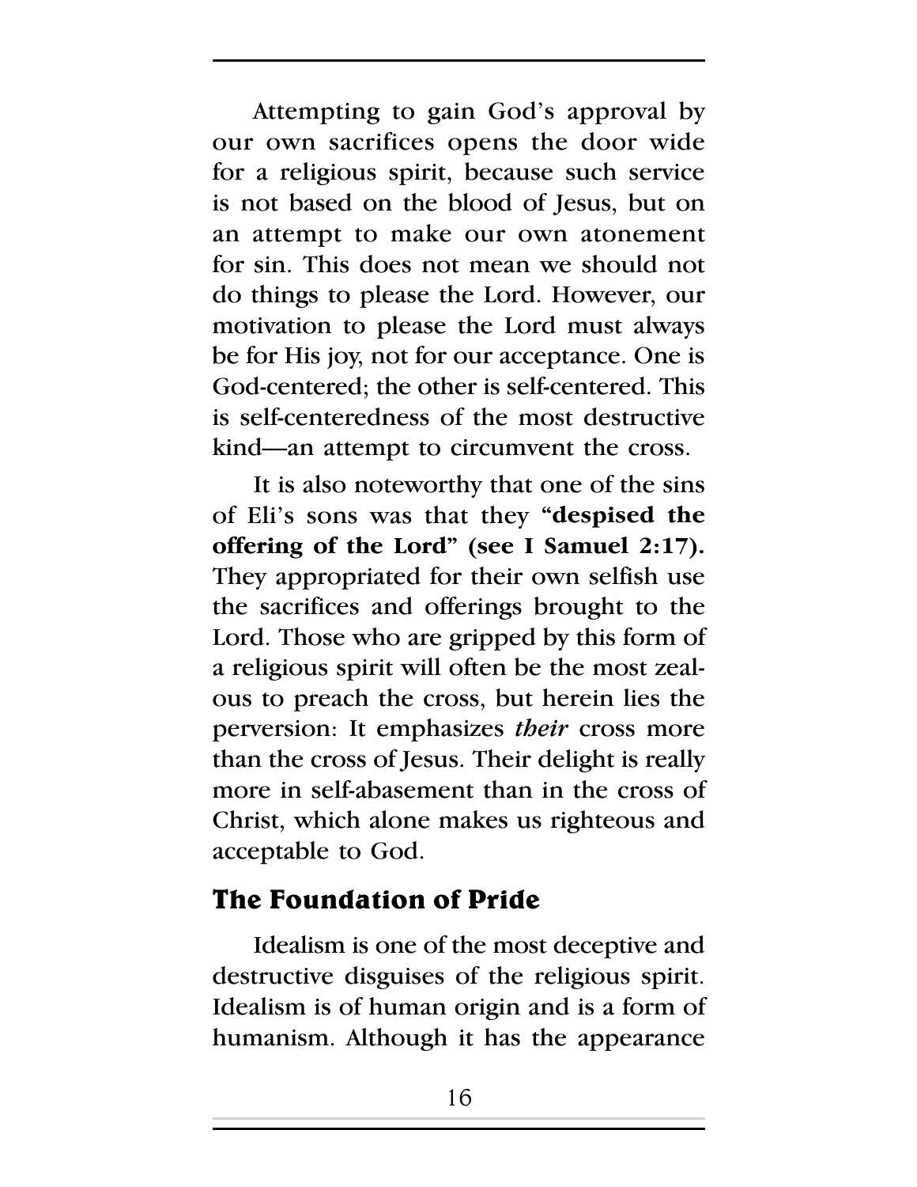Attempting to gain God's approval by our own sacrifices opens the door wide for a religious spirit, because such service is not based on the blood of Jesus, but on an attempt to make our own atonement for sin. This does not mean we should not do things to please the Lord. However, our motivation to please the Lord must always be for His joy, not for our acceptance. One is God-centered; the other is self-centered. This is self-centeredness of the most destructive kind—an attempt to circumvent the cross.

It is also noteworthy that one of the sins of Eli's sons was that they **"despised the offering of the Lord" (see I Samuel 2:17).** They appropriated for their own selfish use the sacrifices and offerings brought to the Lord. Those who are gripped by this form of a religious spirit will often be the most zealous to preach the cross, but herein lies the perversion: It emphasizes *their* cross more than the cross of Jesus. Their delight is really more in self-abasement than in the cross of Christ, which alone makes us righteous and acceptable to God.

## The Foundation of Pride

Idealism is one of the most deceptive and destructive disguises of the religious spirit. Idealism is of human origin and is a form of humanism. Although it has the appearance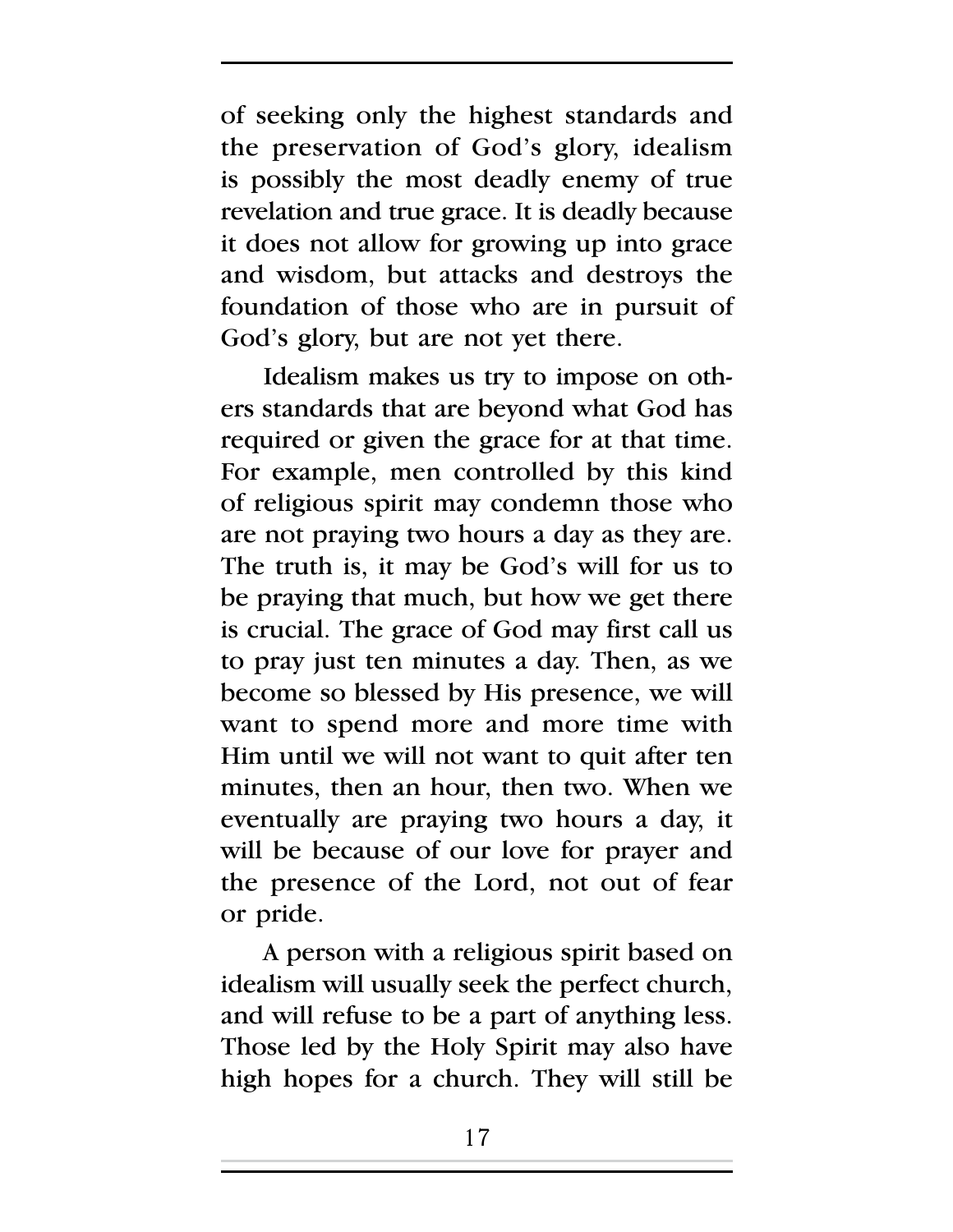of seeking only the highest standards and the preservation of God's glory, idealism is possibly the most deadly enemy of true revelation and true grace. It is deadly because it does not allow for growing up into grace and wisdom, but attacks and destroys the foundation of those who are in pursuit of God's glory, but are not yet there.

Idealism makes us try to impose on others standards that are beyond what God has required or given the grace for at that time. For example, men controlled by this kind of religious spirit may condemn those who are not praying two hours a day as they are. The truth is, it may be God's will for us to be praying that much, but how we get there is crucial. The grace of God may first call us to pray just ten minutes a day. Then, as we become so blessed by His presence, we will want to spend more and more time with Him until we will not want to quit after ten minutes, then an hour, then two. When we eventually are praying two hours a day, it will be because of our love for prayer and the presence of the Lord, not out of fear or pride.

A person with a religious spirit based on idealism will usually seek the perfect church, and will refuse to be a part of anything less. Those led by the Holy Spirit may also have high hopes for a church. They will still be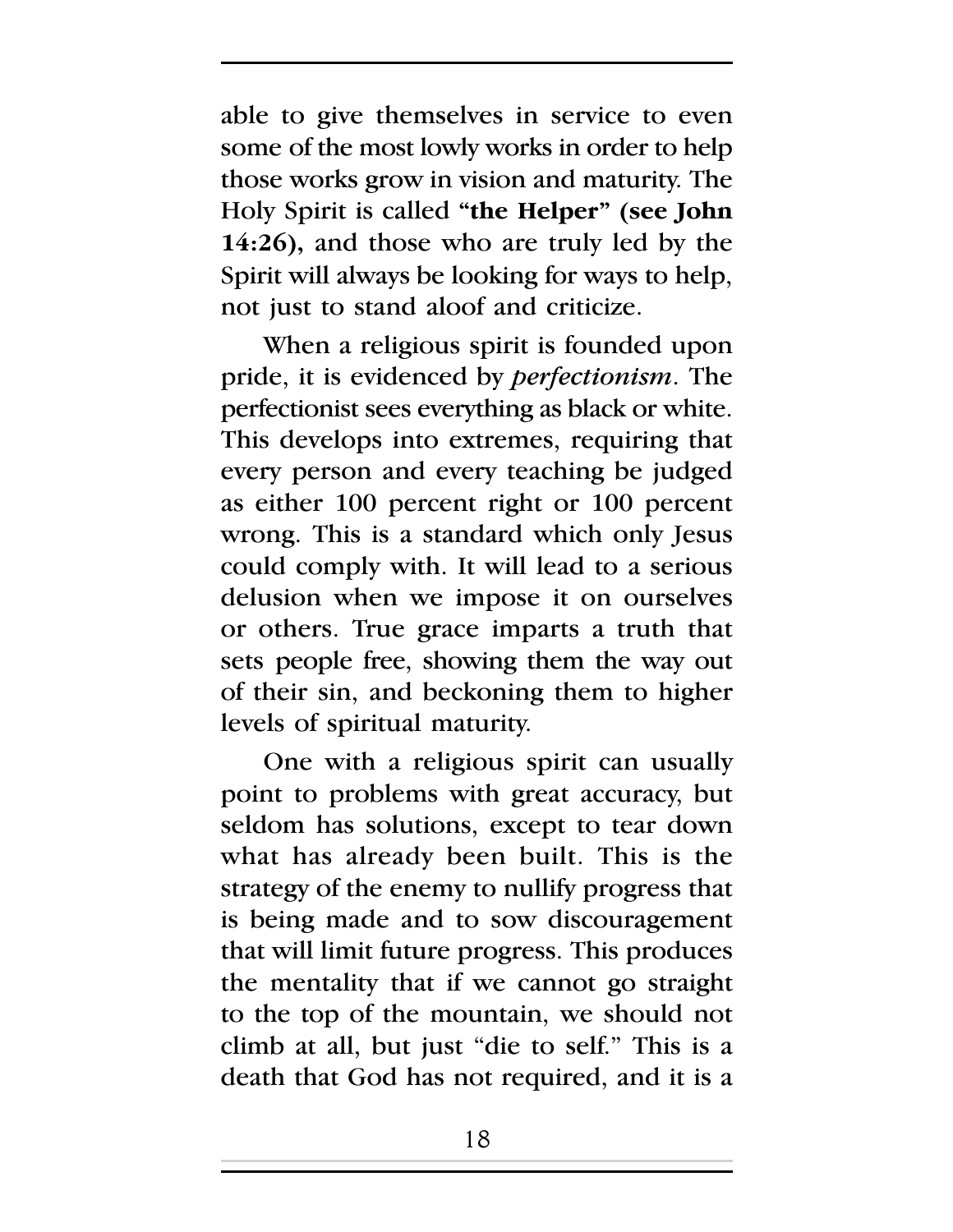able to give themselves in service to even some of the most lowly works in order to help those works grow in vision and maturity. The Holy Spirit is called **"the Helper" (see John 14:26),** and those who are truly led by the Spirit will always be looking for ways to help, not just to stand aloof and criticize.

When a religious spirit is founded upon pride, it is evidenced by *perfectionism*. The perfectionist sees everything as black or white. This develops into extremes, requiring that every person and every teaching be judged as either 100 percent right or 100 percent wrong. This is a standard which only Jesus could comply with. It will lead to a serious delusion when we impose it on ourselves or others. True grace imparts a truth that sets people free, showing them the way out of their sin, and beckoning them to higher levels of spiritual maturity.

One with a religious spirit can usually point to problems with great accuracy, but seldom has solutions, except to tear down what has already been built. This is the strategy of the enemy to nullify progress that is being made and to sow discouragement that will limit future progress. This produces the mentality that if we cannot go straight to the top of the mountain, we should not climb at all, but just "die to self." This is a death that God has not required, and it is a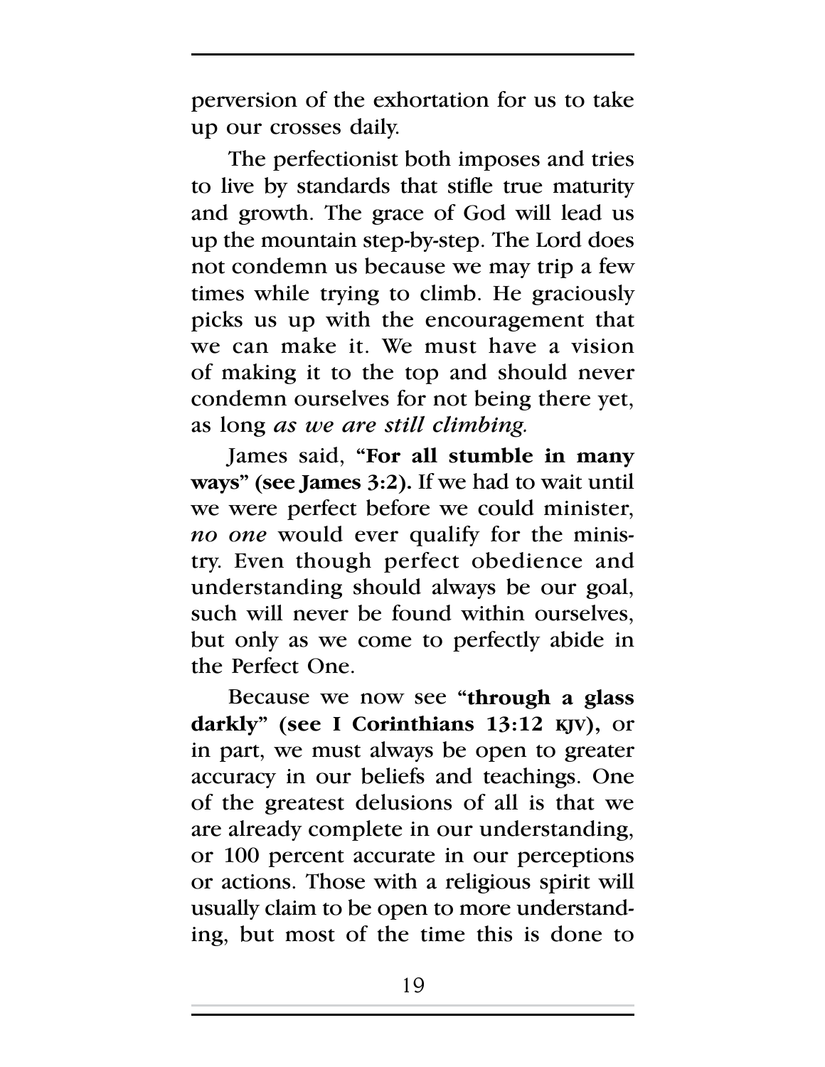perversion of the exhortation for us to take up our crosses daily.

The perfectionist both imposes and tries to live by standards that stifle true maturity and growth. The grace of God will lead us up the mountain step-by-step. The Lord does not condemn us because we may trip a few times while trying to climb. He graciously picks us up with the encouragement that we can make it. We must have a vision of making it to the top and should never condemn ourselves for not being there yet, as long *as we are still climbing.*

James said, **"For all stumble in many ways" (see James 3:2).** If we had to wait until we were perfect before we could minister, *no one* would ever qualify for the ministry. Even though perfect obedience and understanding should always be our goal, such will never be found within ourselves, but only as we come to perfectly abide in the Perfect One.

Because we now see **"through a glass darkly" (see I Corinthians 13:12 KJV),** or in part, we must always be open to greater accuracy in our beliefs and teachings. One of the greatest delusions of all is that we are already complete in our understanding, or 100 percent accurate in our perceptions or actions. Those with a religious spirit will usually claim to be open to more understanding, but most of the time this is done to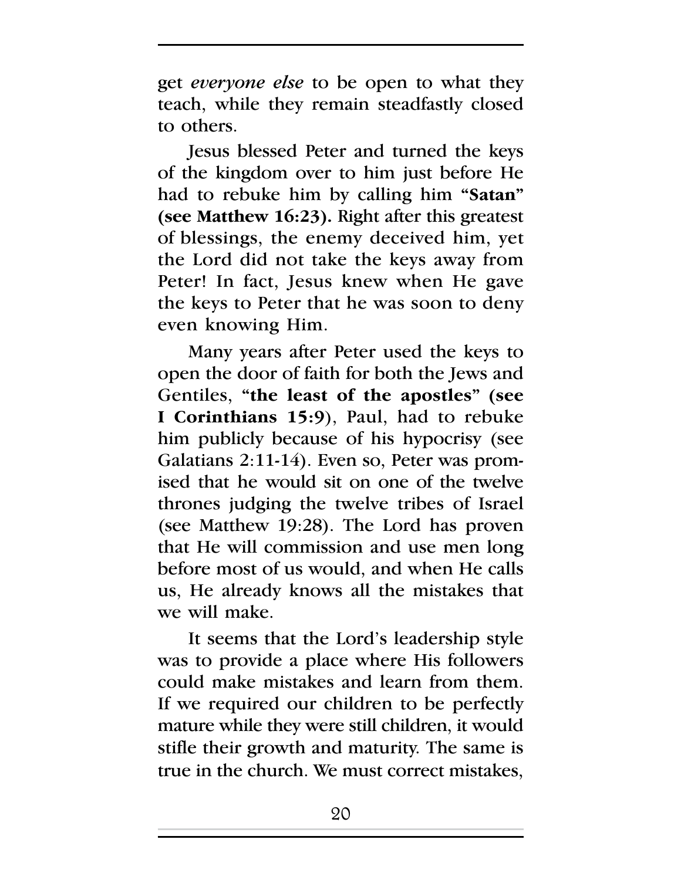get *everyone else* to be open to what they teach, while they remain steadfastly closed to others.

Jesus blessed Peter and turned the keys of the kingdom over to him just before He had to rebuke him by calling him **"Satan" (see Matthew 16:23).** Right after this greatest of blessings, the enemy deceived him, yet the Lord did not take the keys away from Peter! In fact, Jesus knew when He gave the keys to Peter that he was soon to deny even knowing Him.

Many years after Peter used the keys to open the door of faith for both the Jews and Gentiles, **"the least of the apostles" (see I Corinthians 15:9**), Paul, had to rebuke him publicly because of his hypocrisy (see Galatians 2:11-14). Even so, Peter was promised that he would sit on one of the twelve thrones judging the twelve tribes of Israel (see Matthew 19:28). The Lord has proven that He will commission and use men long before most of us would, and when He calls us, He already knows all the mistakes that we will make.

It seems that the Lord's leadership style was to provide a place where His followers could make mistakes and learn from them. If we required our children to be perfectly mature while they were still children, it would stifle their growth and maturity. The same is true in the church. We must correct mistakes,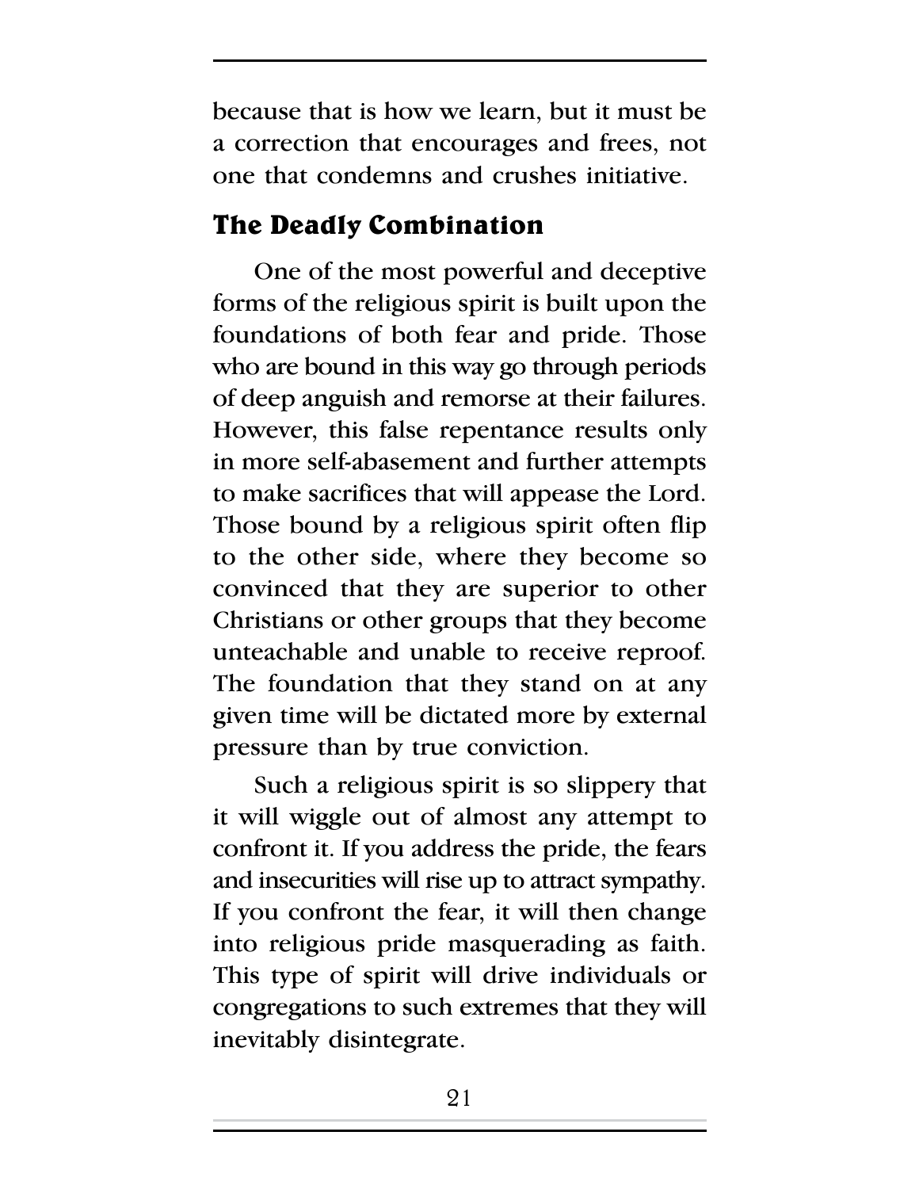because that is how we learn, but it must be a correction that encourages and frees, not one that condemns and crushes initiative.

## The Deadly Combination

One of the most powerful and deceptive forms of the religious spirit is built upon the foundations of both fear and pride. Those who are bound in this way go through periods of deep anguish and remorse at their failures. However, this false repentance results only in more self-abasement and further attempts to make sacrifices that will appease the Lord. Those bound by a religious spirit often flip to the other side, where they become so convinced that they are superior to other Christians or other groups that they become unteachable and unable to receive reproof. The foundation that they stand on at any given time will be dictated more by external pressure than by true conviction.

Such a religious spirit is so slippery that it will wiggle out of almost any attempt to confront it. If you address the pride, the fears and insecurities will rise up to attract sympathy. If you confront the fear, it will then change into religious pride masquerading as faith. This type of spirit will drive individuals or congregations to such extremes that they will inevitably disintegrate.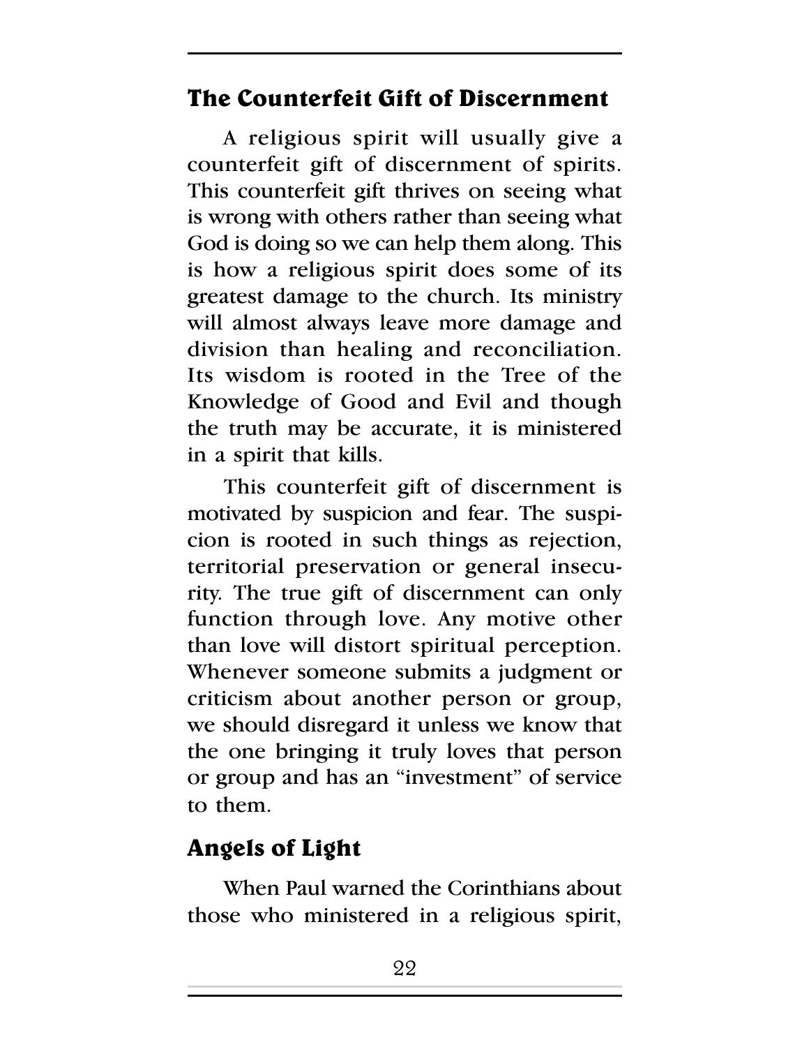## The Counterfeit Gift of Discernment

A religious spirit will usually give a counterfeit gift of discernment of spirits. This counterfeit gift thrives on seeing what is wrong with others rather than seeing what God is doing so we can help them along. This is how a religious spirit does some of its greatest damage to the church. Its ministry will almost always leave more damage and division than healing and reconciliation. Its wisdom is rooted in the Tree of the Knowledge of Good and Evil and though the truth may be accurate, it is ministered in a spirit that kills.

This counterfeit gift of discernment is motivated by suspicion and fear. The suspicion is rooted in such things as rejection, territorial preservation or general insecurity. The true gift of discernment can only function through love. Any motive other than love will distort spiritual perception. Whenever someone submits a judgment or criticism about another person or group, we should disregard it unless we know that the one bringing it truly loves that person or group and has an "investment" of service to them.

## Angels of Light

When Paul warned the Corinthians about those who ministered in a religious spirit,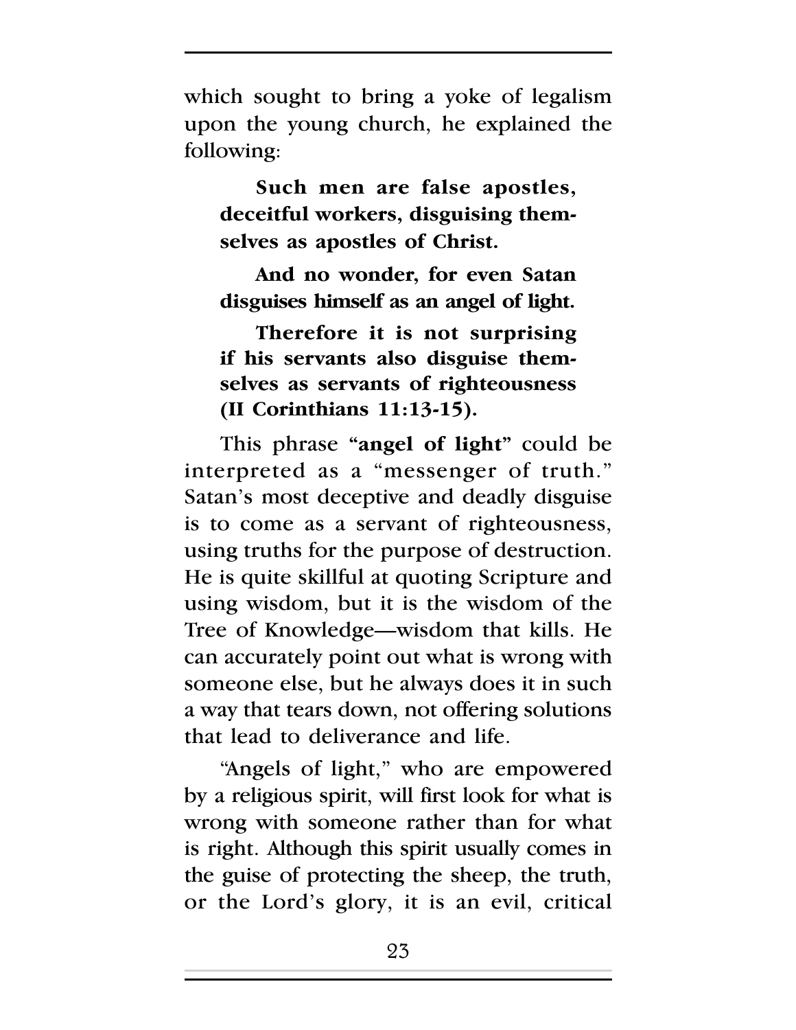which sought to bring a yoke of legalism upon the young church, he explained the following:

> **Such men are false apostles, deceitful workers, disguising themselves as apostles of Christ.**
>
> **And no wonder, for even Satan disguises himself as an angel of light.**
>
> **Therefore it is not surprising if his servants also disguise themselves as servants of righteousness (II Corinthians 11:13-15).**

This phrase **"angel of light"** could be interpreted as a "messenger of truth." Satan's most deceptive and deadly disguise is to come as a servant of righteousness, using truths for the purpose of destruction. He is quite skillful at quoting Scripture and using wisdom, but it is the wisdom of the Tree of Knowledge—wisdom that kills. He can accurately point out what is wrong with someone else, but he always does it in such a way that tears down, not offering solutions that lead to deliverance and life.

"Angels of light," who are empowered by a religious spirit, will first look for what is wrong with someone rather than for what is right. Although this spirit usually comes in the guise of protecting the sheep, the truth, or the Lord's glory, it is an evil, critical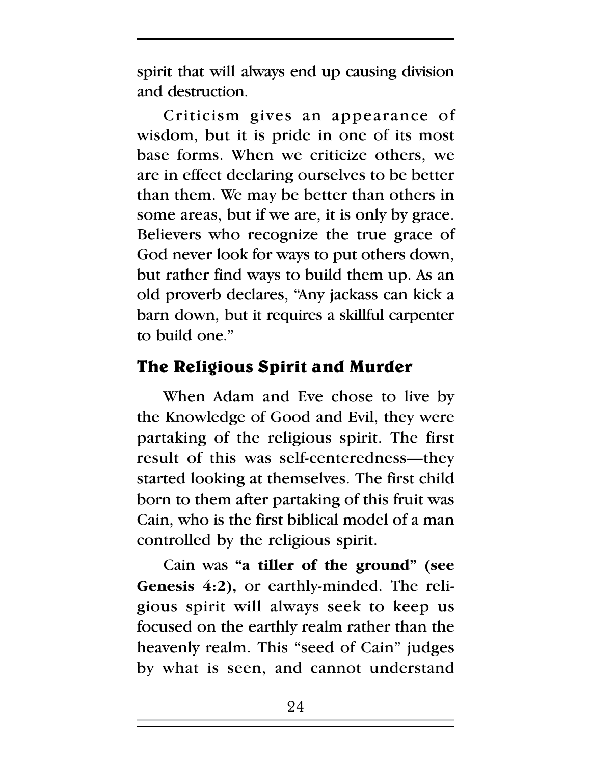spirit that will always end up causing division and destruction.

Criticism gives an appearance of wisdom, but it is pride in one of its most base forms. When we criticize others, we are in effect declaring ourselves to be better than them. We may be better than others in some areas, but if we are, it is only by grace. Believers who recognize the true grace of God never look for ways to put others down, but rather find ways to build them up. As an old proverb declares, "Any jackass can kick a barn down, but it requires a skillful carpenter to build one."

## The Religious Spirit and Murder

When Adam and Eve chose to live by the Knowledge of Good and Evil, they were partaking of the religious spirit. The first result of this was self-centeredness—they started looking at themselves. The first child born to them after partaking of this fruit was Cain, who is the first biblical model of a man controlled by the religious spirit.

Cain was **"a tiller of the ground" (see Genesis 4:2),** or earthly-minded. The religious spirit will always seek to keep us focused on the earthly realm rather than the heavenly realm. This "seed of Cain" judges by what is seen, and cannot understand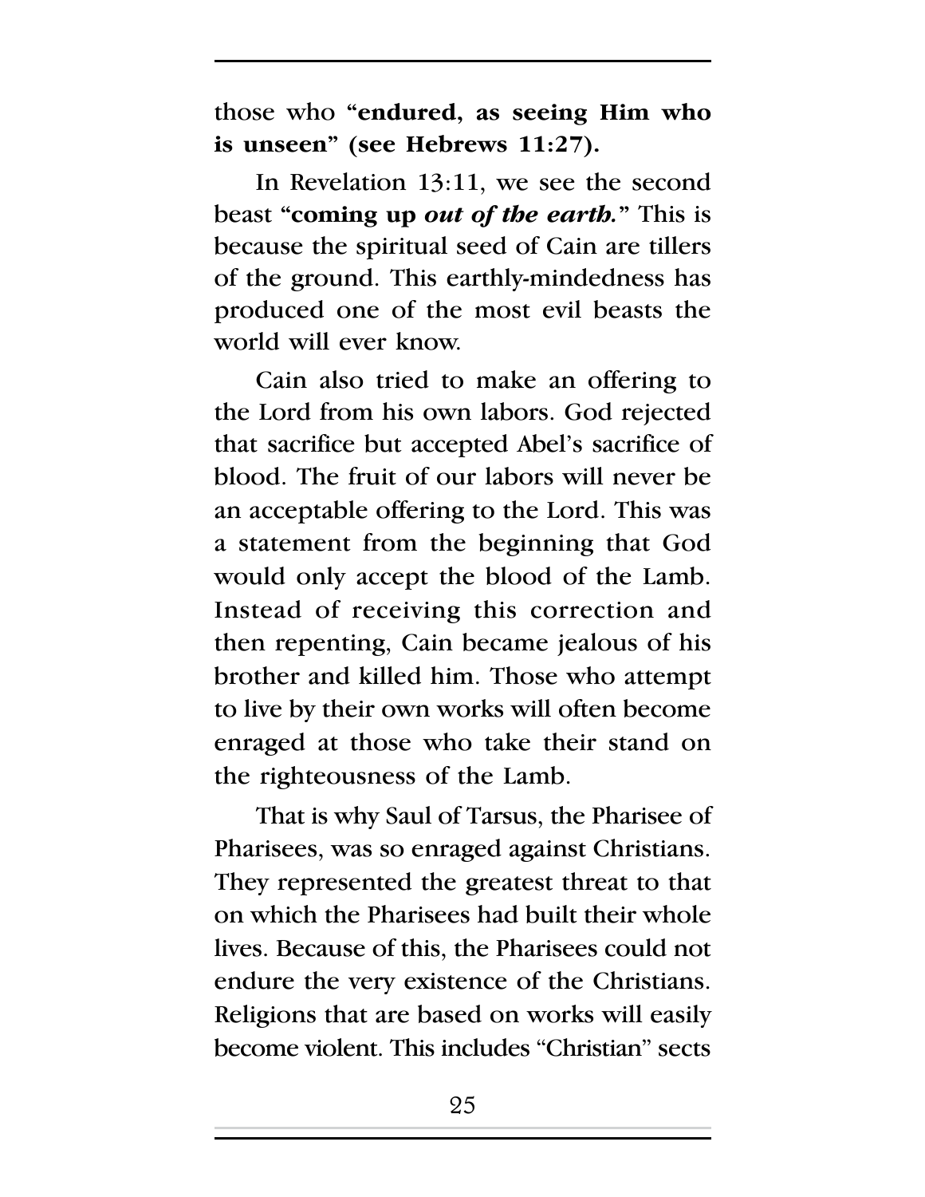those who **"endured, as seeing Him who is unseen" (see Hebrews 11:27).**

In Revelation 13:11, we see the second beast **"coming up *out of the earth.*"** This is because the spiritual seed of Cain are tillers of the ground. This earthly-mindedness has produced one of the most evil beasts the world will ever know.

Cain also tried to make an offering to the Lord from his own labors. God rejected that sacrifice but accepted Abel's sacrifice of blood. The fruit of our labors will never be an acceptable offering to the Lord. This was a statement from the beginning that God would only accept the blood of the Lamb. Instead of receiving this correction and then repenting, Cain became jealous of his brother and killed him. Those who attempt to live by their own works will often become enraged at those who take their stand on the righteousness of the Lamb.

That is why Saul of Tarsus, the Pharisee of Pharisees, was so enraged against Christians. They represented the greatest threat to that on which the Pharisees had built their whole lives. Because of this, the Pharisees could not endure the very existence of the Christians. Religions that are based on works will easily become violent. This includes "Christian" sects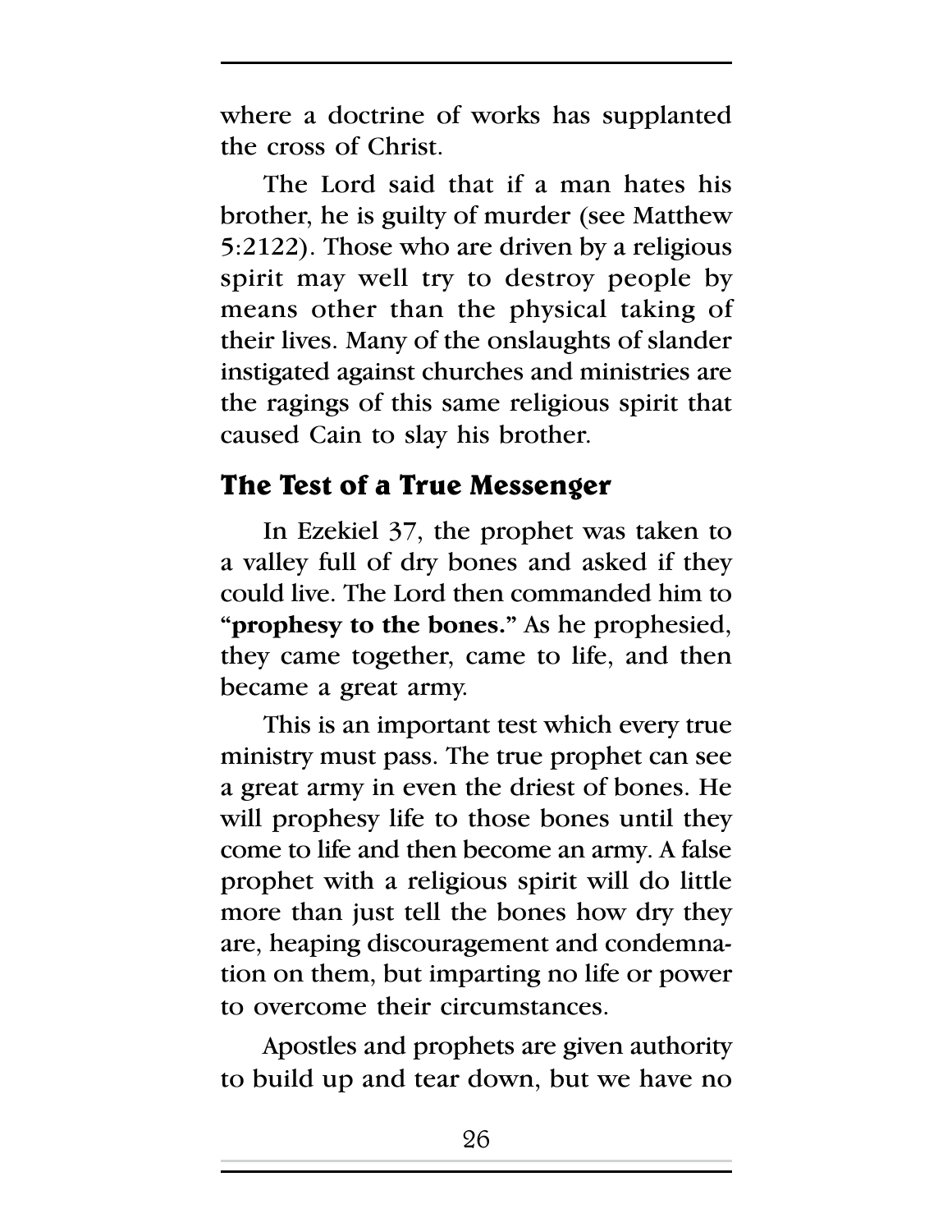where a doctrine of works has supplanted the cross of Christ.

The Lord said that if a man hates his brother, he is guilty of murder (see Matthew 5:2122). Those who are driven by a religious spirit may well try to destroy people by means other than the physical taking of their lives. Many of the onslaughts of slander instigated against churches and ministries are the ragings of this same religious spirit that caused Cain to slay his brother.

## The Test of a True Messenger

In Ezekiel 37, the prophet was taken to a valley full of dry bones and asked if they could live. The Lord then commanded him to "**prophesy to the bones.**" As he prophesied, they came together, came to life, and then became a great army.

This is an important test which every true ministry must pass. The true prophet can see a great army in even the driest of bones. He will prophesy life to those bones until they come to life and then become an army. A false prophet with a religious spirit will do little more than just tell the bones how dry they are, heaping discouragement and condemnation on them, but imparting no life or power to overcome their circumstances.

Apostles and prophets are given authority to build up and tear down, but we have no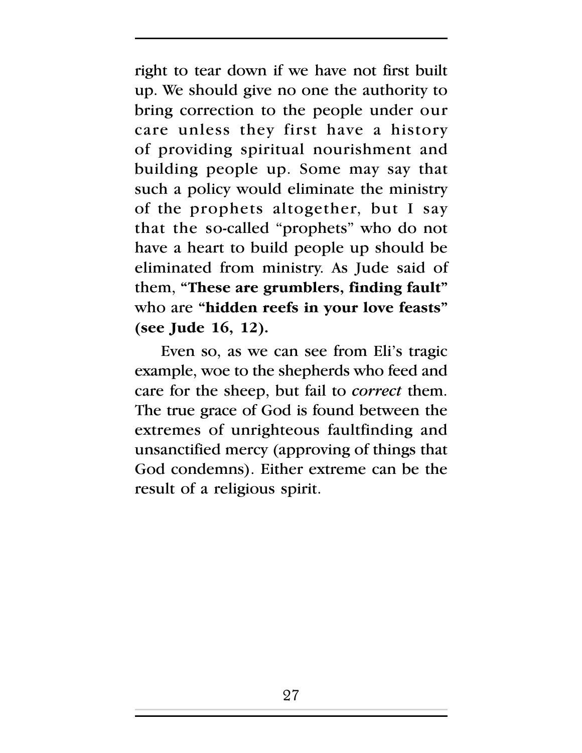right to tear down if we have not first built up. We should give no one the authority to bring correction to the people under our care unless they first have a history of providing spiritual nourishment and building people up. Some may say that such a policy would eliminate the ministry of the prophets altogether, but I say that the so-called "prophets" who do not have a heart to build people up should be eliminated from ministry. As Jude said of them, **"These are grumblers, finding fault"** who are **"hidden reefs in your love feasts" (see Jude 16, 12).**

Even so, as we can see from Eli's tragic example, woe to the shepherds who feed and care for the sheep, but fail to *correct* them. The true grace of God is found between the extremes of unrighteous faultfinding and unsanctified mercy (approving of things that God condemns). Either extreme can be the result of a religious spirit.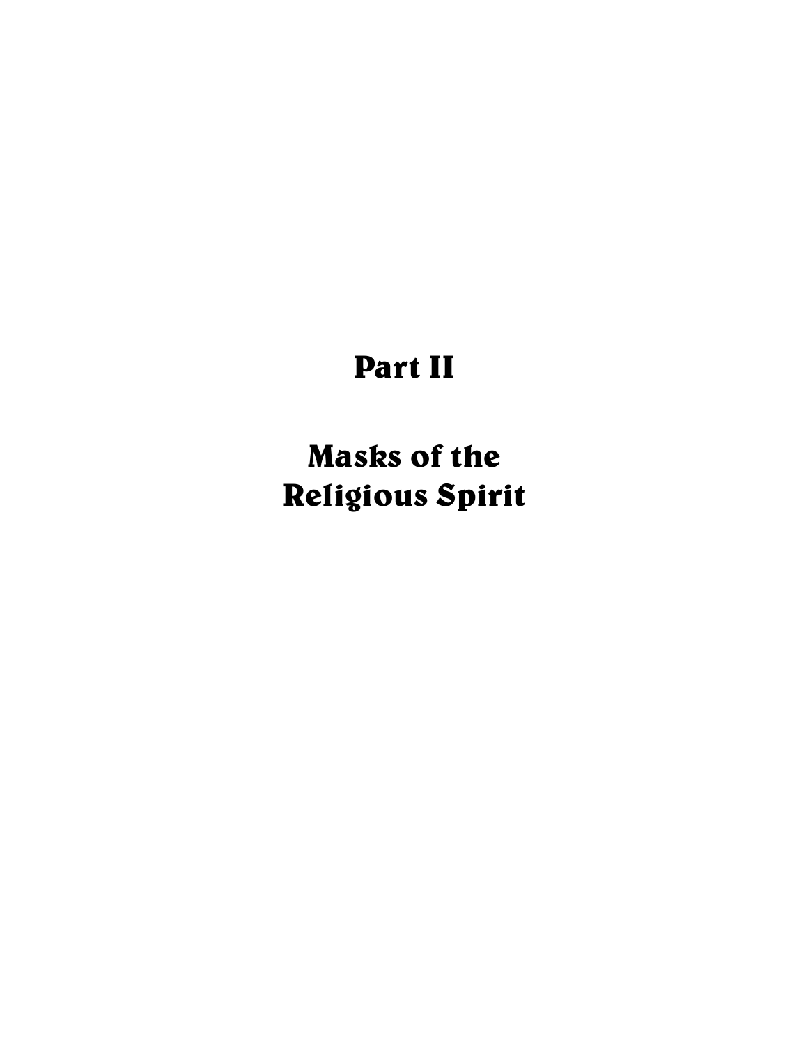# Part II

# Masks of the Religious Spirit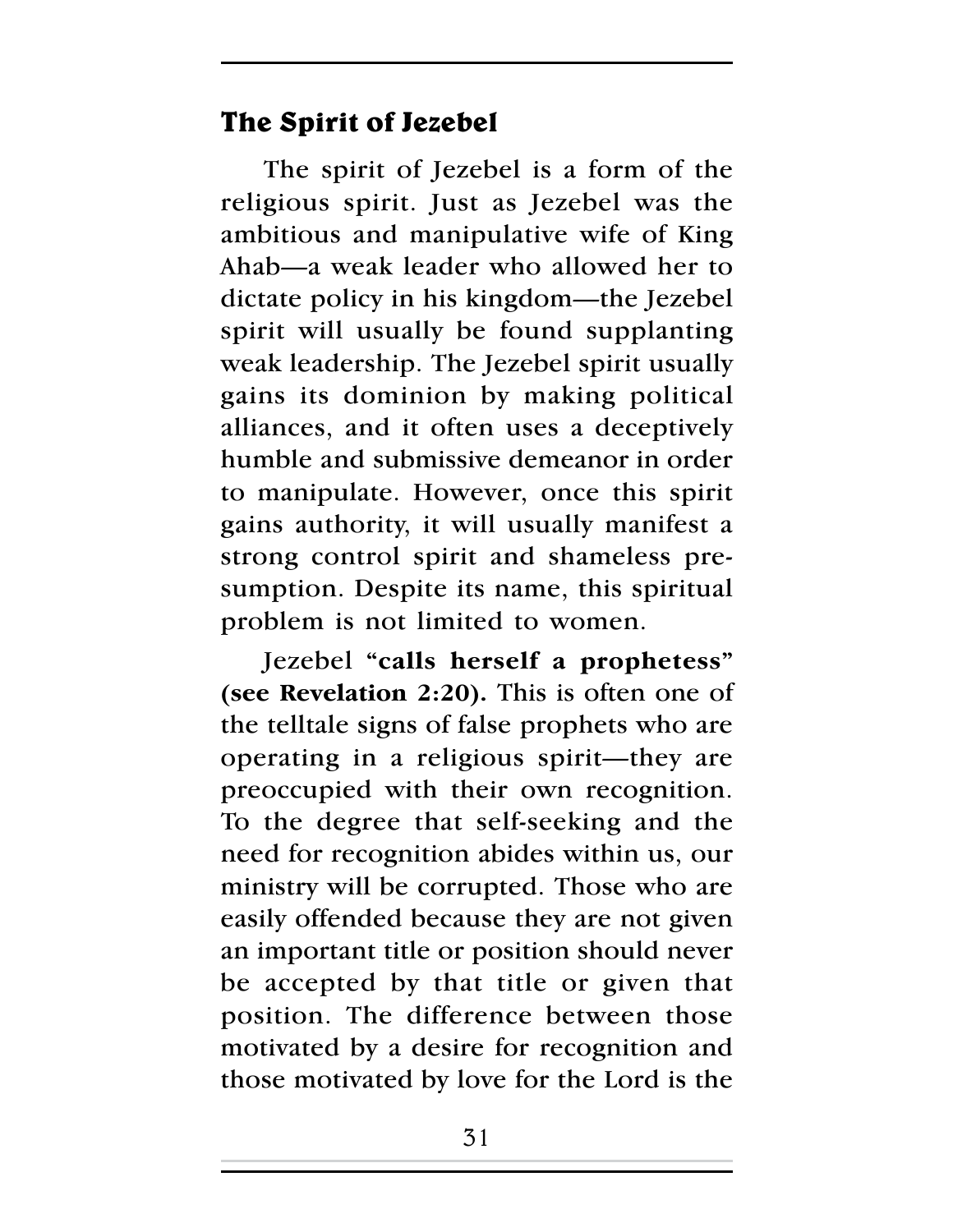## The Spirit of Jezebel

The spirit of Jezebel is a form of the religious spirit. Just as Jezebel was the ambitious and manipulative wife of King Ahab—a weak leader who allowed her to dictate policy in his kingdom—the Jezebel spirit will usually be found supplanting weak leadership. The Jezebel spirit usually gains its dominion by making political alliances, and it often uses a deceptively humble and submissive demeanor in order to manipulate. However, once this spirit gains authority, it will usually manifest a strong control spirit and shameless presumption. Despite its name, this spiritual problem is not limited to women.

Jezebel **"calls herself a prophetess" (see Revelation 2:20).** This is often one of the telltale signs of false prophets who are operating in a religious spirit—they are preoccupied with their own recognition. To the degree that self-seeking and the need for recognition abides within us, our ministry will be corrupted. Those who are easily offended because they are not given an important title or position should never be accepted by that title or given that position. The difference between those motivated by a desire for recognition and those motivated by love for the Lord is the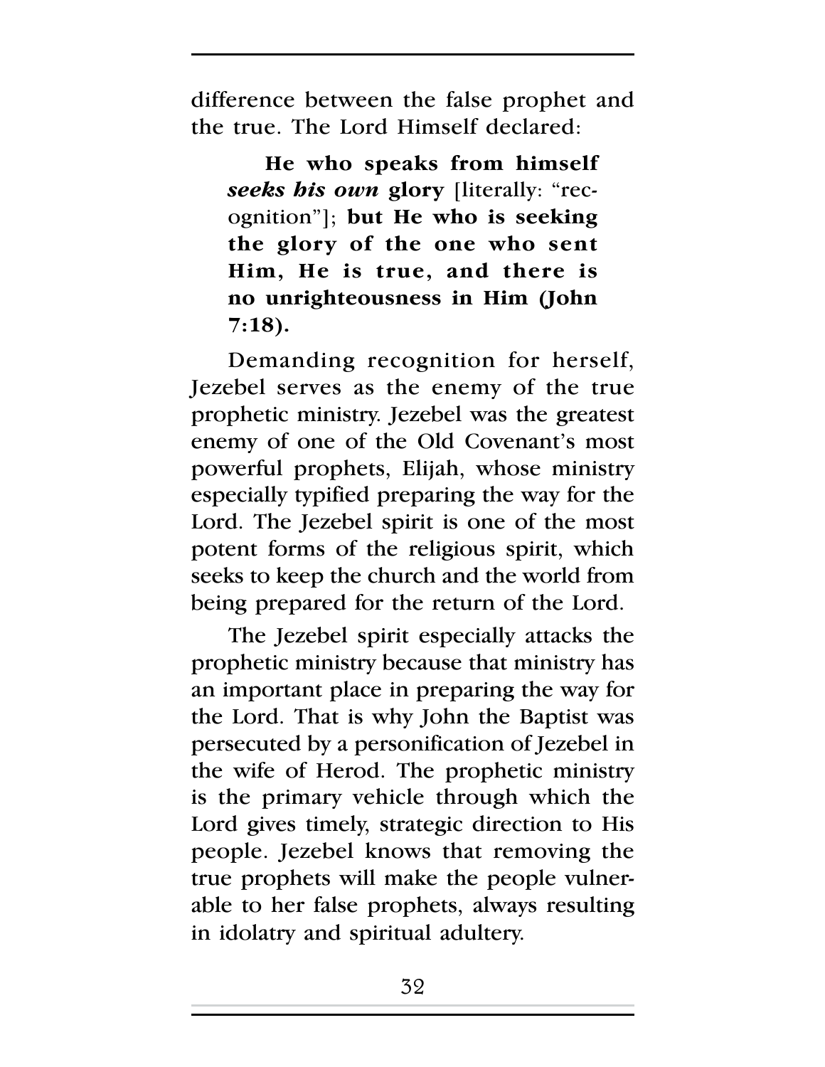difference between the false prophet and the true. The Lord Himself declared:

> **He who speaks from himself *seeks his own* glory** [literally: "recognition"]; **but He who is seeking the glory of the one who sent Him, He is true, and there is no unrighteousness in Him (John 7:18).**

Demanding recognition for herself, Jezebel serves as the enemy of the true prophetic ministry. Jezebel was the greatest enemy of one of the Old Covenant's most powerful prophets, Elijah, whose ministry especially typified preparing the way for the Lord. The Jezebel spirit is one of the most potent forms of the religious spirit, which seeks to keep the church and the world from being prepared for the return of the Lord.

The Jezebel spirit especially attacks the prophetic ministry because that ministry has an important place in preparing the way for the Lord. That is why John the Baptist was persecuted by a personification of Jezebel in the wife of Herod. The prophetic ministry is the primary vehicle through which the Lord gives timely, strategic direction to His people. Jezebel knows that removing the true prophets will make the people vulnerable to her false prophets, always resulting in idolatry and spiritual adultery.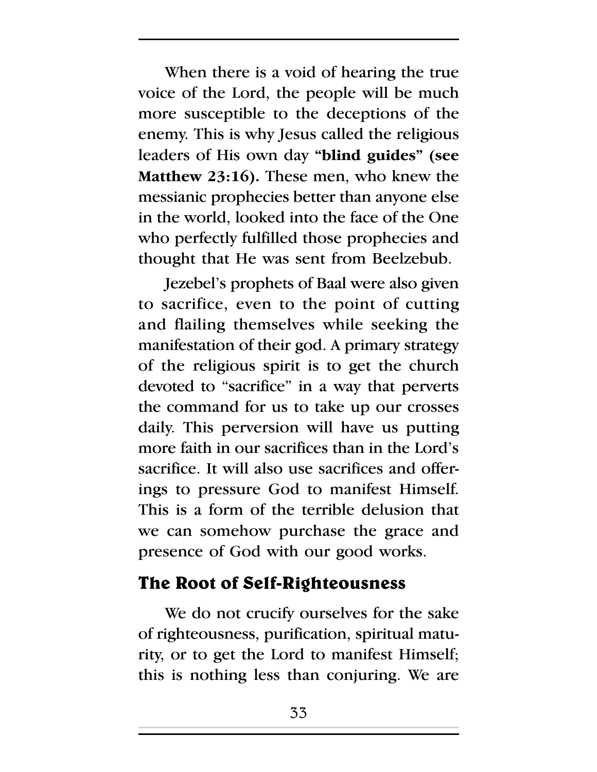When there is a void of hearing the true voice of the Lord, the people will be much more susceptible to the deceptions of the enemy. This is why Jesus called the religious leaders of His own day **"blind guides" (see Matthew 23:16).** These men, who knew the messianic prophecies better than anyone else in the world, looked into the face of the One who perfectly fulfilled those prophecies and thought that He was sent from Beelzebub.

Jezebel's prophets of Baal were also given to sacrifice, even to the point of cutting and flailing themselves while seeking the manifestation of their god. A primary strategy of the religious spirit is to get the church devoted to "sacrifice" in a way that perverts the command for us to take up our crosses daily. This perversion will have us putting more faith in our sacrifices than in the Lord's sacrifice. It will also use sacrifices and offerings to pressure God to manifest Himself. This is a form of the terrible delusion that we can somehow purchase the grace and presence of God with our good works.

## The Root of Self-Righteousness

We do not crucify ourselves for the sake of righteousness, purification, spiritual maturity, or to get the Lord to manifest Himself; this is nothing less than conjuring. We are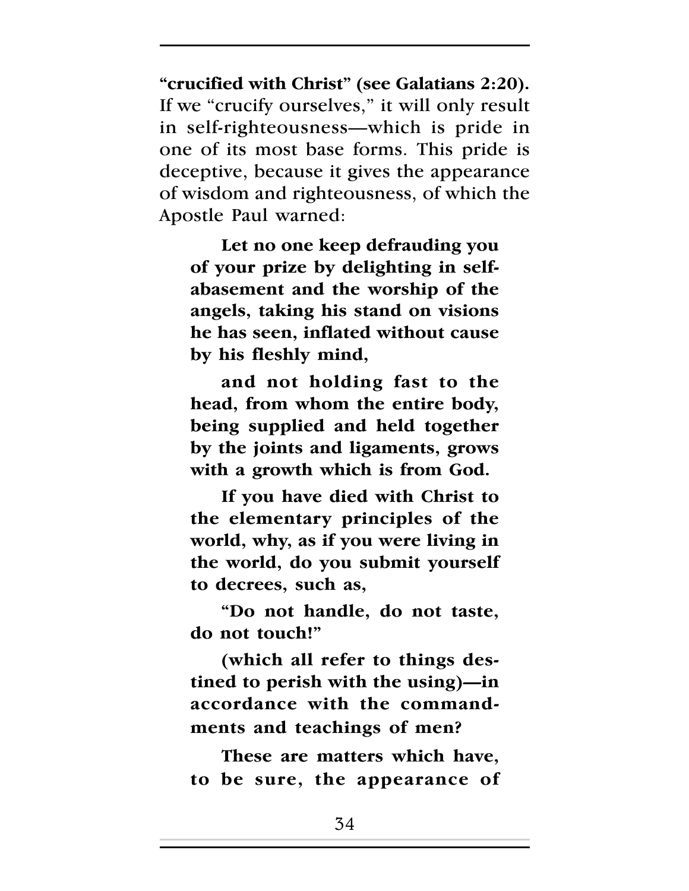**"crucified with Christ" (see Galatians 2:20).** If we "crucify ourselves," it will only result in self-righteousness—which is pride in one of its most base forms. This pride is deceptive, because it gives the appearance of wisdom and righteousness, of which the Apostle Paul warned:

> **Let no one keep defrauding you of your prize by delighting in self-abasement and the worship of the angels, taking his stand on visions he has seen, inflated without cause by his fleshly mind,**
>
> **and not holding fast to the head, from whom the entire body, being supplied and held together by the joints and ligaments, grows with a growth which is from God.**
>
> **If you have died with Christ to the elementary principles of the world, why, as if you were living in the world, do you submit yourself to decrees, such as,**
>
> **"Do not handle, do not taste, do not touch!"**
>
> **(which all refer to things destined to perish with the using)—in accordance with the commandments and teachings of men?**
>
> **These are matters which have, to be sure, the appearance of**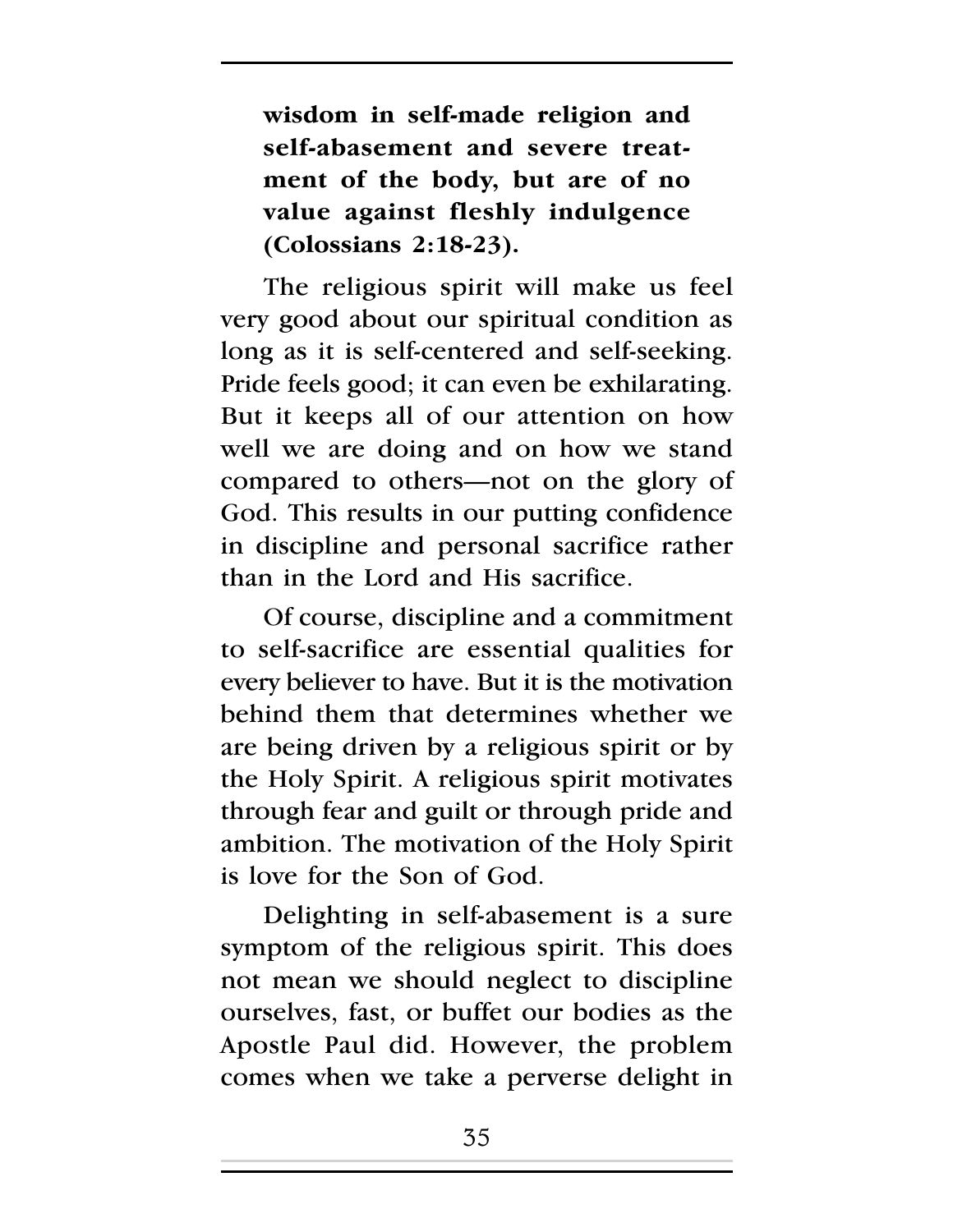**wisdom in self-made religion and self-abasement and severe treatment of the body, but are of no value against fleshly indulgence (Colossians 2:18-23).**

The religious spirit will make us feel very good about our spiritual condition as long as it is self-centered and self-seeking. Pride feels good; it can even be exhilarating. But it keeps all of our attention on how well we are doing and on how we stand compared to others—not on the glory of God. This results in our putting confidence in discipline and personal sacrifice rather than in the Lord and His sacrifice.

Of course, discipline and a commitment to self-sacrifice are essential qualities for every believer to have. But it is the motivation behind them that determines whether we are being driven by a religious spirit or by the Holy Spirit. A religious spirit motivates through fear and guilt or through pride and ambition. The motivation of the Holy Spirit is love for the Son of God.

Delighting in self-abasement is a sure symptom of the religious spirit. This does not mean we should neglect to discipline ourselves, fast, or buffet our bodies as the Apostle Paul did. However, the problem comes when we take a perverse delight in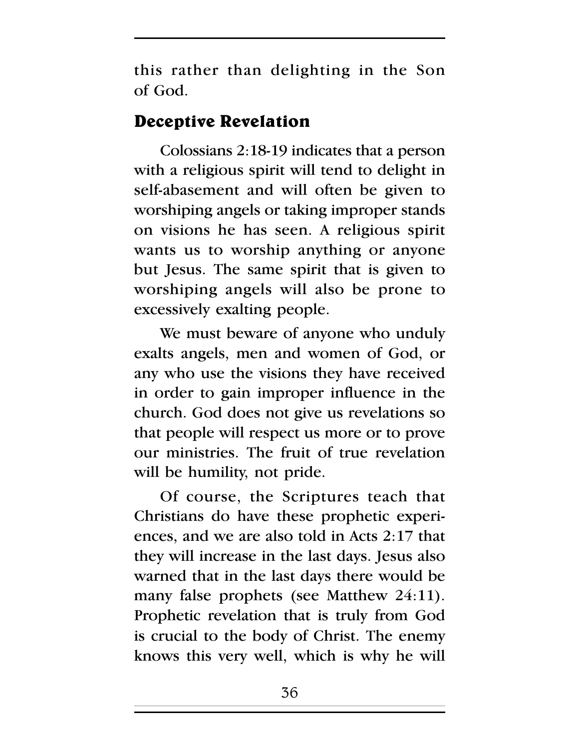this rather than delighting in the Son of God.

## Deceptive Revelation

Colossians 2:18-19 indicates that a person with a religious spirit will tend to delight in self-abasement and will often be given to worshiping angels or taking improper stands on visions he has seen. A religious spirit wants us to worship anything or anyone but Jesus. The same spirit that is given to worshiping angels will also be prone to excessively exalting people.

We must beware of anyone who unduly exalts angels, men and women of God, or any who use the visions they have received in order to gain improper influence in the church. God does not give us revelations so that people will respect us more or to prove our ministries. The fruit of true revelation will be humility, not pride.

Of course, the Scriptures teach that Christians do have these prophetic experiences, and we are also told in Acts 2:17 that they will increase in the last days. Jesus also warned that in the last days there would be many false prophets (see Matthew 24:11). Prophetic revelation that is truly from God is crucial to the body of Christ. The enemy knows this very well, which is why he will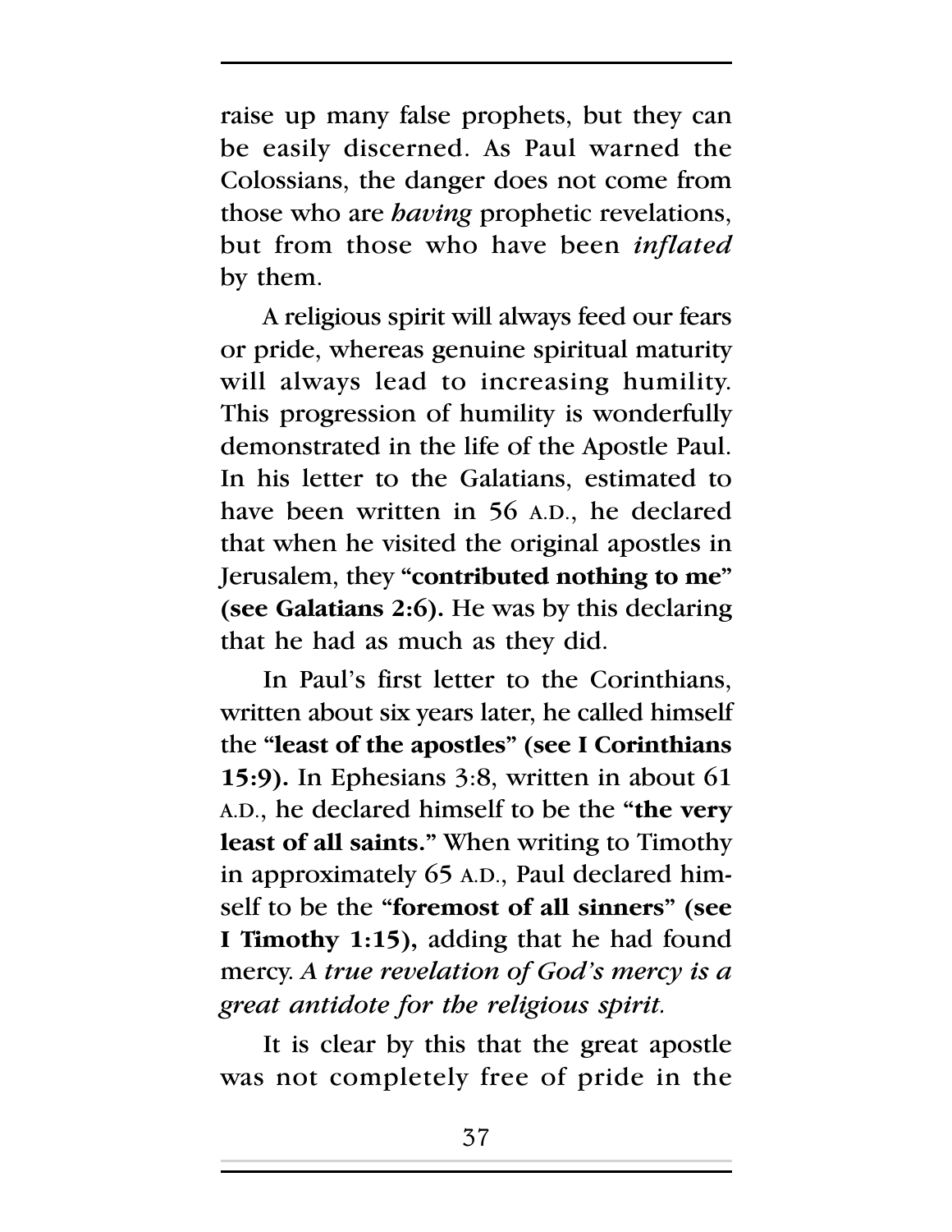raise up many false prophets, but they can be easily discerned. As Paul warned the Colossians, the danger does not come from those who are *having* prophetic revelations, but from those who have been *inflated* by them.

A religious spirit will always feed our fears or pride, whereas genuine spiritual maturity will always lead to increasing humility. This progression of humility is wonderfully demonstrated in the life of the Apostle Paul. In his letter to the Galatians, estimated to have been written in 56 A.D., he declared that when he visited the original apostles in Jerusalem, they **"contributed nothing to me" (see Galatians 2:6).** He was by this declaring that he had as much as they did.

In Paul's first letter to the Corinthians, written about six years later, he called himself the **"least of the apostles" (see I Corinthians 15:9).** In Ephesians 3:8, written in about 61 A.D., he declared himself to be the **"the very least of all saints."** When writing to Timothy in approximately 65 A.D., Paul declared himself to be the **"foremost of all sinners" (see I Timothy 1:15),** adding that he had found mercy. *A true revelation of God's mercy is a great antidote for the religious spirit.*

It is clear by this that the great apostle was not completely free of pride in the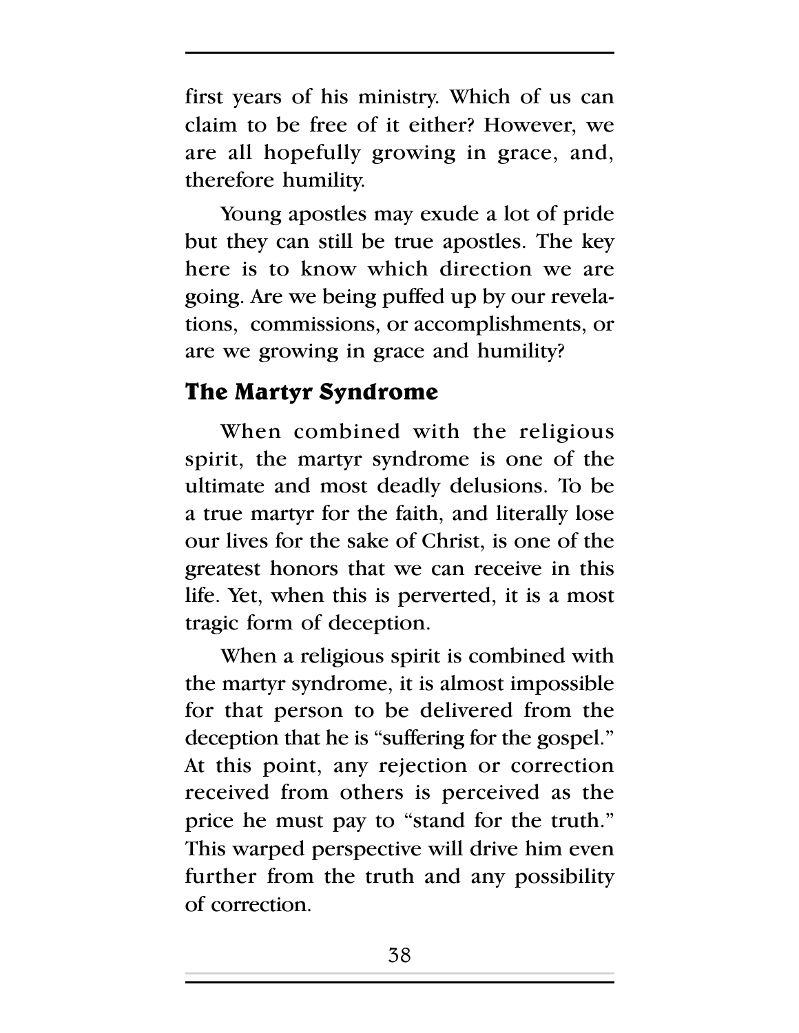first years of his ministry. Which of us can claim to be free of it either? However, we are all hopefully growing in grace, and, therefore humility.

Young apostles may exude a lot of pride but they can still be true apostles. The key here is to know which direction we are going. Are we being puffed up by our revelations, commissions, or accomplishments, or are we growing in grace and humility?

## The Martyr Syndrome

When combined with the religious spirit, the martyr syndrome is one of the ultimate and most deadly delusions. To be a true martyr for the faith, and literally lose our lives for the sake of Christ, is one of the greatest honors that we can receive in this life. Yet, when this is perverted, it is a most tragic form of deception.

When a religious spirit is combined with the martyr syndrome, it is almost impossible for that person to be delivered from the deception that he is "suffering for the gospel." At this point, any rejection or correction received from others is perceived as the price he must pay to "stand for the truth." This warped perspective will drive him even further from the truth and any possibility of correction.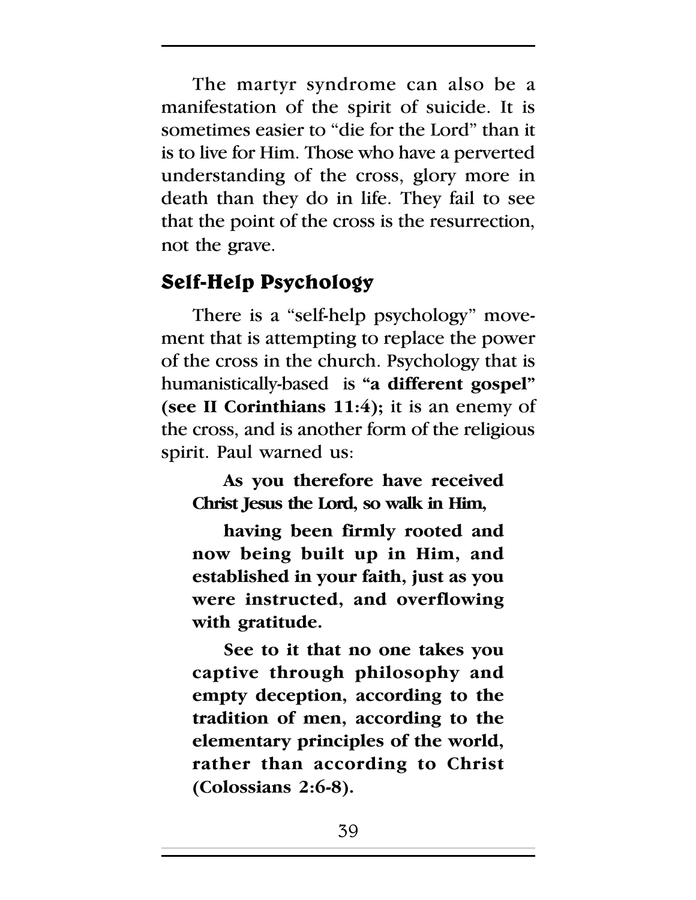The martyr syndrome can also be a manifestation of the spirit of suicide. It is sometimes easier to "die for the Lord" than it is to live for Him. Those who have a perverted understanding of the cross, glory more in death than they do in life. They fail to see that the point of the cross is the resurrection, not the grave.

## Self-Help Psychology

There is a "self-help psychology" movement that is attempting to replace the power of the cross in the church. Psychology that is humanistically-based is **"a different gospel" (see II Corinthians 11:4);** it is an enemy of the cross, and is another form of the religious spirit. Paul warned us:

> **As you therefore have received Christ Jesus the Lord, so walk in Him,**
>
> **having been firmly rooted and now being built up in Him, and established in your faith, just as you were instructed, and overflowing with gratitude.**
>
> **See to it that no one takes you captive through philosophy and empty deception, according to the tradition of men, according to the elementary principles of the world, rather than according to Christ (Colossians 2:6-8).**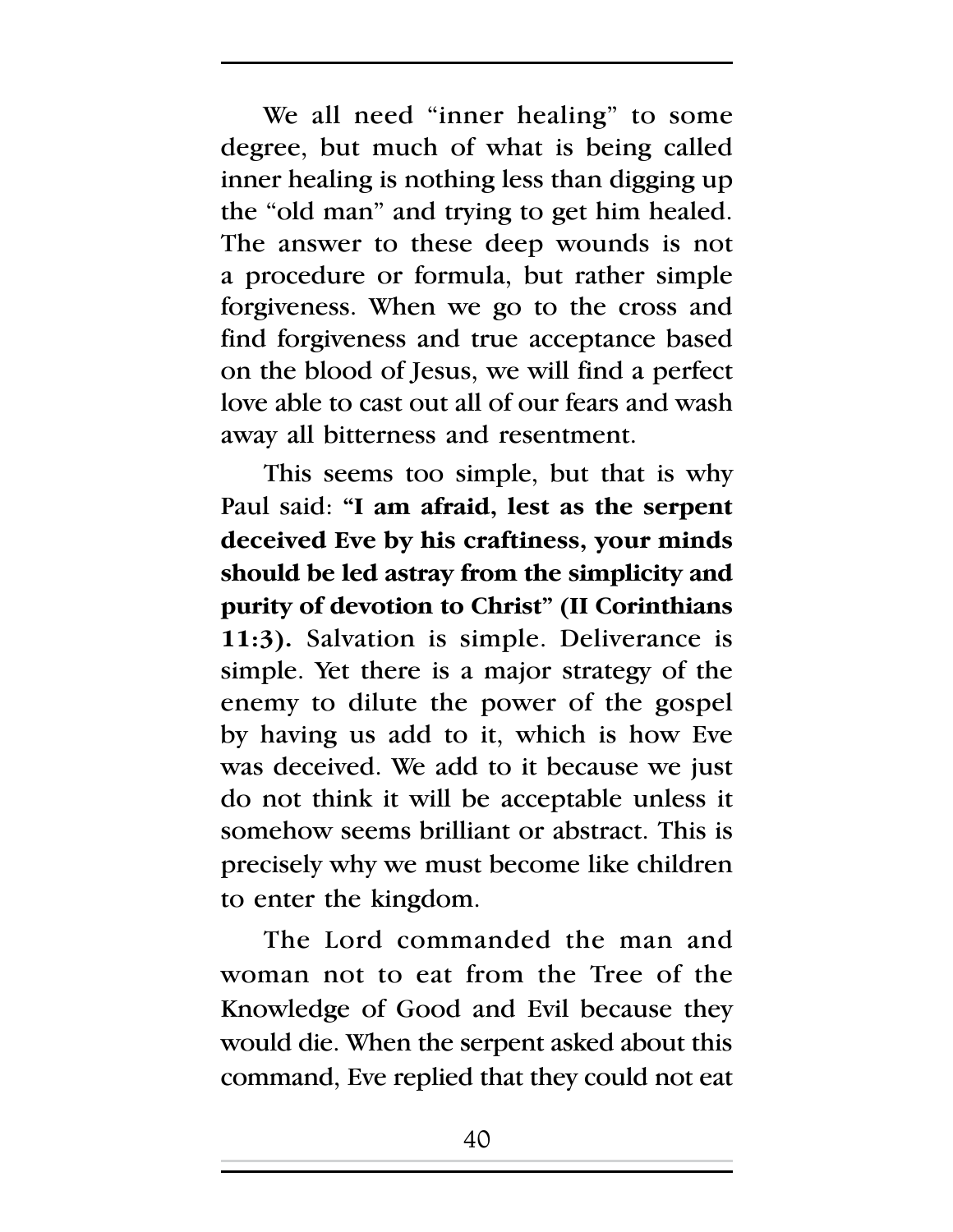We all need "inner healing" to some degree, but much of what is being called inner healing is nothing less than digging up the "old man" and trying to get him healed. The answer to these deep wounds is not a procedure or formula, but rather simple forgiveness. When we go to the cross and find forgiveness and true acceptance based on the blood of Jesus, we will find a perfect love able to cast out all of our fears and wash away all bitterness and resentment.

This seems too simple, but that is why Paul said: **"I am afraid, lest as the serpent deceived Eve by his craftiness, your minds should be led astray from the simplicity and purity of devotion to Christ" (II Corinthians 11:3).** Salvation is simple. Deliverance is simple. Yet there is a major strategy of the enemy to dilute the power of the gospel by having us add to it, which is how Eve was deceived. We add to it because we just do not think it will be acceptable unless it somehow seems brilliant or abstract. This is precisely why we must become like children to enter the kingdom.

The Lord commanded the man and woman not to eat from the Tree of the Knowledge of Good and Evil because they would die. When the serpent asked about this command, Eve replied that they could not eat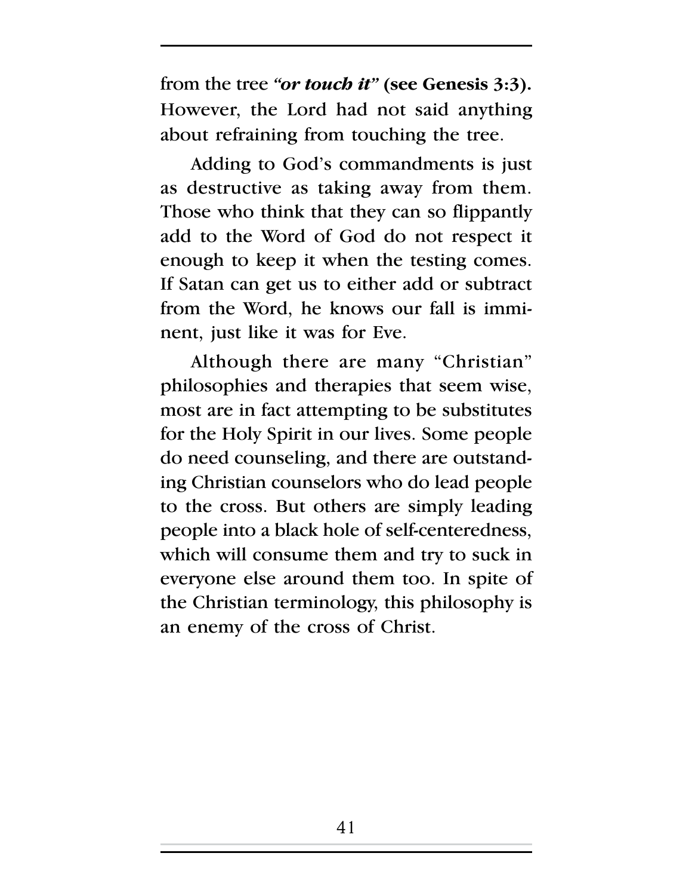from the tree ***"or touch it"*** **(see Genesis 3:3).** However, the Lord had not said anything about refraining from touching the tree.

Adding to God's commandments is just as destructive as taking away from them. Those who think that they can so flippantly add to the Word of God do not respect it enough to keep it when the testing comes. If Satan can get us to either add or subtract from the Word, he knows our fall is imminent, just like it was for Eve.

Although there are many "Christian" philosophies and therapies that seem wise, most are in fact attempting to be substitutes for the Holy Spirit in our lives. Some people do need counseling, and there are outstanding Christian counselors who do lead people to the cross. But others are simply leading people into a black hole of self-centeredness, which will consume them and try to suck in everyone else around them too. In spite of the Christian terminology, this philosophy is an enemy of the cross of Christ.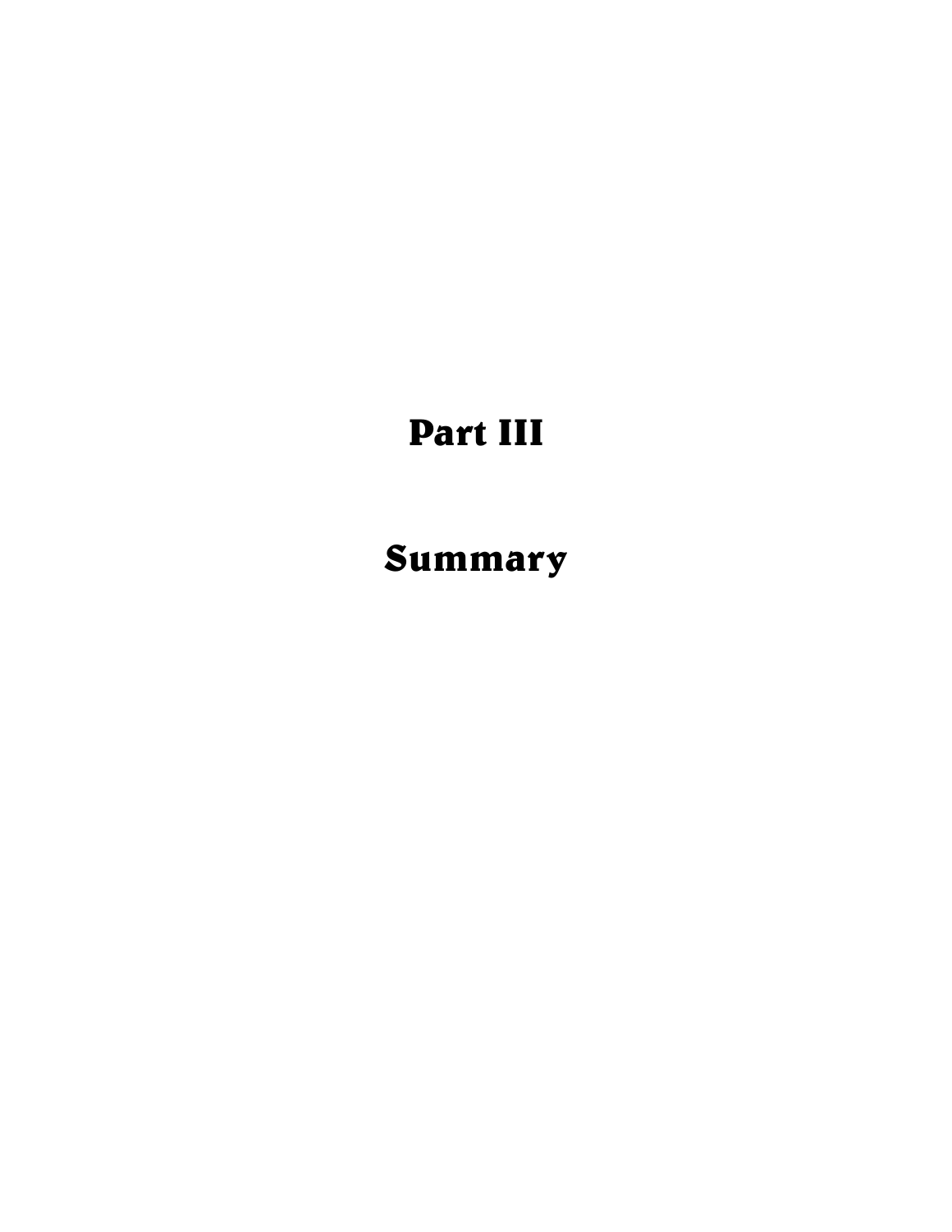# Part III

## Summary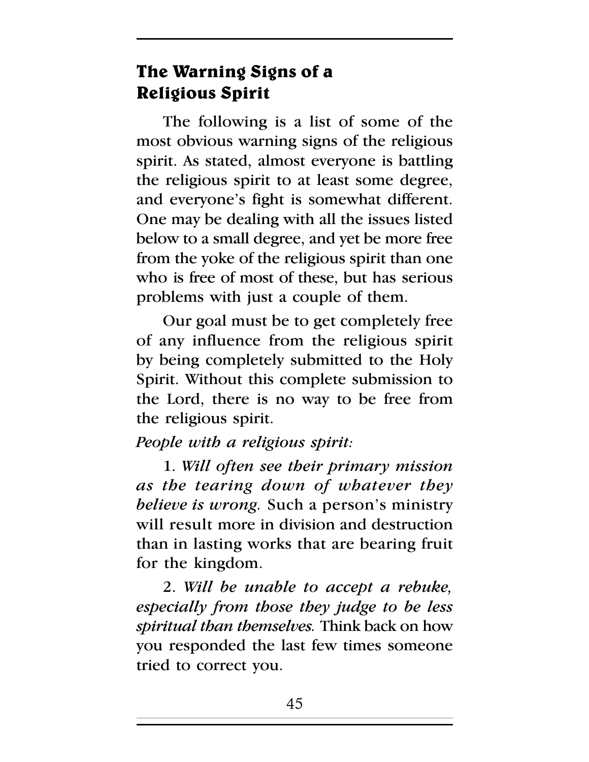## The Warning Signs of a Religious Spirit

The following is a list of some of the most obvious warning signs of the religious spirit. As stated, almost everyone is battling the religious spirit to at least some degree, and everyone's fight is somewhat different. One may be dealing with all the issues listed below to a small degree, and yet be more free from the yoke of the religious spirit than one who is free of most of these, but has serious problems with just a couple of them.

Our goal must be to get completely free of any influence from the religious spirit by being completely submitted to the Holy Spirit. Without this complete submission to the Lord, there is no way to be free from the religious spirit.

*People with a religious spirit:*

1. *Will often see their primary mission as the tearing down of whatever they believe is wrong.* Such a person's ministry will result more in division and destruction than in lasting works that are bearing fruit for the kingdom.

2. *Will be unable to accept a rebuke, especially from those they judge to be less spiritual than themselves.* Think back on how you responded the last few times someone tried to correct you.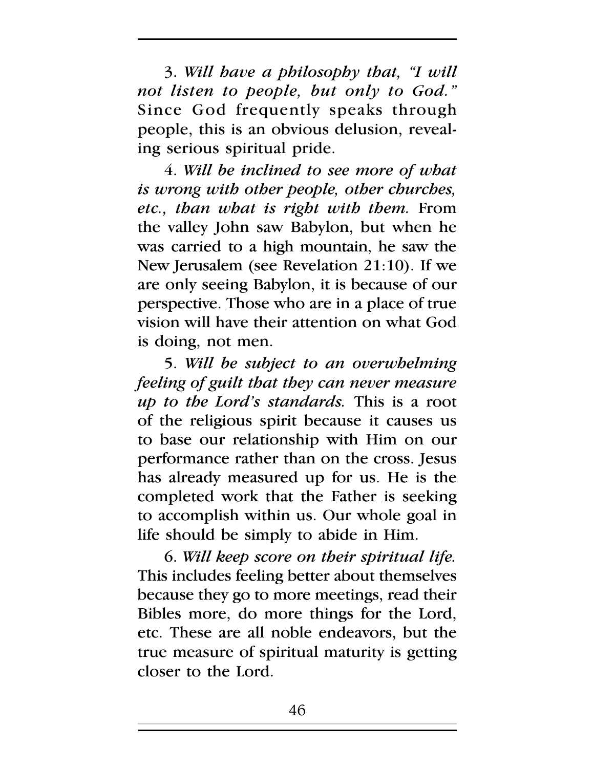3. *Will have a philosophy that, "I will not listen to people, but only to God."* Since God frequently speaks through people, this is an obvious delusion, revealing serious spiritual pride.

4. *Will be inclined to see more of what is wrong with other people, other churches, etc., than what is right with them.* From the valley John saw Babylon, but when he was carried to a high mountain, he saw the New Jerusalem (see Revelation 21:10). If we are only seeing Babylon, it is because of our perspective. Those who are in a place of true vision will have their attention on what God is doing, not men.

5. *Will be subject to an overwhelming feeling of guilt that they can never measure up to the Lord's standards.* This is a root of the religious spirit because it causes us to base our relationship with Him on our performance rather than on the cross. Jesus has already measured up for us. He is the completed work that the Father is seeking to accomplish within us. Our whole goal in life should be simply to abide in Him.

6. *Will keep score on their spiritual life.* This includes feeling better about themselves because they go to more meetings, read their Bibles more, do more things for the Lord, etc. These are all noble endeavors, but the true measure of spiritual maturity is getting closer to the Lord.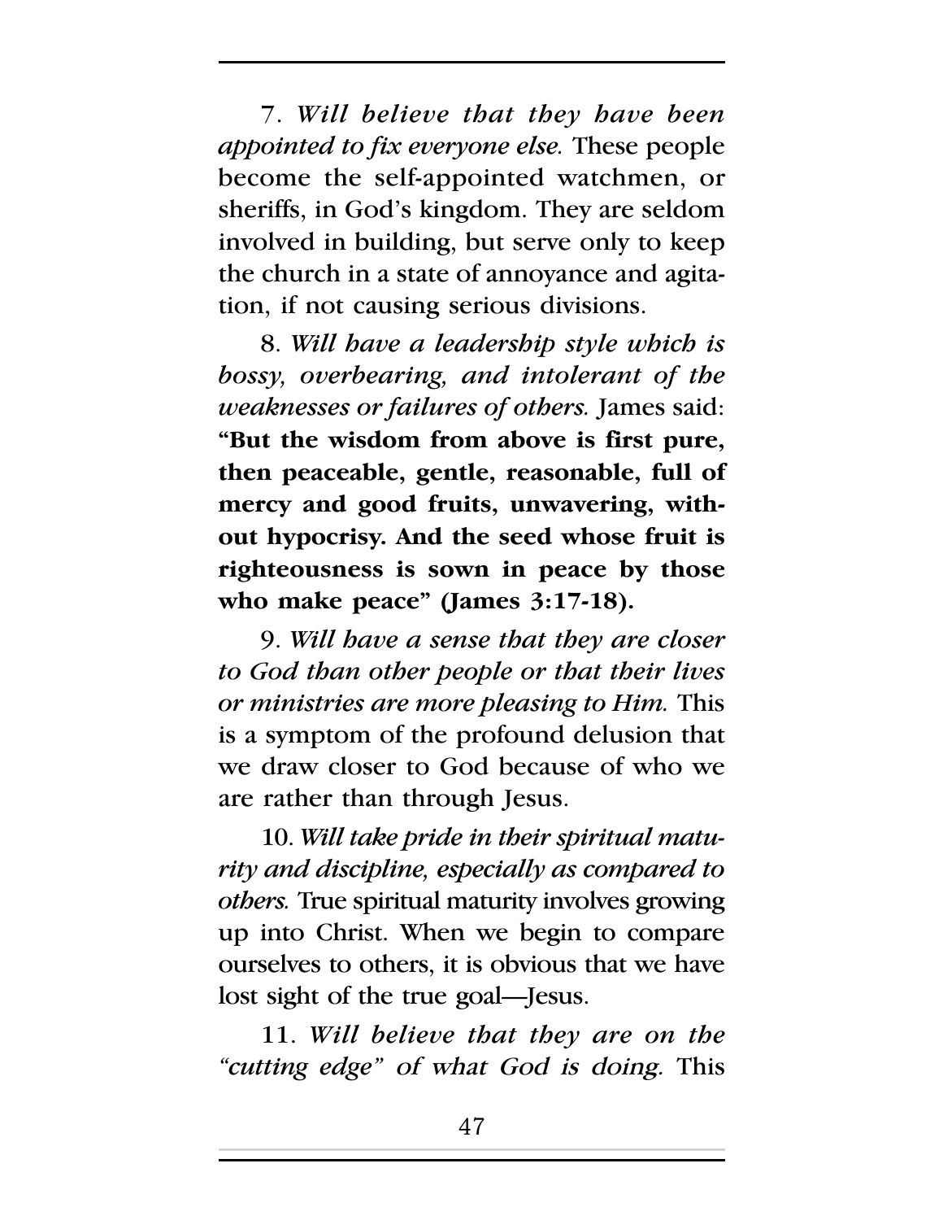7. *Will believe that they have been appointed to fix everyone else.* These people become the self-appointed watchmen, or sheriffs, in God's kingdom. They are seldom involved in building, but serve only to keep the church in a state of annoyance and agitation, if not causing serious divisions.

8. *Will have a leadership style which is bossy, overbearing, and intolerant of the weaknesses or failures of others.* James said: **"But the wisdom from above is first pure, then peaceable, gentle, reasonable, full of mercy and good fruits, unwavering, without hypocrisy. And the seed whose fruit is righteousness is sown in peace by those who make peace" (James 3:17-18).**

9. *Will have a sense that they are closer to God than other people or that their lives or ministries are more pleasing to Him.* This is a symptom of the profound delusion that we draw closer to God because of who we are rather than through Jesus.

10. *Will take pride in their spiritual maturity and discipline, especially as compared to others.* True spiritual maturity involves growing up into Christ. When we begin to compare ourselves to others, it is obvious that we have lost sight of the true goal—Jesus.

11. *Will believe that they are on the "cutting edge" of what God is doing.* This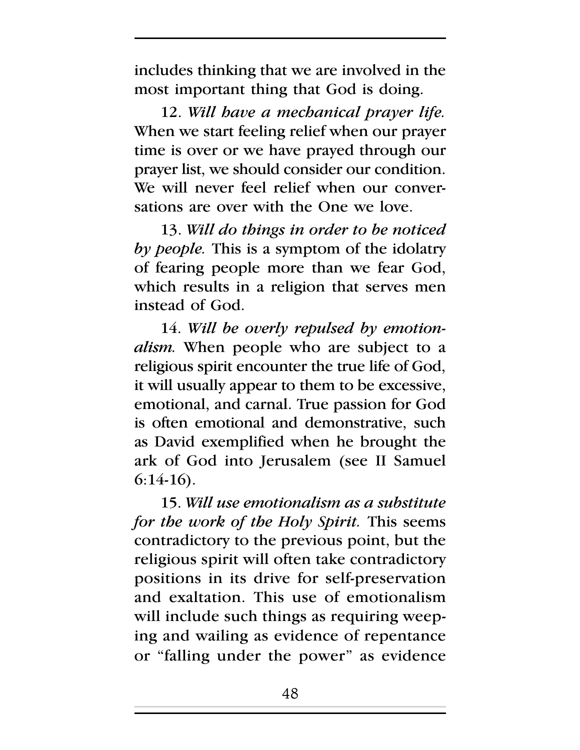includes thinking that we are involved in the most important thing that God is doing.

12. *Will have a mechanical prayer life.* When we start feeling relief when our prayer time is over or we have prayed through our prayer list, we should consider our condition. We will never feel relief when our conversations are over with the One we love.

13. *Will do things in order to be noticed by people.* This is a symptom of the idolatry of fearing people more than we fear God, which results in a religion that serves men instead of God.

14. *Will be overly repulsed by emotionalism.* When people who are subject to a religious spirit encounter the true life of God, it will usually appear to them to be excessive, emotional, and carnal. True passion for God is often emotional and demonstrative, such as David exemplified when he brought the ark of God into Jerusalem (see II Samuel 6:14-16).

15. *Will use emotionalism as a substitute for the work of the Holy Spirit.* This seems contradictory to the previous point, but the religious spirit will often take contradictory positions in its drive for self-preservation and exaltation. This use of emotionalism will include such things as requiring weeping and wailing as evidence of repentance or "falling under the power" as evidence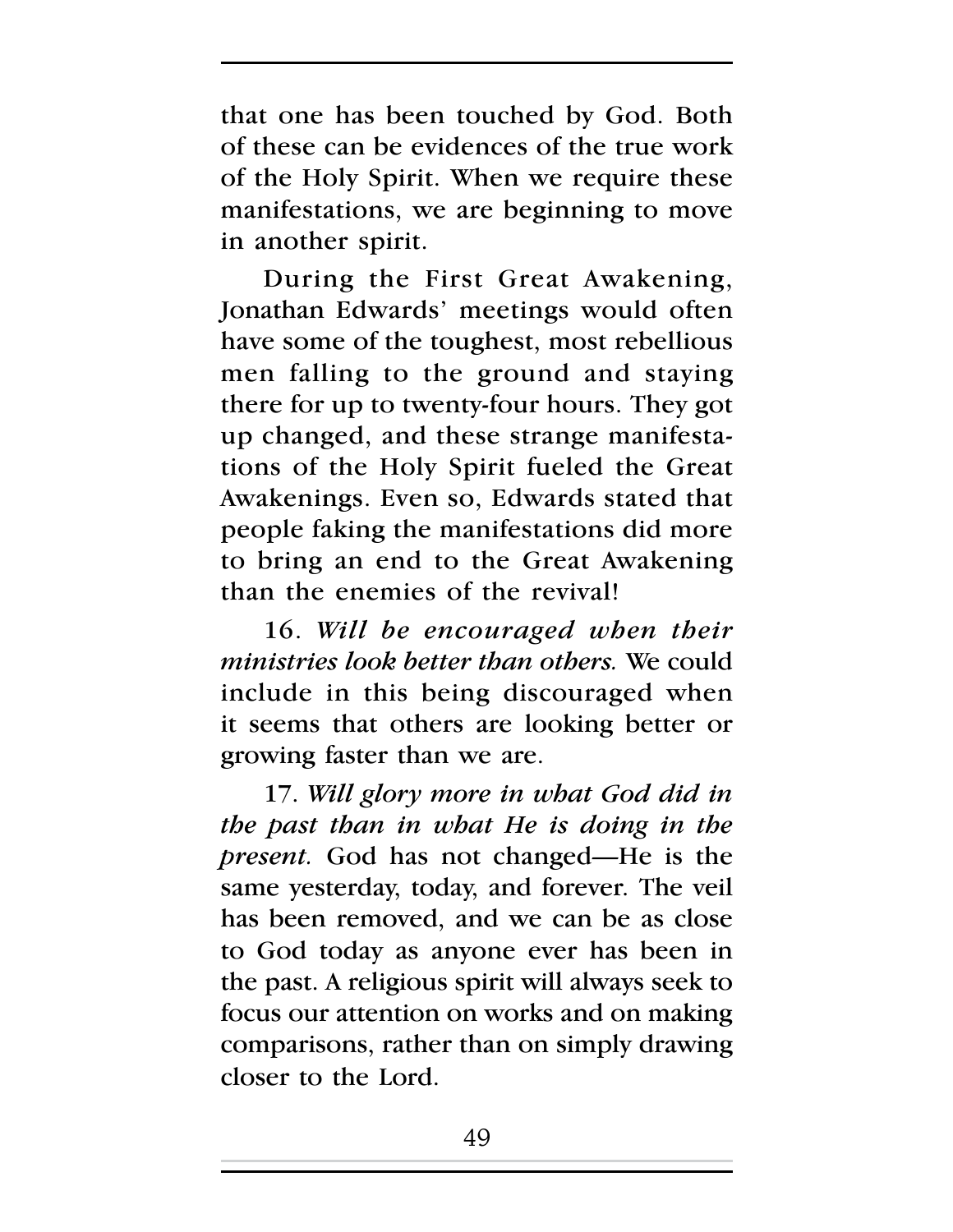that one has been touched by God. Both of these can be evidences of the true work of the Holy Spirit. When we require these manifestations, we are beginning to move in another spirit.

During the First Great Awakening, Jonathan Edwards' meetings would often have some of the toughest, most rebellious men falling to the ground and staying there for up to twenty-four hours. They got up changed, and these strange manifestations of the Holy Spirit fueled the Great Awakenings. Even so, Edwards stated that people faking the manifestations did more to bring an end to the Great Awakening than the enemies of the revival!

16. *Will be encouraged when their ministries look better than others.* We could include in this being discouraged when it seems that others are looking better or growing faster than we are.

17. *Will glory more in what God did in the past than in what He is doing in the present.* God has not changed—He is the same yesterday, today, and forever. The veil has been removed, and we can be as close to God today as anyone ever has been in the past. A religious spirit will always seek to focus our attention on works and on making comparisons, rather than on simply drawing closer to the Lord.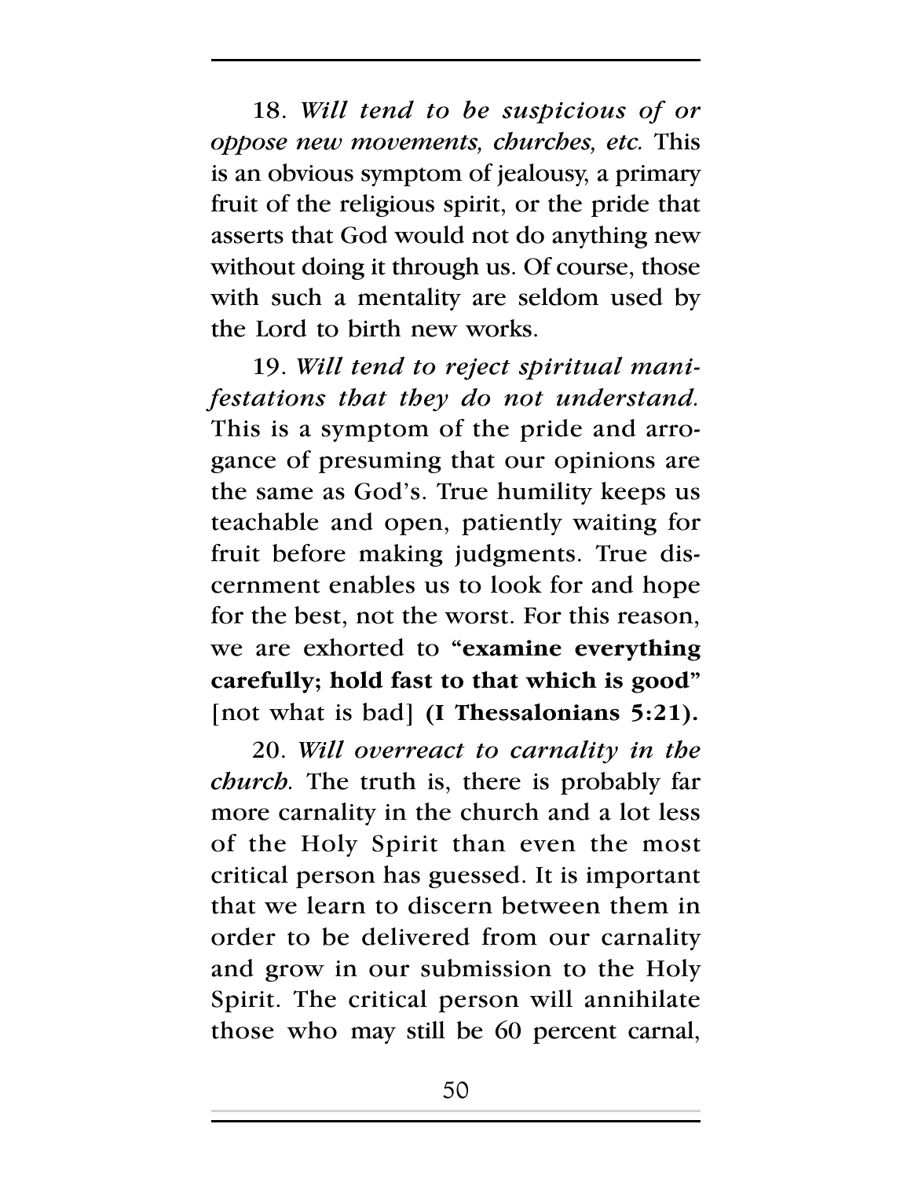18. *Will tend to be suspicious of or oppose new movements, churches, etc.* This is an obvious symptom of jealousy, a primary fruit of the religious spirit, or the pride that asserts that God would not do anything new without doing it through us. Of course, those with such a mentality are seldom used by the Lord to birth new works.

19. *Will tend to reject spiritual manifestations that they do not understand.* This is a symptom of the pride and arrogance of presuming that our opinions are the same as God's. True humility keeps us teachable and open, patiently waiting for fruit before making judgments. True discernment enables us to look for and hope for the best, not the worst. For this reason, we are exhorted to "**examine everything carefully; hold fast to that which is good**" [not what is bad] **(I Thessalonians 5:21).**

20. *Will overreact to carnality in the church.* The truth is, there is probably far more carnality in the church and a lot less of the Holy Spirit than even the most critical person has guessed. It is important that we learn to discern between them in order to be delivered from our carnality and grow in our submission to the Holy Spirit. The critical person will annihilate those who may still be 60 percent carnal,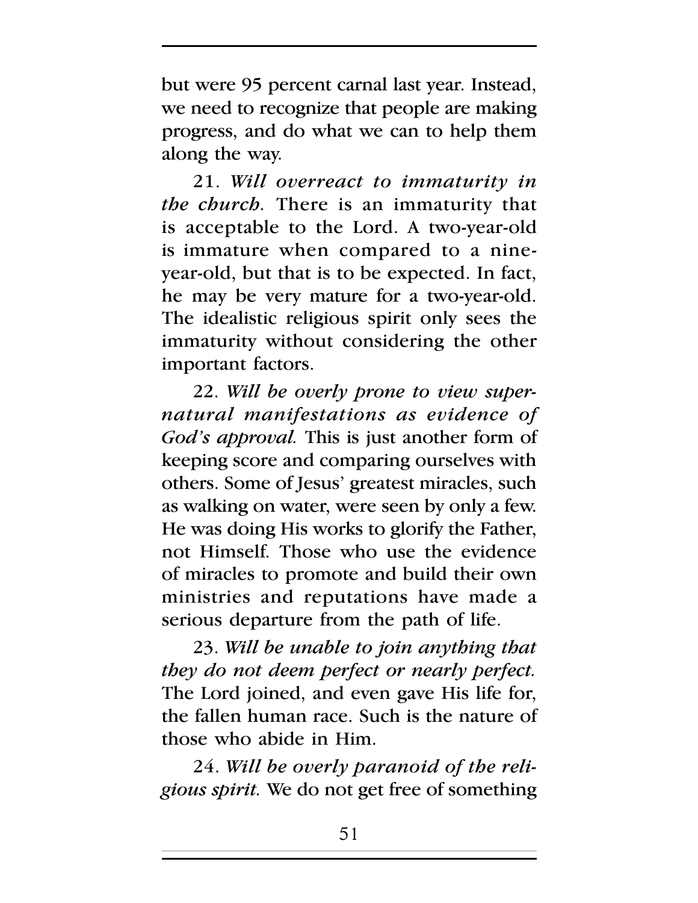but were 95 percent carnal last year. Instead, we need to recognize that people are making progress, and do what we can to help them along the way.

21. *Will overreact to immaturity in the church.* There is an immaturity that is acceptable to the Lord. A two-year-old is immature when compared to a nine-year-old, but that is to be expected. In fact, he may be very mature for a two-year-old. The idealistic religious spirit only sees the immaturity without considering the other important factors.

22. *Will be overly prone to view supernatural manifestations as evidence of God's approval.* This is just another form of keeping score and comparing ourselves with others. Some of Jesus' greatest miracles, such as walking on water, were seen by only a few. He was doing His works to glorify the Father, not Himself. Those who use the evidence of miracles to promote and build their own ministries and reputations have made a serious departure from the path of life.

23. *Will be unable to join anything that they do not deem perfect or nearly perfect.* The Lord joined, and even gave His life for, the fallen human race. Such is the nature of those who abide in Him.

24. *Will be overly paranoid of the religious spirit.* We do not get free of something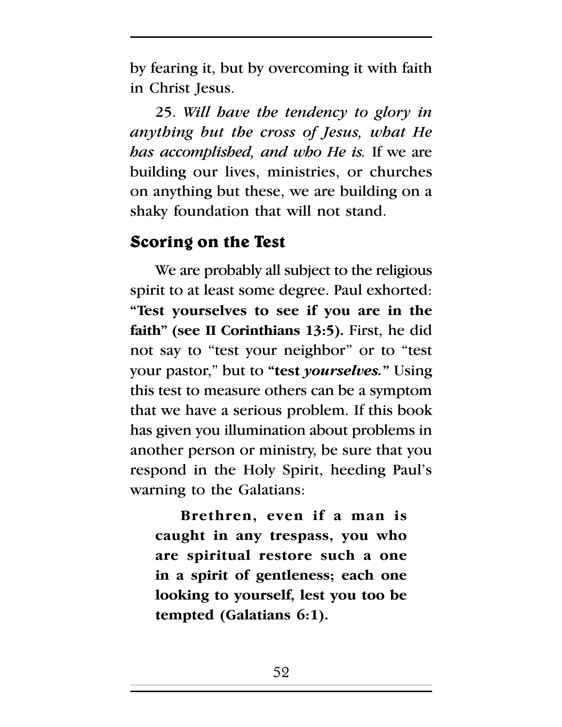by fearing it, but by overcoming it with faith in Christ Jesus.

25. *Will have the tendency to glory in anything but the cross of Jesus, what He has accomplished, and who He is.* If we are building our lives, ministries, or churches on anything but these, we are building on a shaky foundation that will not stand.

## Scoring on the Test

We are probably all subject to the religious spirit to at least some degree. Paul exhorted: **"Test yourselves to see if you are in the faith" (see II Corinthians 13:5).** First, he did not say to "test your neighbor" or to "test your pastor," but to **"test *yourselves.*"** Using this test to measure others can be a symptom that we have a serious problem. If this book has given you illumination about problems in another person or ministry, be sure that you respond in the Holy Spirit, heeding Paul's warning to the Galatians:

> **Brethren, even if a man is caught in any trespass, you who are spiritual restore such a one in a spirit of gentleness; each one looking to yourself, lest you too be tempted (Galatians 6:1).**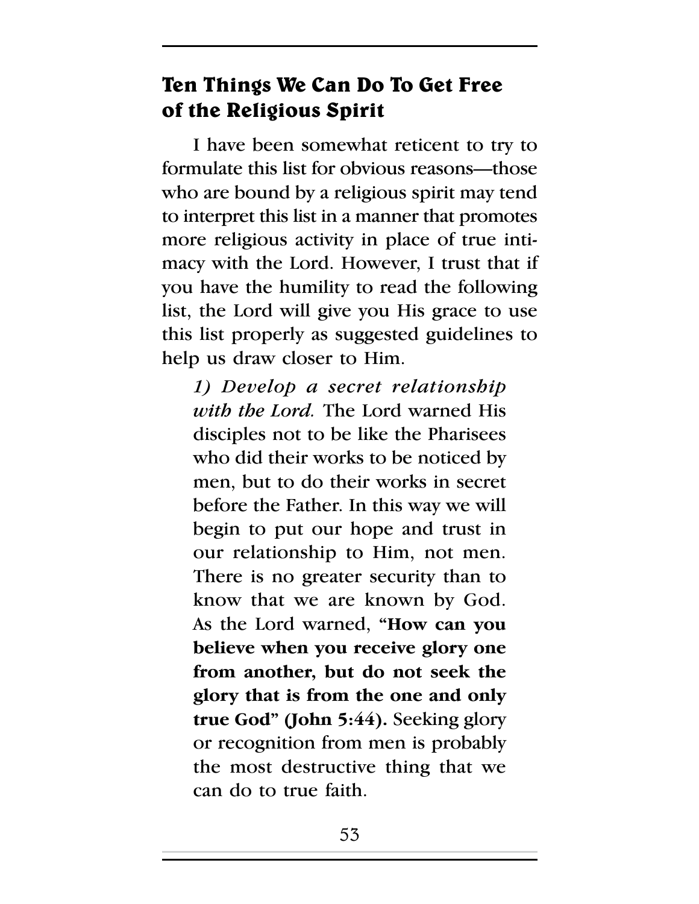## Ten Things We Can Do To Get Free of the Religious Spirit

I have been somewhat reticent to try to formulate this list for obvious reasons—those who are bound by a religious spirit may tend to interpret this list in a manner that promotes more religious activity in place of true intimacy with the Lord. However, I trust that if you have the humility to read the following list, the Lord will give you His grace to use this list properly as suggested guidelines to help us draw closer to Him.

*1) Develop a secret relationship with the Lord.* The Lord warned His disciples not to be like the Pharisees who did their works to be noticed by men, but to do their works in secret before the Father. In this way we will begin to put our hope and trust in our relationship to Him, not men. There is no greater security than to know that we are known by God. As the Lord warned, **"How can you believe when you receive glory one from another, but do not seek the glory that is from the one and only true God" (John 5:44).** Seeking glory or recognition from men is probably the most destructive thing that we can do to true faith.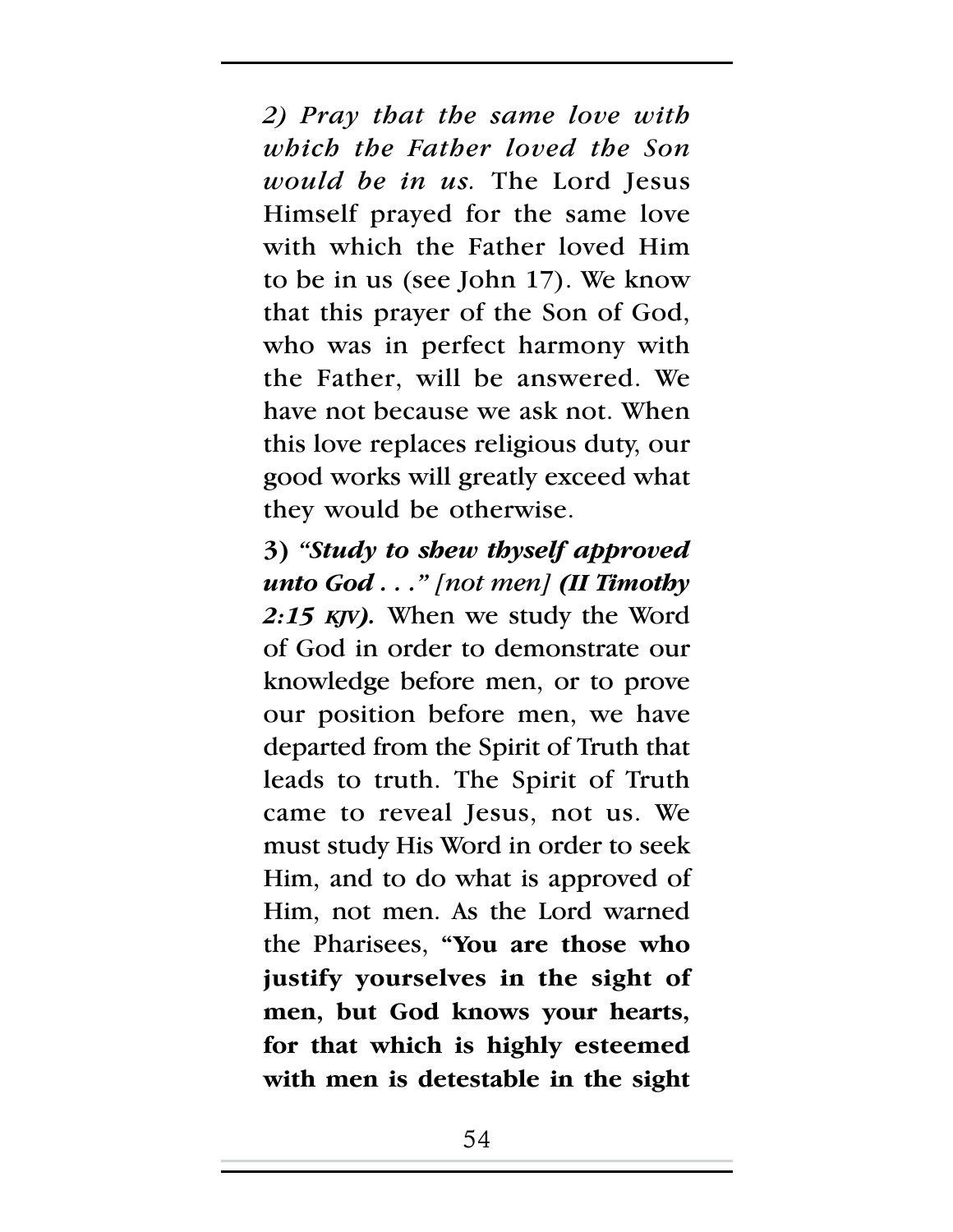*2) Pray that the same love with which the Father loved the Son would be in us.* The Lord Jesus Himself prayed for the same love with which the Father loved Him to be in us (see John 17). We know that this prayer of the Son of God, who was in perfect harmony with the Father, will be answered. We have not because we ask not. When this love replaces religious duty, our good works will greatly exceed what they would be otherwise.

**3)** ***"Study to shew thyself approved unto God . . ."*** *[not men]* ***(II Timothy 2:15 KJV).*** When we study the Word of God in order to demonstrate our knowledge before men, or to prove our position before men, we have departed from the Spirit of Truth that leads to truth. The Spirit of Truth came to reveal Jesus, not us. We must study His Word in order to seek Him, and to do what is approved of Him, not men. As the Lord warned the Pharisees, **"You are those who justify yourselves in the sight of men, but God knows your hearts, for that which is highly esteemed with men is detestable in the sight**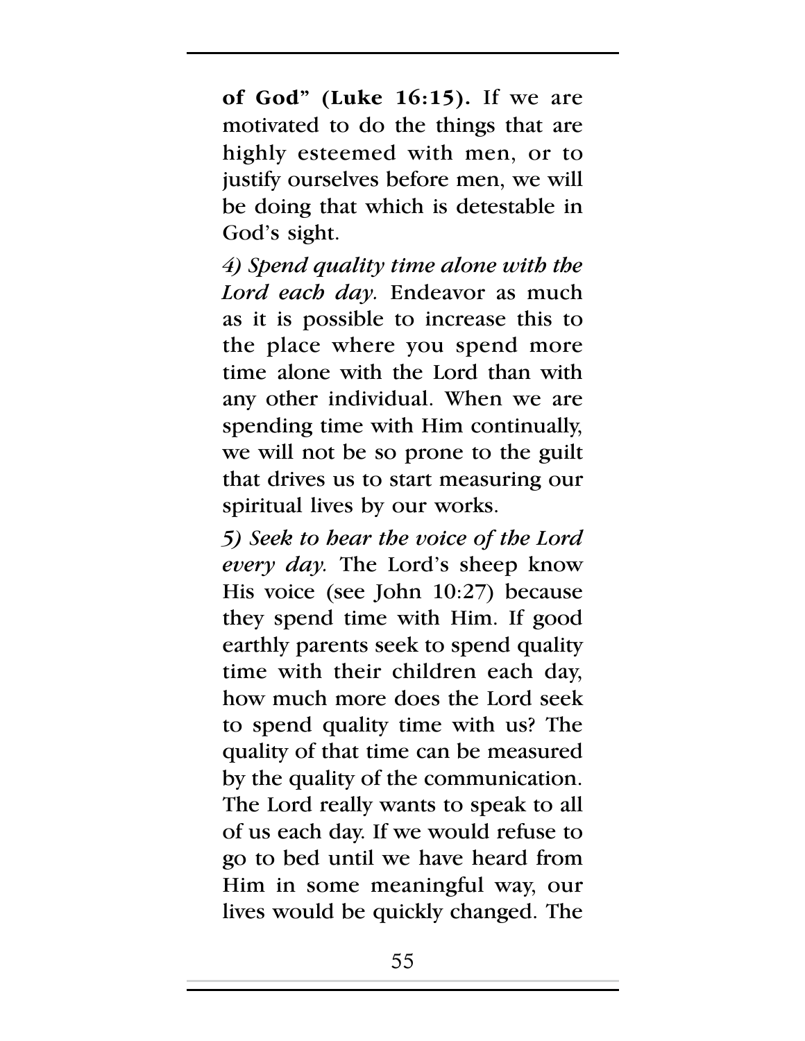**of God" (Luke 16:15).** If we are motivated to do the things that are highly esteemed with men, or to justify ourselves before men, we will be doing that which is detestable in God's sight.

*4) Spend quality time alone with the Lord each day.* Endeavor as much as it is possible to increase this to the place where you spend more time alone with the Lord than with any other individual. When we are spending time with Him continually, we will not be so prone to the guilt that drives us to start measuring our spiritual lives by our works.

*5) Seek to hear the voice of the Lord every day.* The Lord's sheep know His voice (see John 10:27) because they spend time with Him. If good earthly parents seek to spend quality time with their children each day, how much more does the Lord seek to spend quality time with us? The quality of that time can be measured by the quality of the communication. The Lord really wants to speak to all of us each day. If we would refuse to go to bed until we have heard from Him in some meaningful way, our lives would be quickly changed. The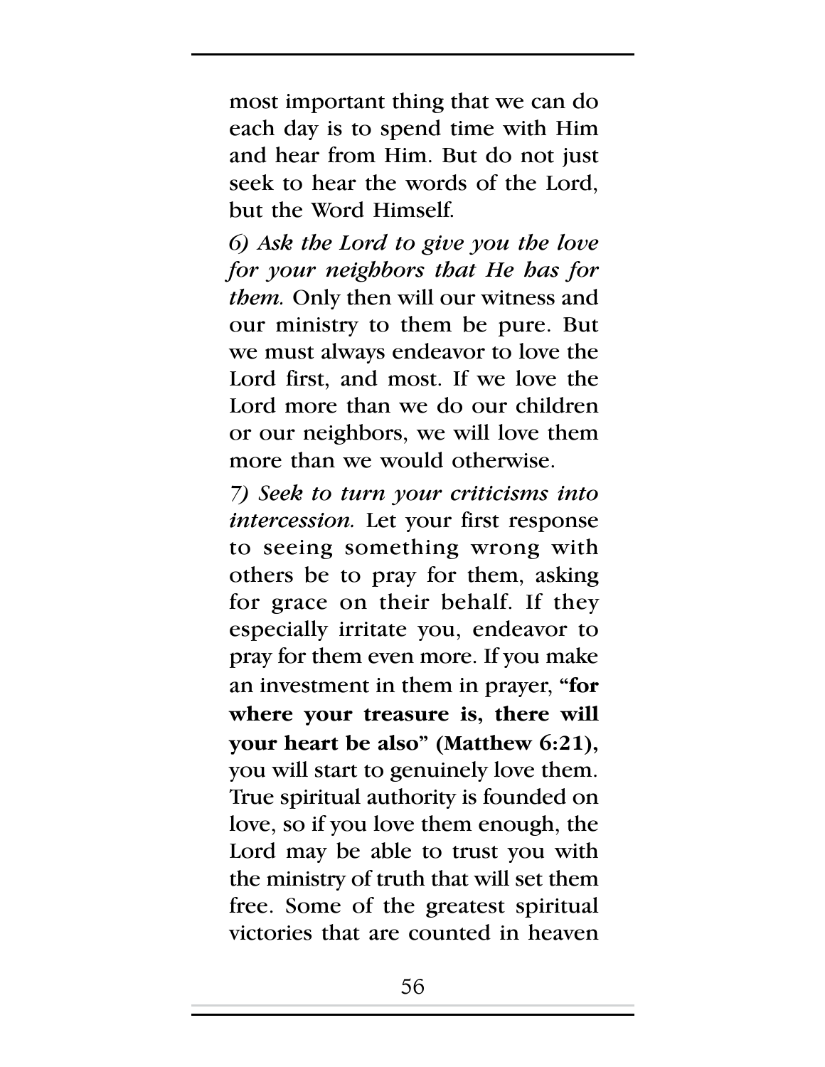most important thing that we can do each day is to spend time with Him and hear from Him. But do not just seek to hear the words of the Lord, but the Word Himself.

*6) Ask the Lord to give you the love for your neighbors that He has for them.* Only then will our witness and our ministry to them be pure. But we must always endeavor to love the Lord first, and most. If we love the Lord more than we do our children or our neighbors, we will love them more than we would otherwise.

*7) Seek to turn your criticisms into intercession.* Let your first response to seeing something wrong with others be to pray for them, asking for grace on their behalf. If they especially irritate you, endeavor to pray for them even more. If you make an investment in them in prayer, "**for where your treasure is, there will your heart be also" (Matthew 6:21),** you will start to genuinely love them. True spiritual authority is founded on love, so if you love them enough, the Lord may be able to trust you with the ministry of truth that will set them free. Some of the greatest spiritual victories that are counted in heaven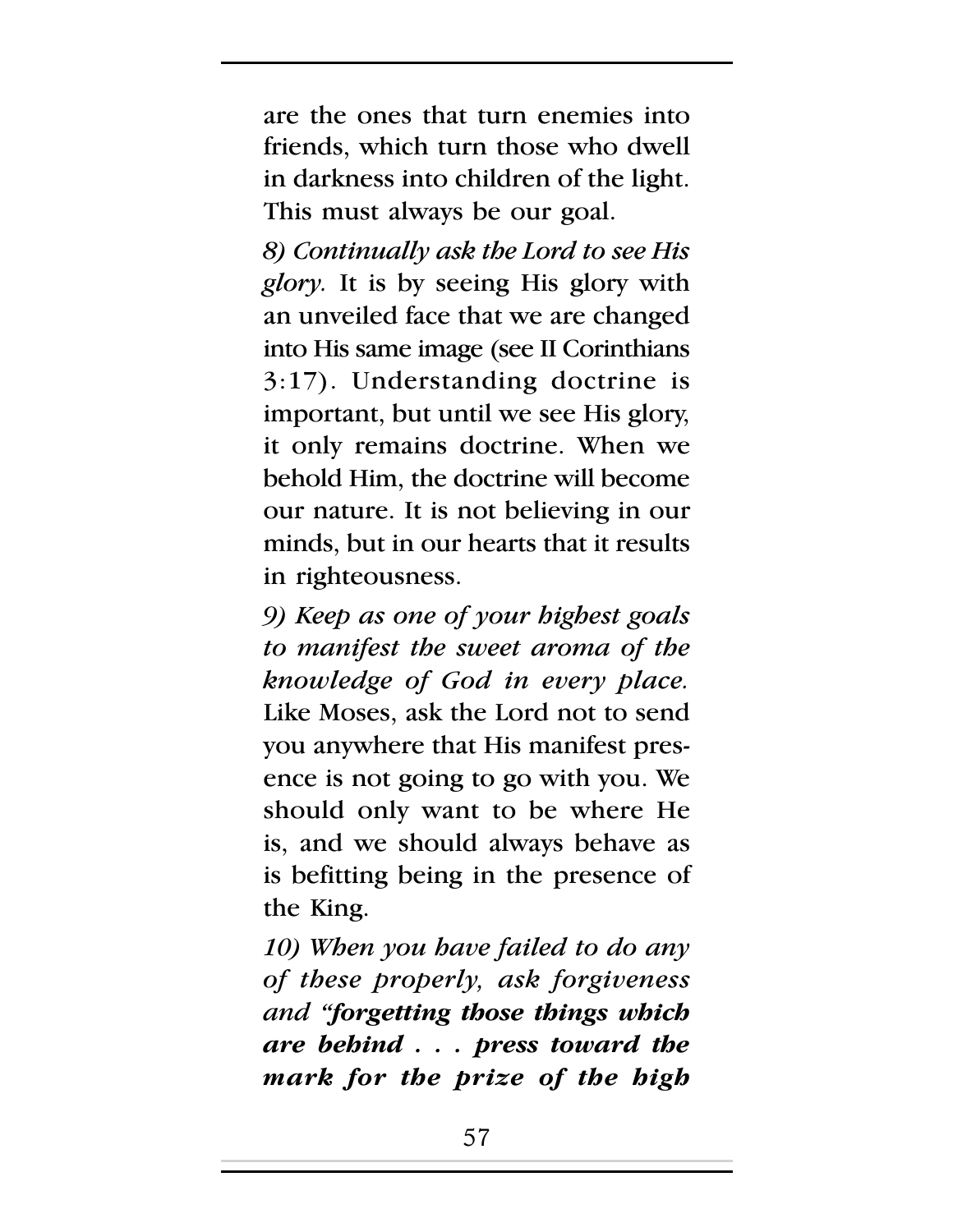are the ones that turn enemies into friends, which turn those who dwell in darkness into children of the light. This must always be our goal.

*8) Continually ask the Lord to see His glory.* It is by seeing His glory with an unveiled face that we are changed into His same image (see II Corinthians 3:17). Understanding doctrine is important, but until we see His glory, it only remains doctrine. When we behold Him, the doctrine will become our nature. It is not believing in our minds, but in our hearts that it results in righteousness.

*9) Keep as one of your highest goals to manifest the sweet aroma of the knowledge of God in every place.* Like Moses, ask the Lord not to send you anywhere that His manifest presence is not going to go with you. We should only want to be where He is, and we should always behave as is befitting being in the presence of the King.

*10) When you have failed to do any of these properly, ask forgiveness and "**forgetting those things which are behind . . . press toward the mark for the prize of the high**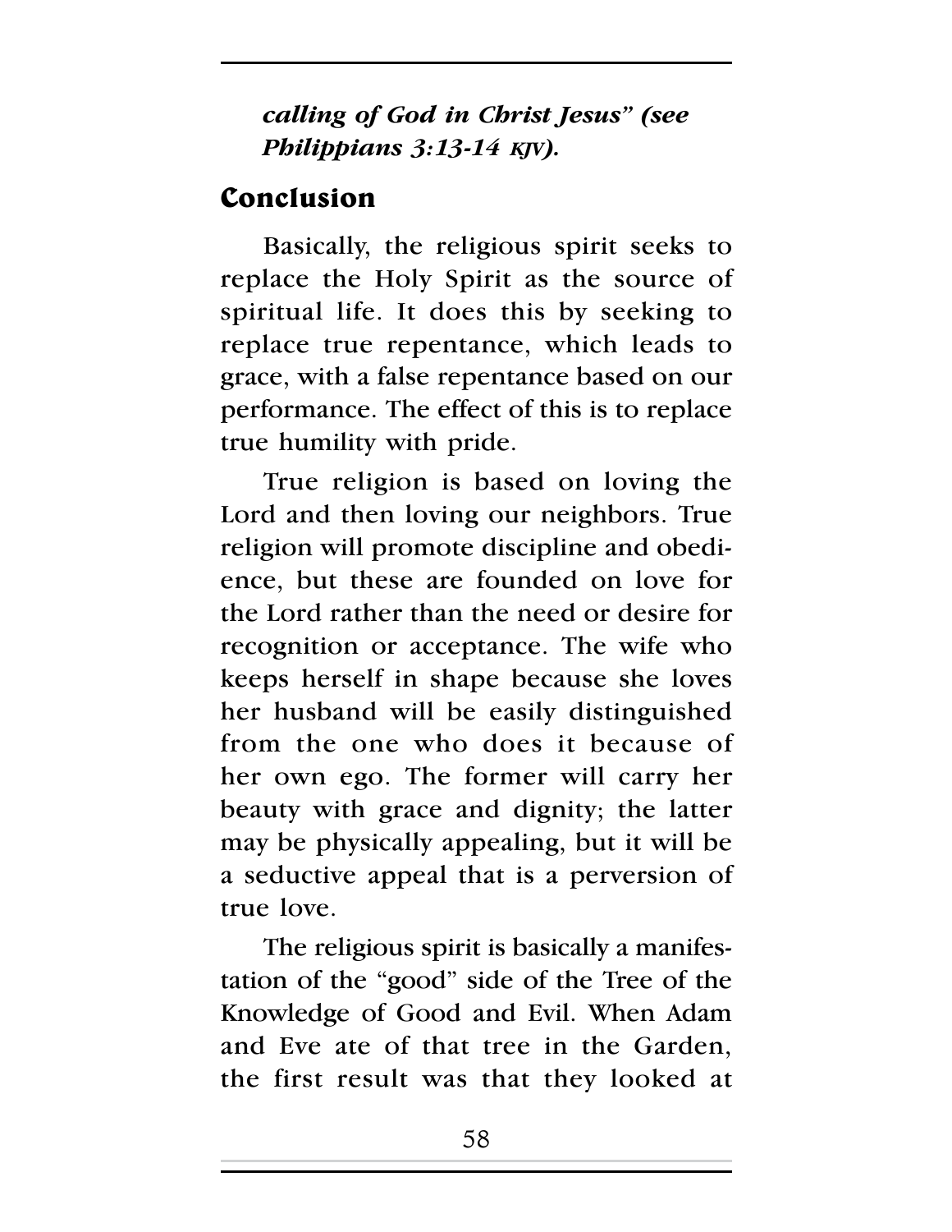***calling of God in Christ Jesus" (see Philippians 3:13-14 KJV).***

## Conclusion

Basically, the religious spirit seeks to replace the Holy Spirit as the source of spiritual life. It does this by seeking to replace true repentance, which leads to grace, with a false repentance based on our performance. The effect of this is to replace true humility with pride.

True religion is based on loving the Lord and then loving our neighbors. True religion will promote discipline and obedience, but these are founded on love for the Lord rather than the need or desire for recognition or acceptance. The wife who keeps herself in shape because she loves her husband will be easily distinguished from the one who does it because of her own ego. The former will carry her beauty with grace and dignity; the latter may be physically appealing, but it will be a seductive appeal that is a perversion of true love.

The religious spirit is basically a manifestation of the "good" side of the Tree of the Knowledge of Good and Evil. When Adam and Eve ate of that tree in the Garden, the first result was that they looked at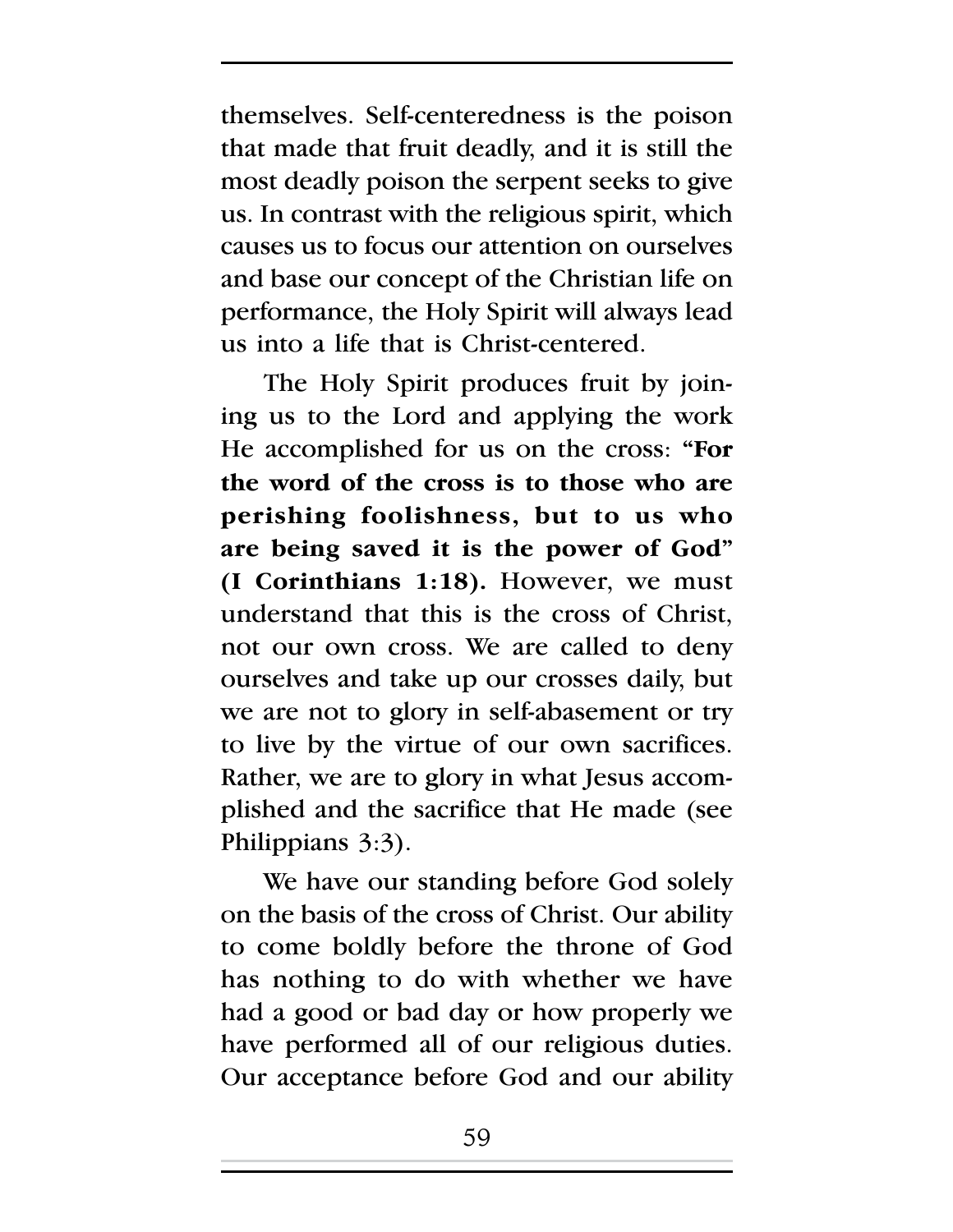themselves. Self-centeredness is the poison that made that fruit deadly, and it is still the most deadly poison the serpent seeks to give us. In contrast with the religious spirit, which causes us to focus our attention on ourselves and base our concept of the Christian life on performance, the Holy Spirit will always lead us into a life that is Christ-centered.

The Holy Spirit produces fruit by joining us to the Lord and applying the work He accomplished for us on the cross: **"For the word of the cross is to those who are perishing foolishness, but to us who are being saved it is the power of God" (I Corinthians 1:18).** However, we must understand that this is the cross of Christ, not our own cross. We are called to deny ourselves and take up our crosses daily, but we are not to glory in self-abasement or try to live by the virtue of our own sacrifices. Rather, we are to glory in what Jesus accomplished and the sacrifice that He made (see Philippians 3:3).

We have our standing before God solely on the basis of the cross of Christ. Our ability to come boldly before the throne of God has nothing to do with whether we have had a good or bad day or how properly we have performed all of our religious duties. Our acceptance before God and our ability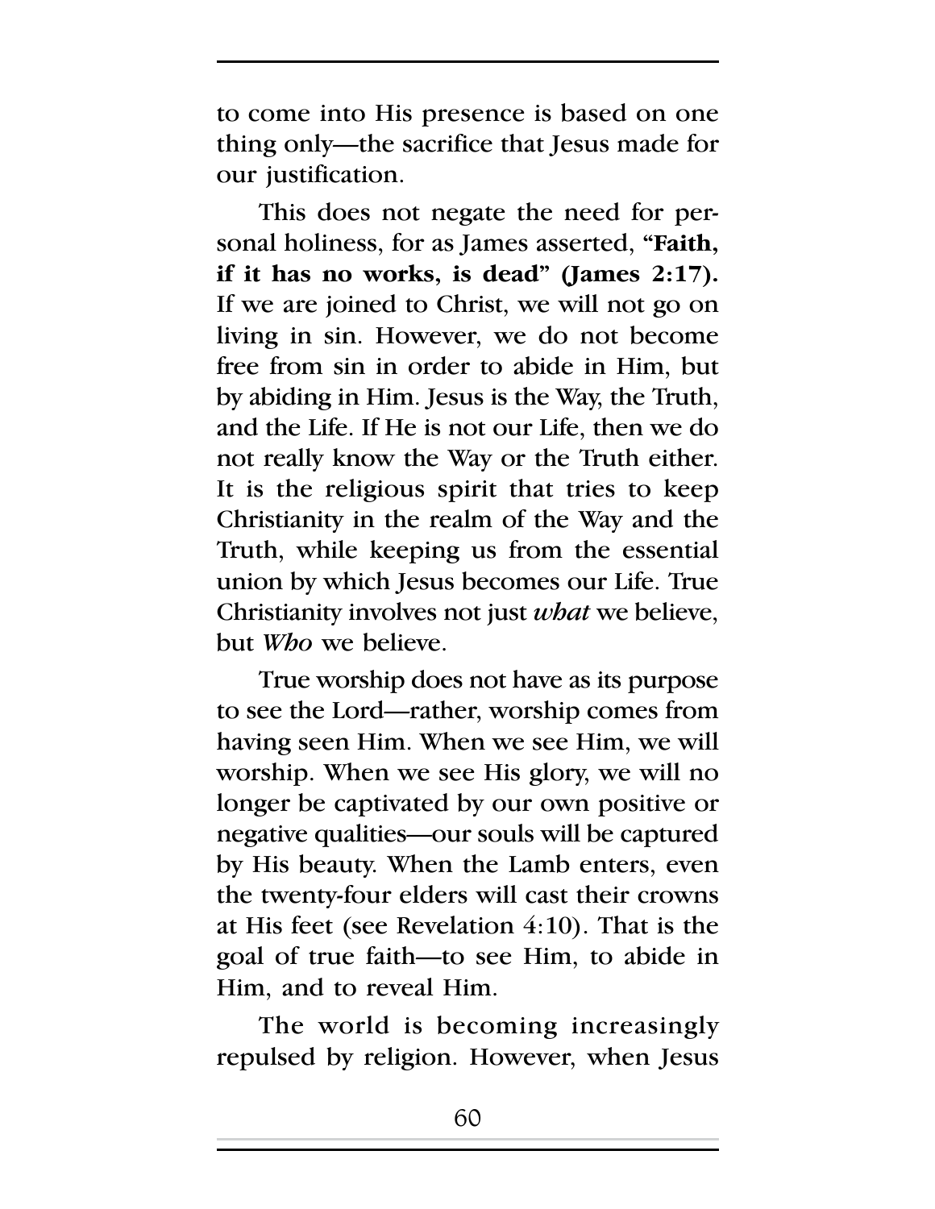to come into His presence is based on one thing only—the sacrifice that Jesus made for our justification.

This does not negate the need for personal holiness, for as James asserted, **"Faith, if it has no works, is dead" (James 2:17).** If we are joined to Christ, we will not go on living in sin. However, we do not become free from sin in order to abide in Him, but by abiding in Him. Jesus is the Way, the Truth, and the Life. If He is not our Life, then we do not really know the Way or the Truth either. It is the religious spirit that tries to keep Christianity in the realm of the Way and the Truth, while keeping us from the essential union by which Jesus becomes our Life. True Christianity involves not just *what* we believe, but *Who* we believe.

True worship does not have as its purpose to see the Lord—rather, worship comes from having seen Him. When we see Him, we will worship. When we see His glory, we will no longer be captivated by our own positive or negative qualities—our souls will be captured by His beauty. When the Lamb enters, even the twenty-four elders will cast their crowns at His feet (see Revelation 4:10). That is the goal of true faith—to see Him, to abide in Him, and to reveal Him.

The world is becoming increasingly repulsed by religion. However, when Jesus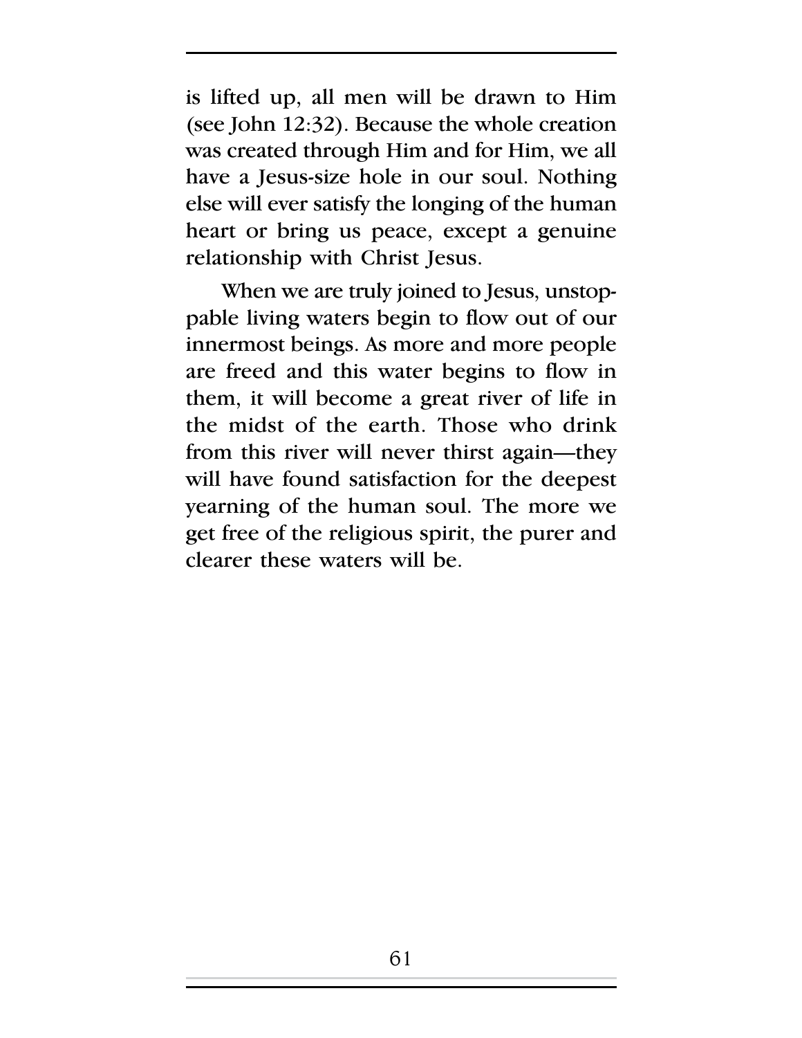is lifted up, all men will be drawn to Him (see John 12:32). Because the whole creation was created through Him and for Him, we all have a Jesus-size hole in our soul. Nothing else will ever satisfy the longing of the human heart or bring us peace, except a genuine relationship with Christ Jesus.

When we are truly joined to Jesus, unstoppable living waters begin to flow out of our innermost beings. As more and more people are freed and this water begins to flow in them, it will become a great river of life in the midst of the earth. Those who drink from this river will never thirst again—they will have found satisfaction for the deepest yearning of the human soul. The more we get free of the religious spirit, the purer and clearer these waters will be.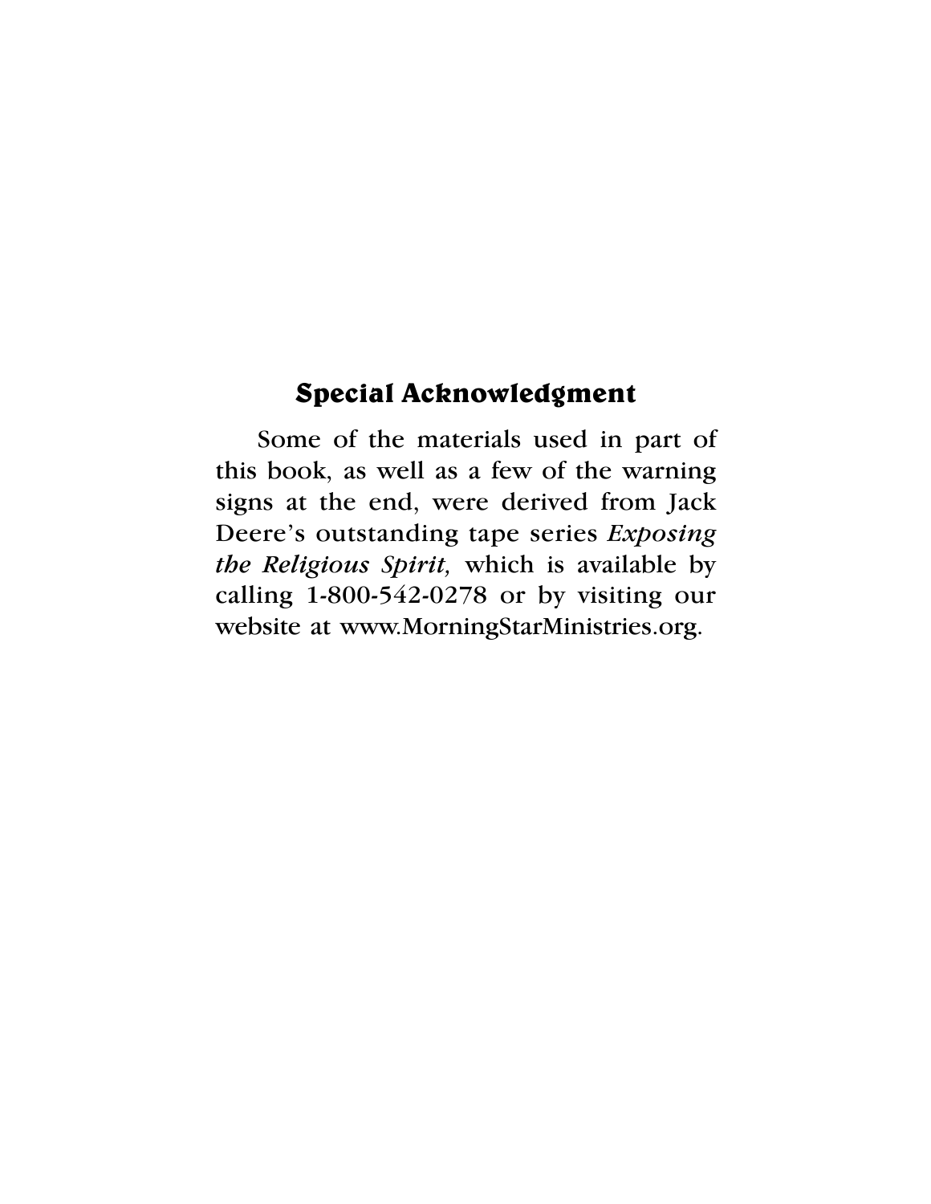## Special Acknowledgment

Some of the materials used in part of this book, as well as a few of the warning signs at the end, were derived from Jack Deere's outstanding tape series *Exposing the Religious Spirit,* which is available by calling 1-800-542-0278 or by visiting our website at www.MorningStarMinistries.org.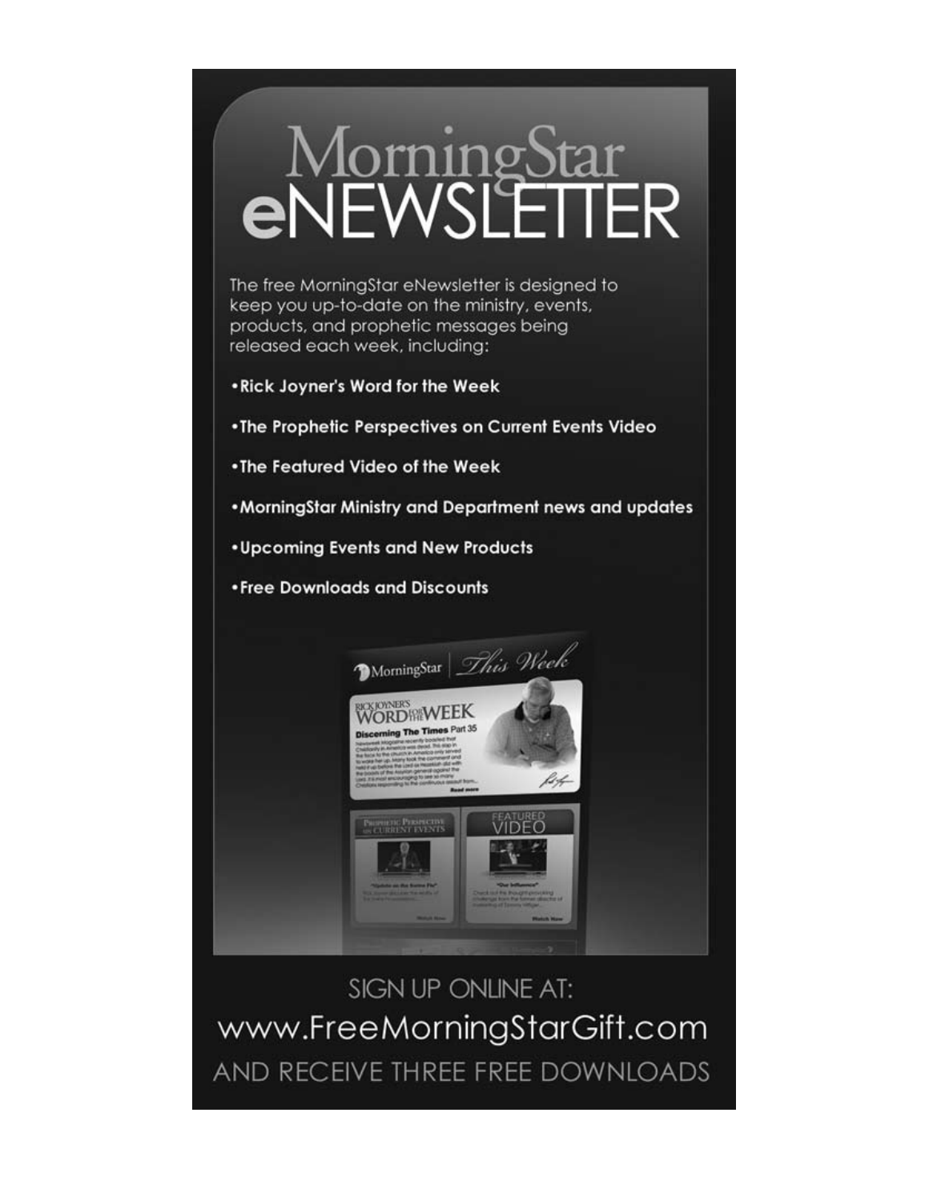# MorningStar eNEWSLETTER

The free MorningStar eNewsletter is designed to keep you up-to-date on the ministry, events, products, and prophetic messages being released each week, including:

- **Rick Joyner's Word for the Week**
- **The Prophetic Perspectives on Current Events Video**
- **The Featured Video of the Week**
- **MorningStar Ministry and Department news and updates**
- **Upcoming Events and New Products**
- **Free Downloads and Discounts**

SIGN UP ONLINE AT:

www.FreeMorningStarGift.com

AND RECEIVE THREE FREE DOWNLOADS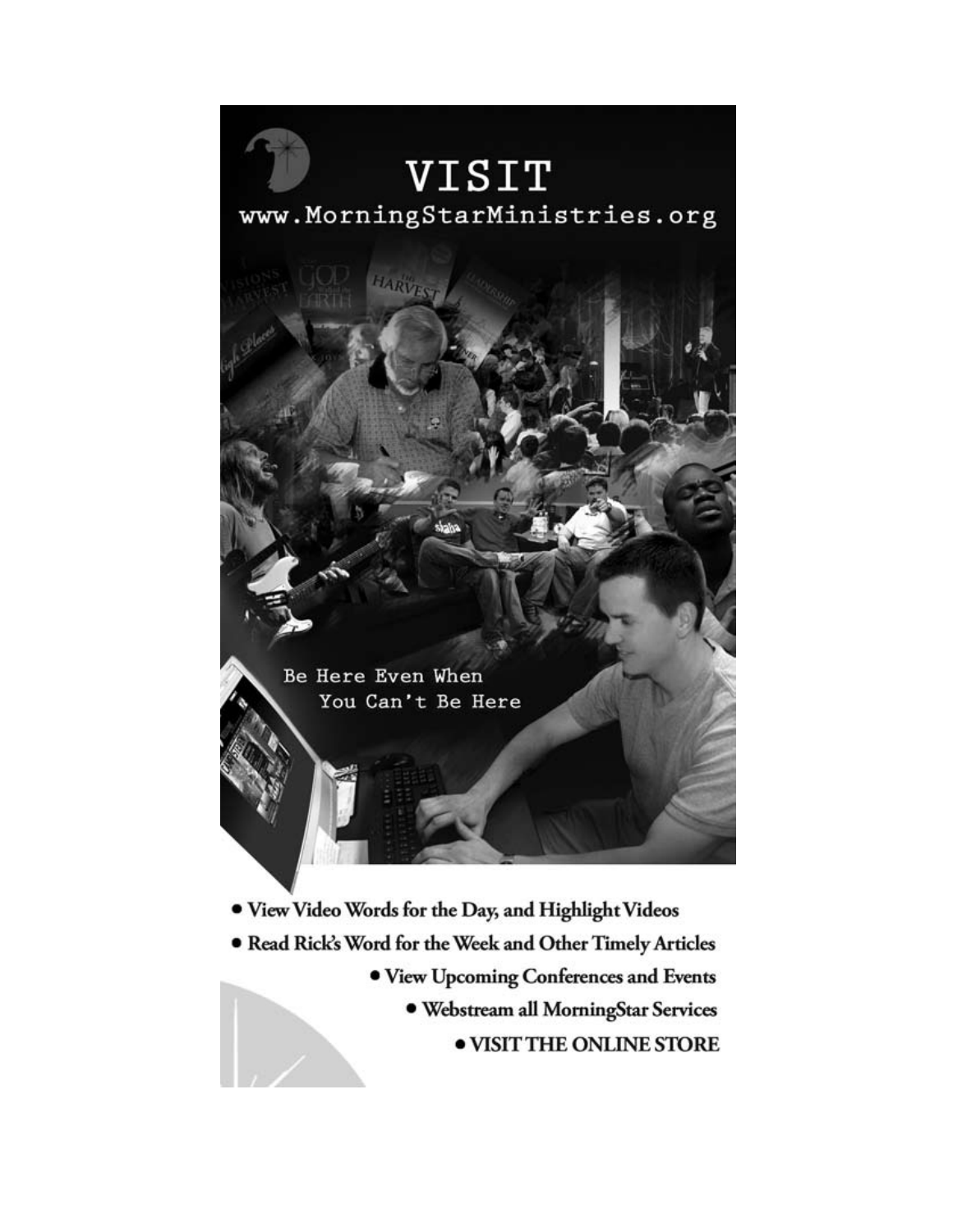# VISIT

## www.MorningStarMinistries.org

Be Here Even When
You Can't Be Here

- View Video Words for the Day, and Highlight Videos
- Read Rick's Word for the Week and Other Timely Articles
- View Upcoming Conferences and Events
- Webstream all MorningStar Services
- VISIT THE ONLINE STORE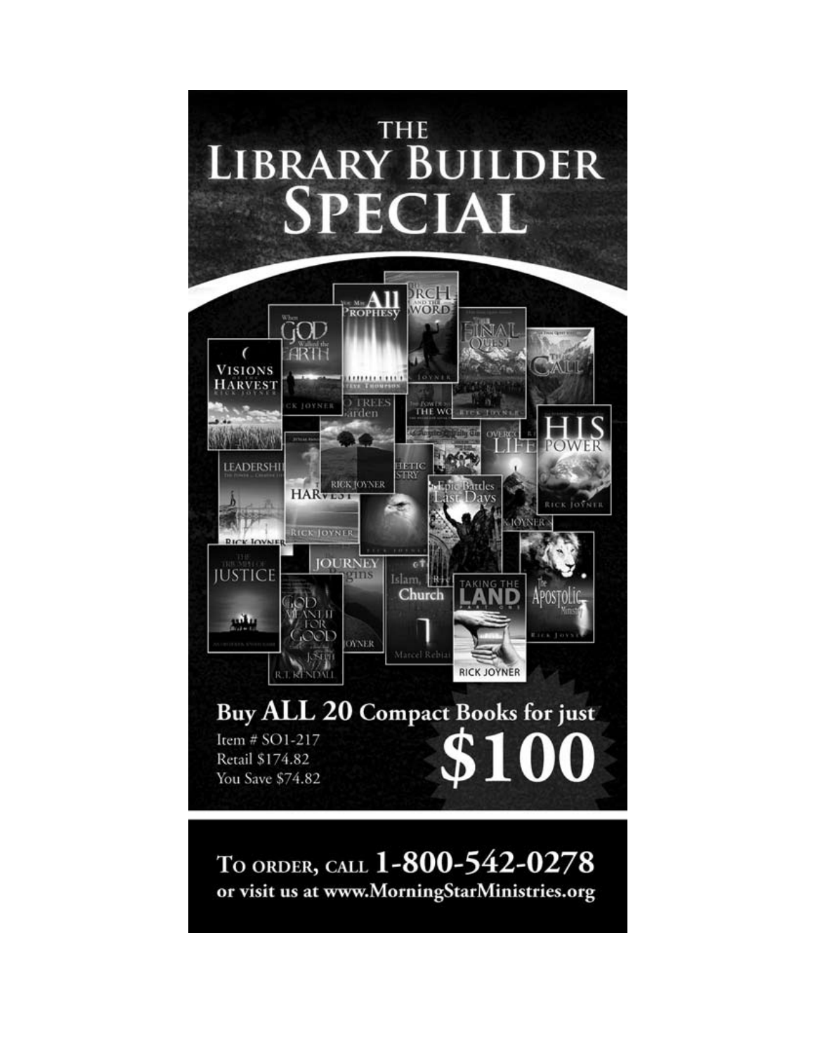# THE LIBRARY BUILDER SPECIAL

**Buy ALL 20 Compact Books for just $100**

Item # SO1-217
Retail $174.82
You Save $74.82

**TO ORDER, CALL 1-800-542-0278**
**or visit us at www.MorningStarMinistries.org**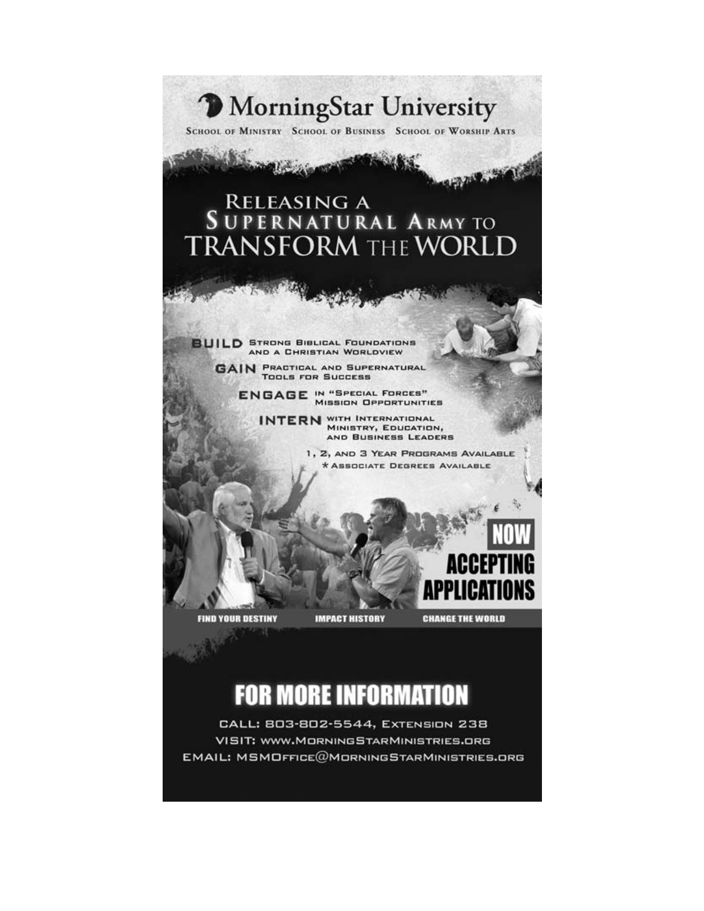# MorningStar University

SCHOOL OF MINISTRY SCHOOL OF BUSINESS SCHOOL OF WORSHIP ARTS

## RELEASING A SUPERNATURAL ARMY TO TRANSFORM THE WORLD

**BUILD** STRONG BIBLICAL FOUNDATIONS AND A CHRISTIAN WORLDVIEW

**GAIN** PRACTICAL AND SUPERNATURAL TOOLS FOR SUCCESS

**ENGAGE** IN "SPECIAL FORCES" MISSION OPPORTUNITIES

**INTERN** WITH INTERNATIONAL MINISTRY, EDUCATION, AND BUSINESS LEADERS

1, 2, AND 3 YEAR PROGRAMS AVAILABLE
*ASSOCIATE DEGREES AVAILABLE

**NOW ACCEPTING APPLICATIONS**

FIND YOUR DESTINY IMPACT HISTORY CHANGE THE WORLD

## FOR MORE INFORMATION

CALL: 803-802-5544, EXTENSION 238
VISIT: WWW.MORNINGSTARMINISTRIES.ORG
EMAIL: MSMOFFICE@MORNINGSTARMINISTRIES.ORG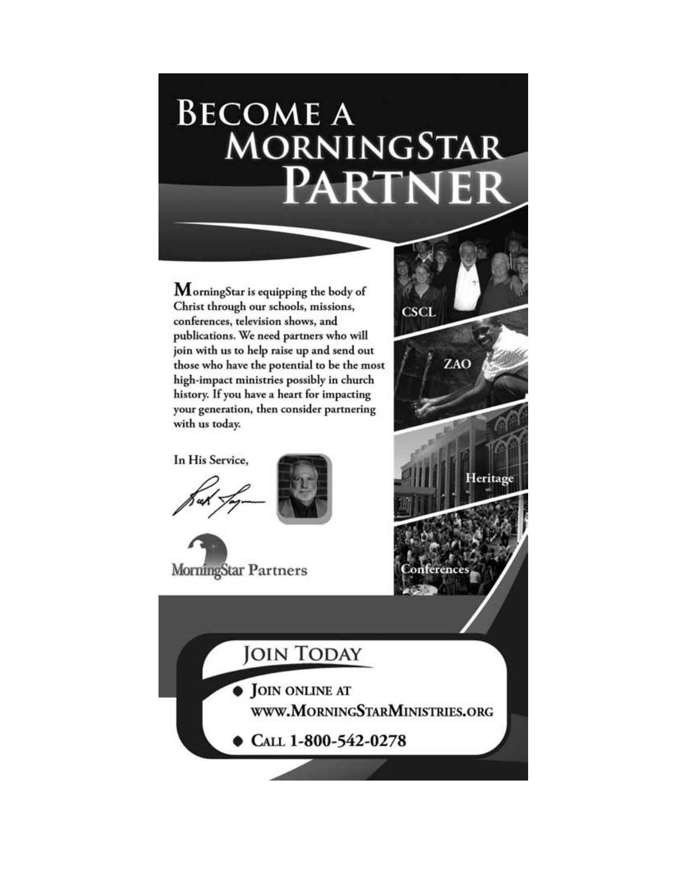# Become a MorningStar Partner

MorningStar is equipping the body of Christ through our schools, missions, conferences, television shows, and publications. We need partners who will join with us to help raise up and send out those who have the potential to be the most high-impact ministries possibly in church history. If you have a heart for impacting your generation, then consider partnering with us today.

In His Service,

MorningStar Partners

CSCL

ZAO

Heritage

Conferences

## Join Today

- Join online at www.MorningStarMinistries.org
- Call 1-800-542-0278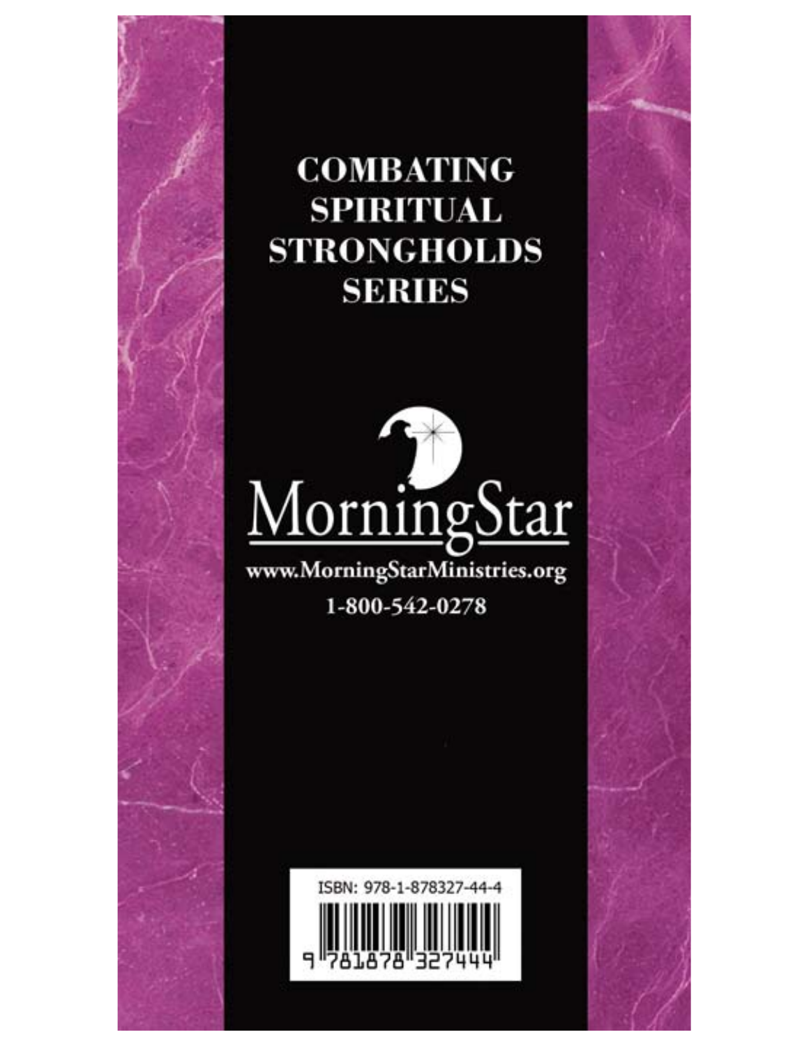# COMBATING SPIRITUAL STRONGHOLDS SERIES

MorningStar

www.MorningStarMinistries.org

1-800-542-0278

ISBN: 978-1-878327-44-4

9 781878 327444